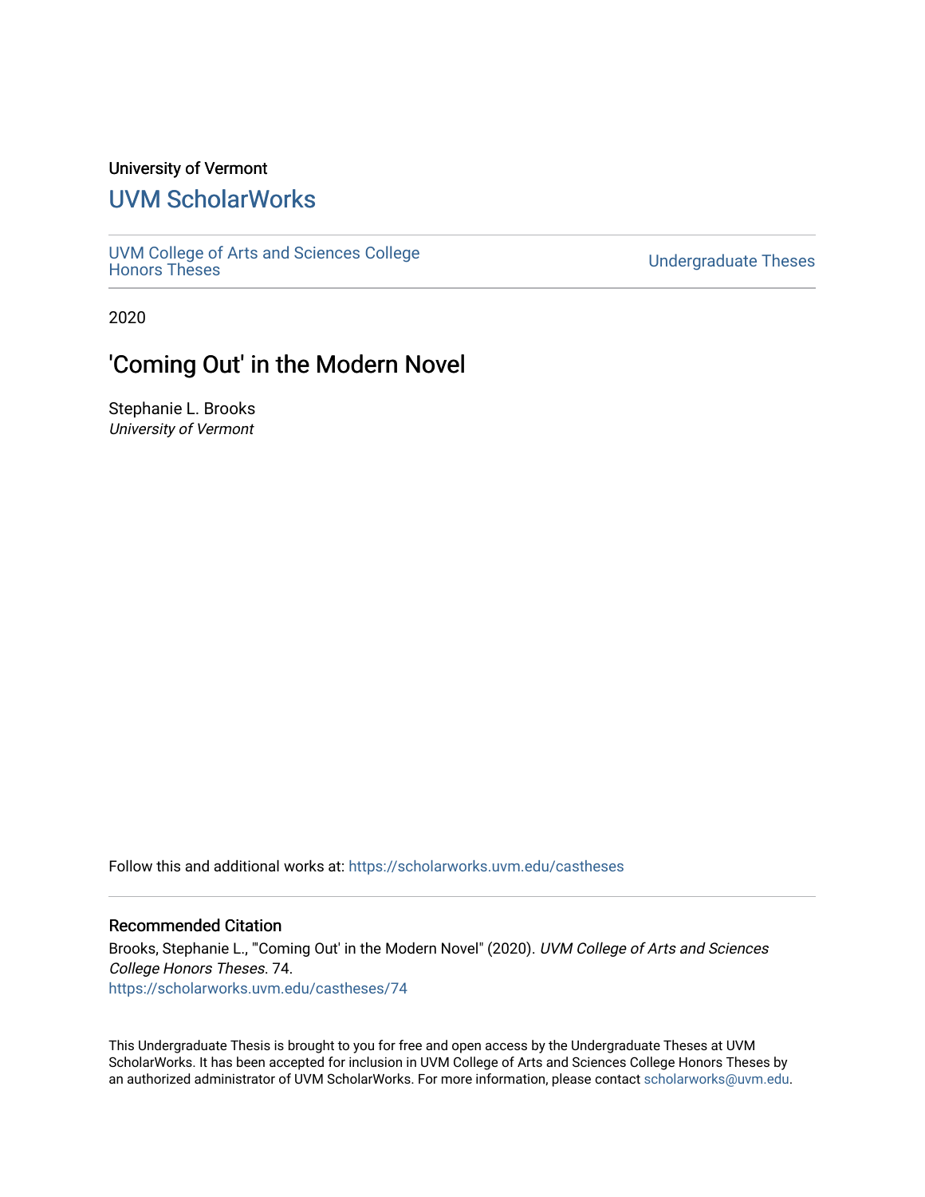University of Vermont

## UVM ScholarWorks

UVM College of Arts and Sciences College Honors Theses

Undergraduate Theses

2020

# 'Coming Out' in the Modern Novel

Stephanie L. Brooks
*University of Vermont*

Follow this and additional works at: https://scholarworks.uvm.edu/castheses

### Recommended Citation

Brooks, Stephanie L., "'Coming Out' in the Modern Novel" (2020). *UVM College of Arts and Sciences College Honors Theses*. 74.
https://scholarworks.uvm.edu/castheses/74

This Undergraduate Thesis is brought to you for free and open access by the Undergraduate Theses at UVM ScholarWorks. It has been accepted for inclusion in UVM College of Arts and Sciences College Honors Theses by an authorized administrator of UVM ScholarWorks. For more information, please contact scholarworks@uvm.edu.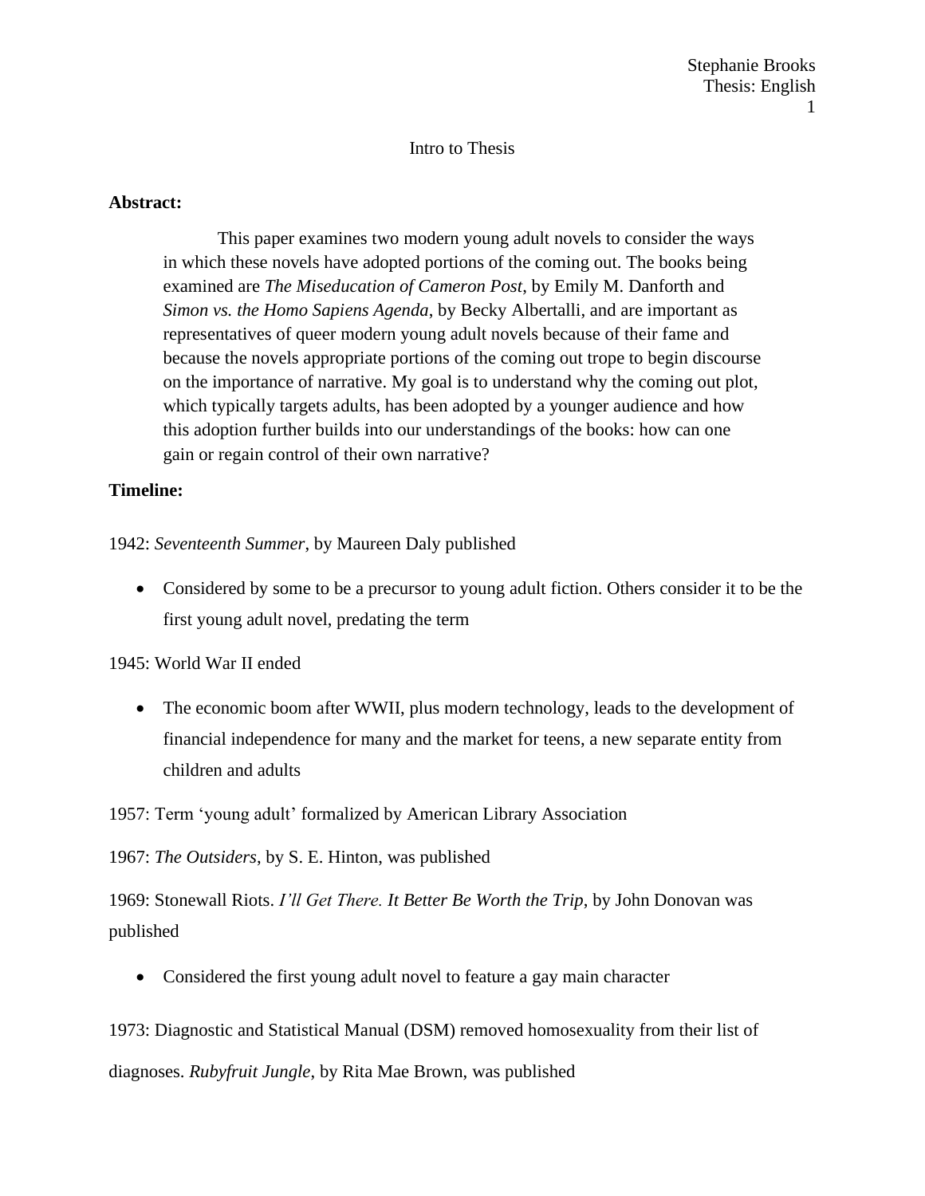Intro to Thesis

**Abstract:**

> This paper examines two modern young adult novels to consider the ways in which these novels have adopted portions of the coming out. The books being examined are *The Miseducation of Cameron Post*, by Emily M. Danforth and *Simon vs. the Homo Sapiens Agenda*, by Becky Albertalli, and are important as representatives of queer modern young adult novels because of their fame and because the novels appropriate portions of the coming out trope to begin discourse on the importance of narrative. My goal is to understand why the coming out plot, which typically targets adults, has been adopted by a younger audience and how this adoption further builds into our understandings of the books: how can one gain or regain control of their own narrative?

**Timeline:**

1942: *Seventeenth Summer*, by Maureen Daly published

- Considered by some to be a precursor to young adult fiction. Others consider it to be the first young adult novel, predating the term

1945: World War II ended

- The economic boom after WWII, plus modern technology, leads to the development of financial independence for many and the market for teens, a new separate entity from children and adults

1957: Term 'young adult' formalized by American Library Association

1967: *The Outsiders*, by S. E. Hinton, was published

1969: Stonewall Riots. *I'll Get There. It Better Be Worth the Trip*, by John Donovan was published

- Considered the first young adult novel to feature a gay main character

1973: Diagnostic and Statistical Manual (DSM) removed homosexuality from their list of diagnoses. *Rubyfruit Jungle*, by Rita Mae Brown, was published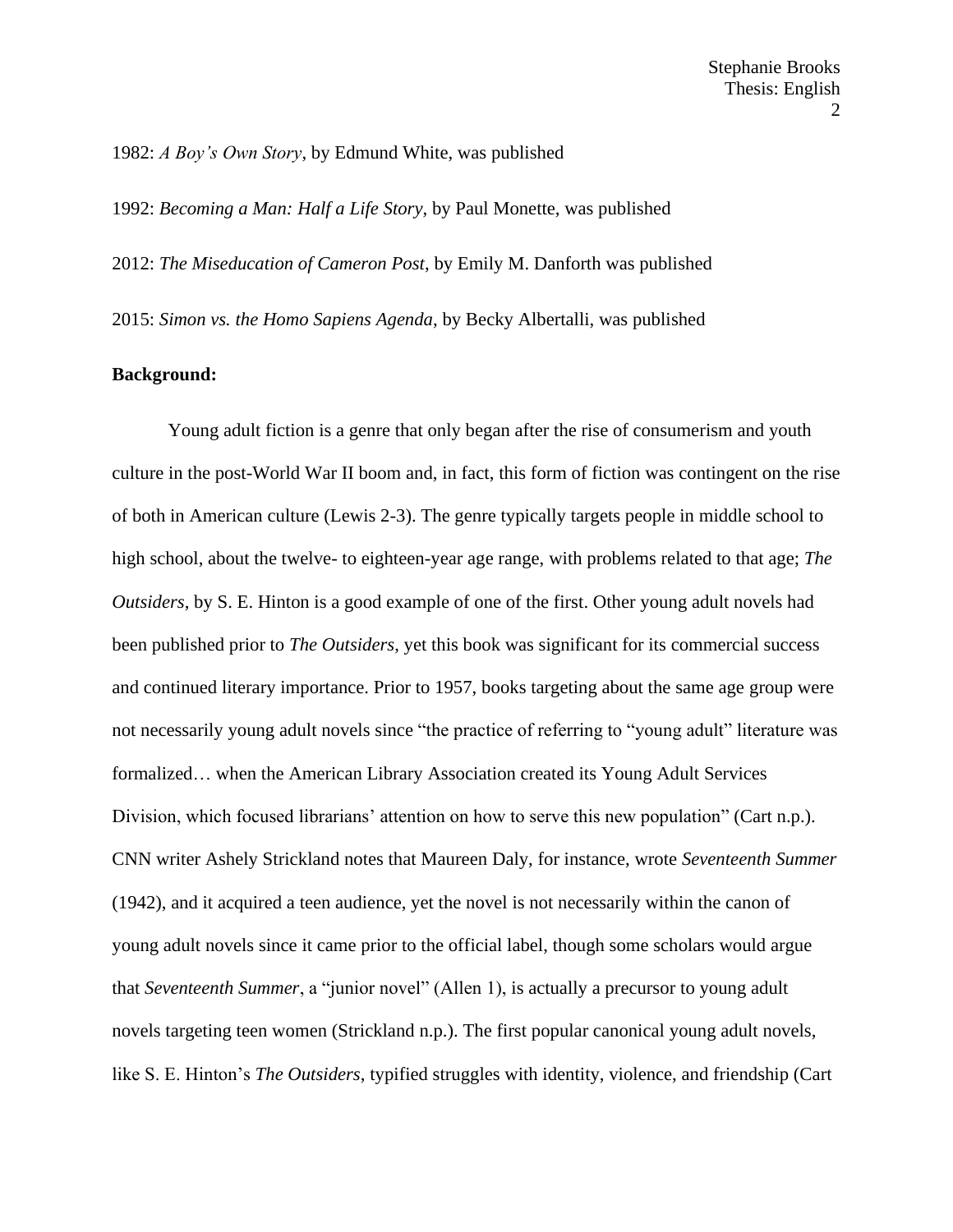1982: *A Boy's Own Story*, by Edmund White, was published

1992: *Becoming a Man: Half a Life Story*, by Paul Monette, was published

2012: *The Miseducation of Cameron Post,* by Emily M. Danforth was published

2015: *Simon vs. the Homo Sapiens Agenda*, by Becky Albertalli, was published

**Background:**

Young adult fiction is a genre that only began after the rise of consumerism and youth culture in the post-World War II boom and, in fact, this form of fiction was contingent on the rise of both in American culture (Lewis 2-3). The genre typically targets people in middle school to high school, about the twelve- to eighteen-year age range, with problems related to that age; *The Outsiders*, by S. E. Hinton is a good example of one of the first. Other young adult novels had been published prior to *The Outsiders*, yet this book was significant for its commercial success and continued literary importance. Prior to 1957, books targeting about the same age group were not necessarily young adult novels since "the practice of referring to "young adult" literature was formalized… when the American Library Association created its Young Adult Services Division, which focused librarians' attention on how to serve this new population" (Cart n.p.). CNN writer Ashely Strickland notes that Maureen Daly, for instance, wrote *Seventeenth Summer* (1942), and it acquired a teen audience, yet the novel is not necessarily within the canon of young adult novels since it came prior to the official label, though some scholars would argue that *Seventeenth Summer*, a "junior novel" (Allen 1), is actually a precursor to young adult novels targeting teen women (Strickland n.p.). The first popular canonical young adult novels, like S. E. Hinton's *The Outsiders*, typified struggles with identity, violence, and friendship (Cart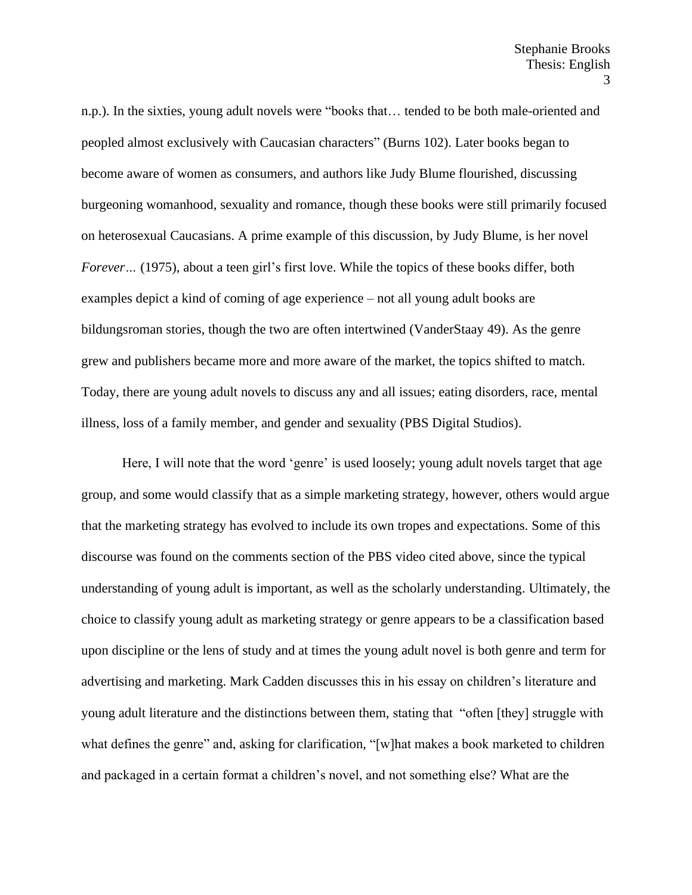n.p.). In the sixties, young adult novels were "books that… tended to be both male-oriented and peopled almost exclusively with Caucasian characters" (Burns 102). Later books began to become aware of women as consumers, and authors like Judy Blume flourished, discussing burgeoning womanhood, sexuality and romance, though these books were still primarily focused on heterosexual Caucasians. A prime example of this discussion, by Judy Blume, is her novel *Forever…* (1975), about a teen girl's first love. While the topics of these books differ, both examples depict a kind of coming of age experience – not all young adult books are bildungsroman stories, though the two are often intertwined (VanderStaay 49). As the genre grew and publishers became more and more aware of the market, the topics shifted to match. Today, there are young adult novels to discuss any and all issues; eating disorders, race, mental illness, loss of a family member, and gender and sexuality (PBS Digital Studios).

Here, I will note that the word 'genre' is used loosely; young adult novels target that age group, and some would classify that as a simple marketing strategy, however, others would argue that the marketing strategy has evolved to include its own tropes and expectations. Some of this discourse was found on the comments section of the PBS video cited above, since the typical understanding of young adult is important, as well as the scholarly understanding. Ultimately, the choice to classify young adult as marketing strategy or genre appears to be a classification based upon discipline or the lens of study and at times the young adult novel is both genre and term for advertising and marketing. Mark Cadden discusses this in his essay on children's literature and young adult literature and the distinctions between them, stating that "often [they] struggle with what defines the genre" and, asking for clarification, "[w]hat makes a book marketed to children and packaged in a certain format a children's novel, and not something else? What are the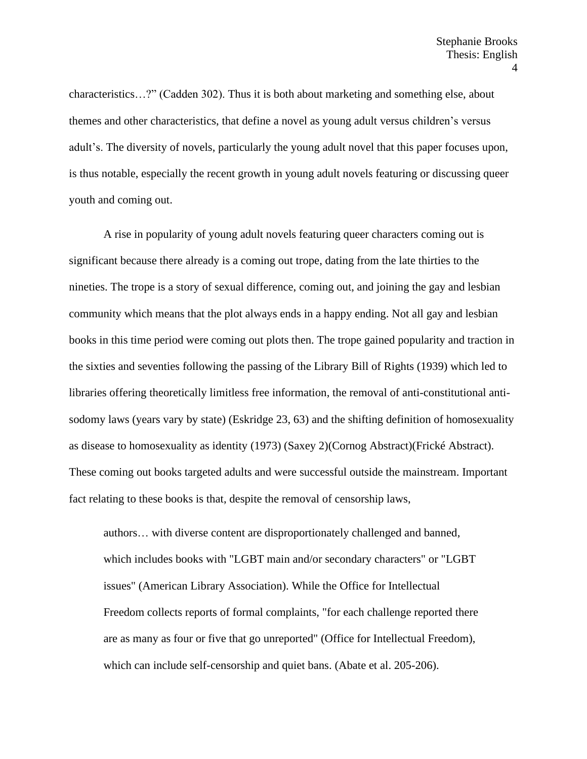characteristics…?" (Cadden 302). Thus it is both about marketing and something else, about themes and other characteristics, that define a novel as young adult versus children's versus adult's. The diversity of novels, particularly the young adult novel that this paper focuses upon, is thus notable, especially the recent growth in young adult novels featuring or discussing queer youth and coming out.

A rise in popularity of young adult novels featuring queer characters coming out is significant because there already is a coming out trope, dating from the late thirties to the nineties. The trope is a story of sexual difference, coming out, and joining the gay and lesbian community which means that the plot always ends in a happy ending. Not all gay and lesbian books in this time period were coming out plots then. The trope gained popularity and traction in the sixties and seventies following the passing of the Library Bill of Rights (1939) which led to libraries offering theoretically limitless free information, the removal of anti-constitutional anti-sodomy laws (years vary by state) (Eskridge 23, 63) and the shifting definition of homosexuality as disease to homosexuality as identity (1973) (Saxey 2)(Cornog Abstract)(Frické Abstract). These coming out books targeted adults and were successful outside the mainstream. Important fact relating to these books is that, despite the removal of censorship laws,

> authors… with diverse content are disproportionately challenged and banned, which includes books with "LGBT main and/or secondary characters" or "LGBT issues" (American Library Association). While the Office for Intellectual Freedom collects reports of formal complaints, "for each challenge reported there are as many as four or five that go unreported" (Office for Intellectual Freedom), which can include self-censorship and quiet bans. (Abate et al. 205-206).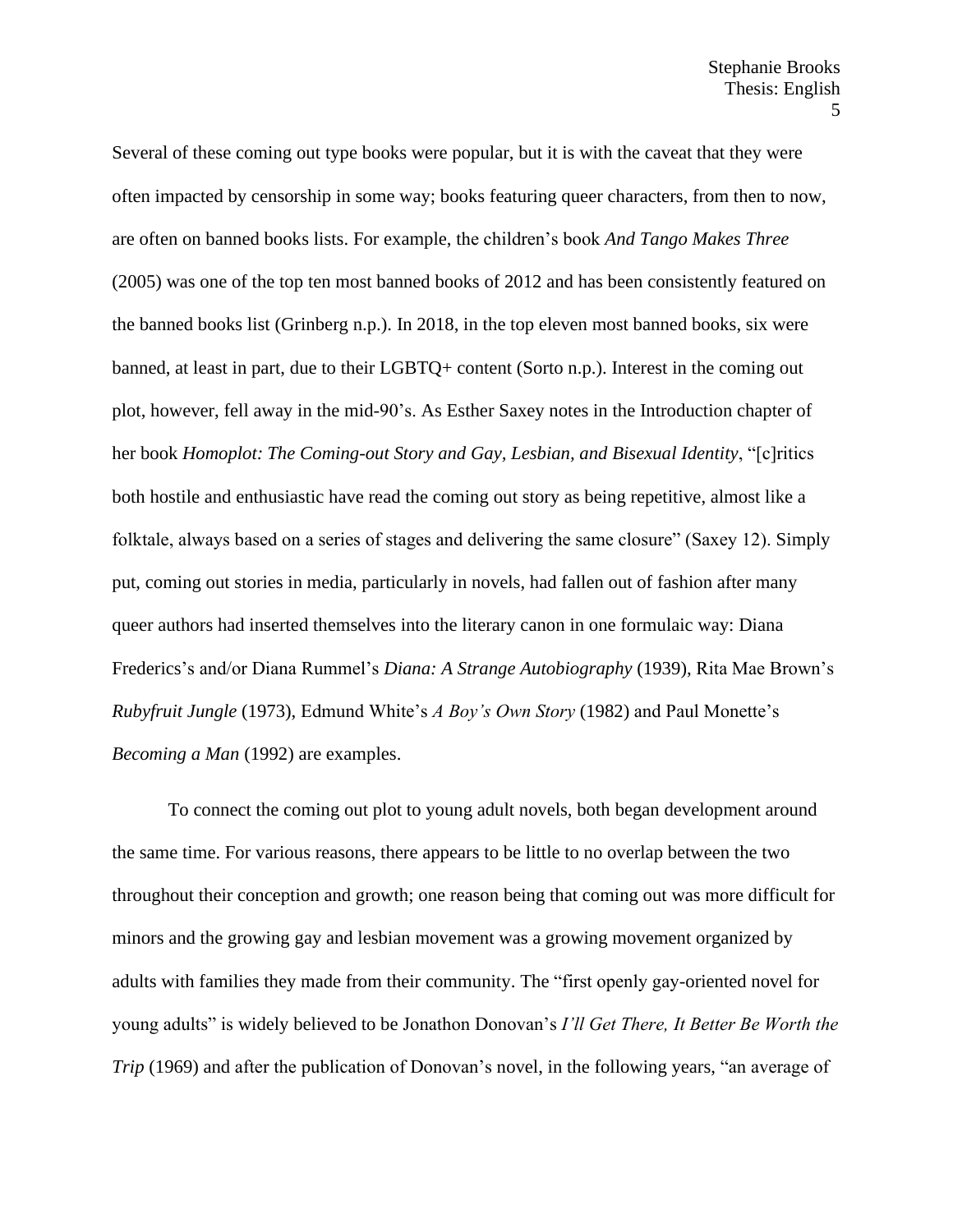Several of these coming out type books were popular, but it is with the caveat that they were often impacted by censorship in some way; books featuring queer characters, from then to now, are often on banned books lists. For example, the children's book *And Tango Makes Three* (2005) was one of the top ten most banned books of 2012 and has been consistently featured on the banned books list (Grinberg n.p.). In 2018, in the top eleven most banned books, six were banned, at least in part, due to their LGBTQ+ content (Sorto n.p.). Interest in the coming out plot, however, fell away in the mid-90's. As Esther Saxey notes in the Introduction chapter of her book *Homoplot: The Coming-out Story and Gay, Lesbian, and Bisexual Identity*, "[c]ritics both hostile and enthusiastic have read the coming out story as being repetitive, almost like a folktale, always based on a series of stages and delivering the same closure" (Saxey 12). Simply put, coming out stories in media, particularly in novels, had fallen out of fashion after many queer authors had inserted themselves into the literary canon in one formulaic way: Diana Frederics's and/or Diana Rummel's *Diana: A Strange Autobiography* (1939), Rita Mae Brown's *Rubyfruit Jungle* (1973), Edmund White's *A Boy's Own Story* (1982) and Paul Monette's *Becoming a Man* (1992) are examples.

To connect the coming out plot to young adult novels, both began development around the same time. For various reasons, there appears to be little to no overlap between the two throughout their conception and growth; one reason being that coming out was more difficult for minors and the growing gay and lesbian movement was a growing movement organized by adults with families they made from their community. The "first openly gay-oriented novel for young adults" is widely believed to be Jonathon Donovan's *I'll Get There, It Better Be Worth the Trip* (1969) and after the publication of Donovan's novel, in the following years, "an average of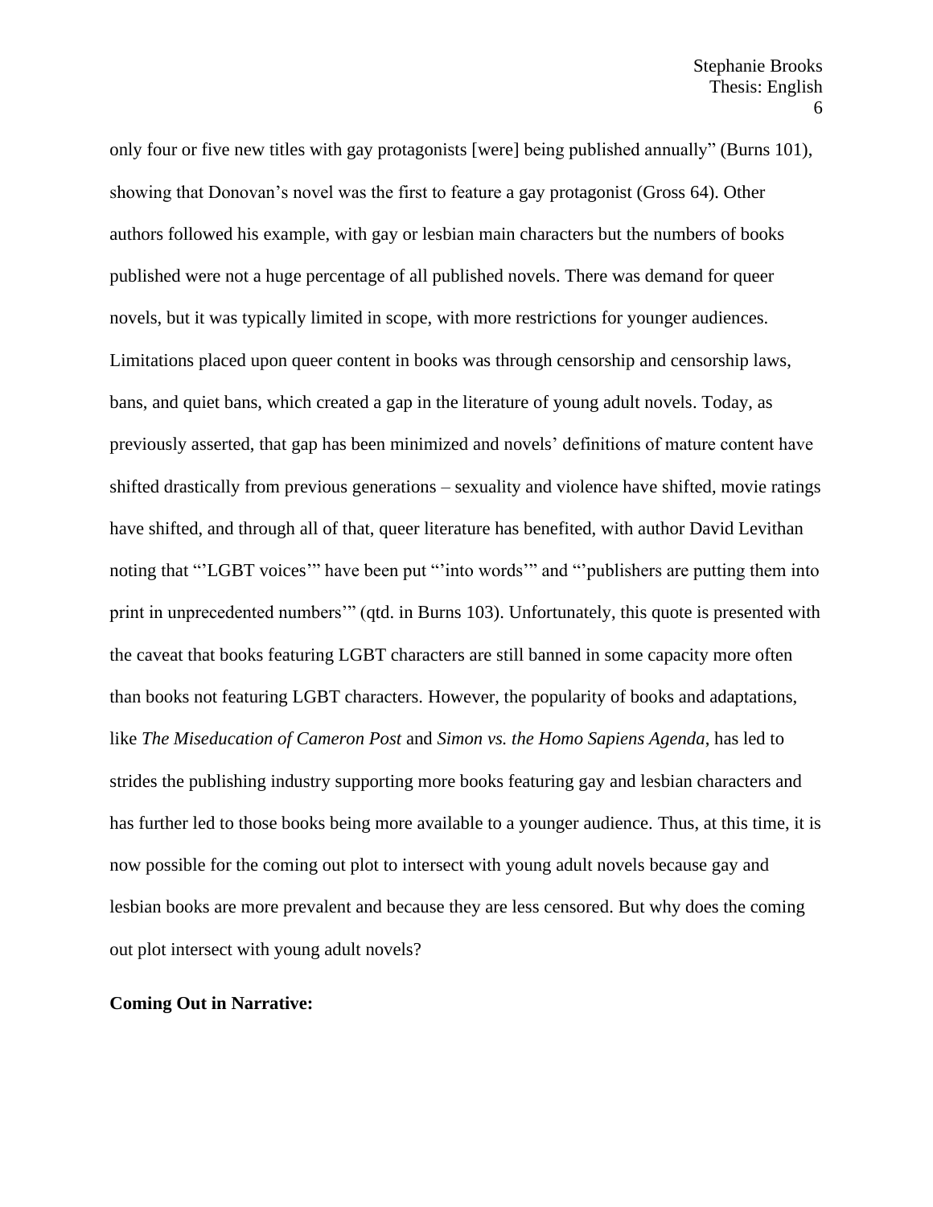only four or five new titles with gay protagonists [were] being published annually" (Burns 101), showing that Donovan's novel was the first to feature a gay protagonist (Gross 64). Other authors followed his example, with gay or lesbian main characters but the numbers of books published were not a huge percentage of all published novels. There was demand for queer novels, but it was typically limited in scope, with more restrictions for younger audiences. Limitations placed upon queer content in books was through censorship and censorship laws, bans, and quiet bans, which created a gap in the literature of young adult novels. Today, as previously asserted, that gap has been minimized and novels' definitions of mature content have shifted drastically from previous generations – sexuality and violence have shifted, movie ratings have shifted, and through all of that, queer literature has benefited, with author David Levithan noting that "'LGBT voices'" have been put "'into words'" and "'publishers are putting them into print in unprecedented numbers'" (qtd. in Burns 103). Unfortunately, this quote is presented with the caveat that books featuring LGBT characters are still banned in some capacity more often than books not featuring LGBT characters. However, the popularity of books and adaptations, like *The Miseducation of Cameron Post* and *Simon vs. the Homo Sapiens Agenda*, has led to strides the publishing industry supporting more books featuring gay and lesbian characters and has further led to those books being more available to a younger audience. Thus, at this time, it is now possible for the coming out plot to intersect with young adult novels because gay and lesbian books are more prevalent and because they are less censored. But why does the coming out plot intersect with young adult novels?

**Coming Out in Narrative:**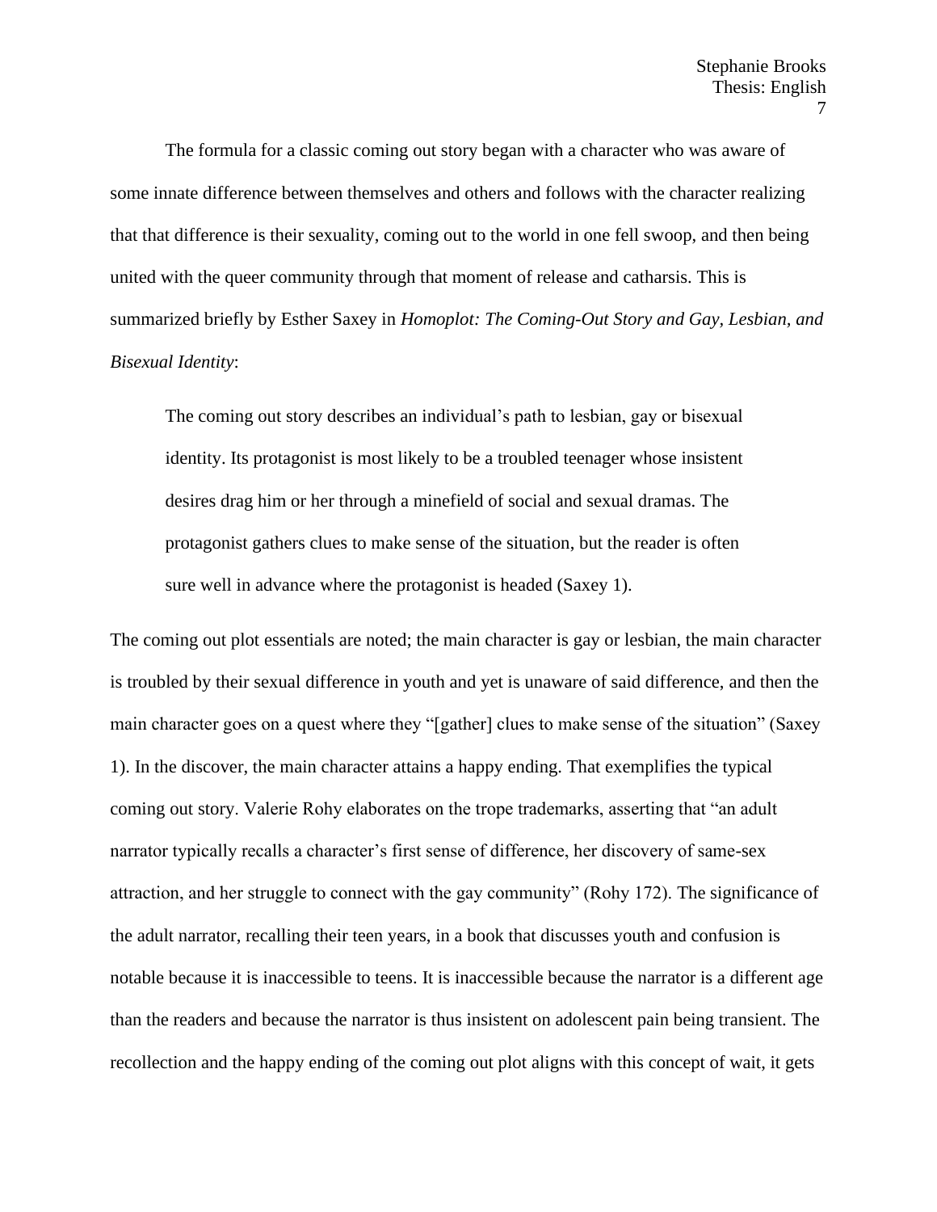The formula for a classic coming out story began with a character who was aware of some innate difference between themselves and others and follows with the character realizing that that difference is their sexuality, coming out to the world in one fell swoop, and then being united with the queer community through that moment of release and catharsis. This is summarized briefly by Esther Saxey in *Homoplot: The Coming-Out Story and Gay, Lesbian, and Bisexual Identity*:

> The coming out story describes an individual's path to lesbian, gay or bisexual identity. Its protagonist is most likely to be a troubled teenager whose insistent desires drag him or her through a minefield of social and sexual dramas. The protagonist gathers clues to make sense of the situation, but the reader is often sure well in advance where the protagonist is headed (Saxey 1).

The coming out plot essentials are noted; the main character is gay or lesbian, the main character is troubled by their sexual difference in youth and yet is unaware of said difference, and then the main character goes on a quest where they "[gather] clues to make sense of the situation" (Saxey 1). In the discover, the main character attains a happy ending. That exemplifies the typical coming out story. Valerie Rohy elaborates on the trope trademarks, asserting that "an adult narrator typically recalls a character's first sense of difference, her discovery of same-sex attraction, and her struggle to connect with the gay community" (Rohy 172). The significance of the adult narrator, recalling their teen years, in a book that discusses youth and confusion is notable because it is inaccessible to teens. It is inaccessible because the narrator is a different age than the readers and because the narrator is thus insistent on adolescent pain being transient. The recollection and the happy ending of the coming out plot aligns with this concept of wait, it gets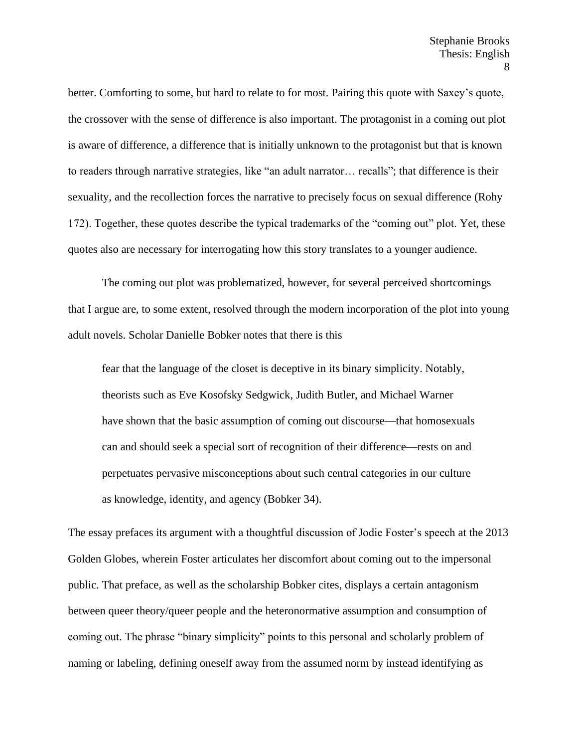better. Comforting to some, but hard to relate to for most. Pairing this quote with Saxey's quote, the crossover with the sense of difference is also important. The protagonist in a coming out plot is aware of difference, a difference that is initially unknown to the protagonist but that is known to readers through narrative strategies, like "an adult narrator… recalls"; that difference is their sexuality, and the recollection forces the narrative to precisely focus on sexual difference (Rohy 172). Together, these quotes describe the typical trademarks of the "coming out" plot. Yet, these quotes also are necessary for interrogating how this story translates to a younger audience.

The coming out plot was problematized, however, for several perceived shortcomings that I argue are, to some extent, resolved through the modern incorporation of the plot into young adult novels. Scholar Danielle Bobker notes that there is this

> fear that the language of the closet is deceptive in its binary simplicity. Notably, theorists such as Eve Kosofsky Sedgwick, Judith Butler, and Michael Warner have shown that the basic assumption of coming out discourse—that homosexuals can and should seek a special sort of recognition of their difference—rests on and perpetuates pervasive misconceptions about such central categories in our culture as knowledge, identity, and agency (Bobker 34).

The essay prefaces its argument with a thoughtful discussion of Jodie Foster's speech at the 2013 Golden Globes, wherein Foster articulates her discomfort about coming out to the impersonal public. That preface, as well as the scholarship Bobker cites, displays a certain antagonism between queer theory/queer people and the heteronormative assumption and consumption of coming out. The phrase "binary simplicity" points to this personal and scholarly problem of naming or labeling, defining oneself away from the assumed norm by instead identifying as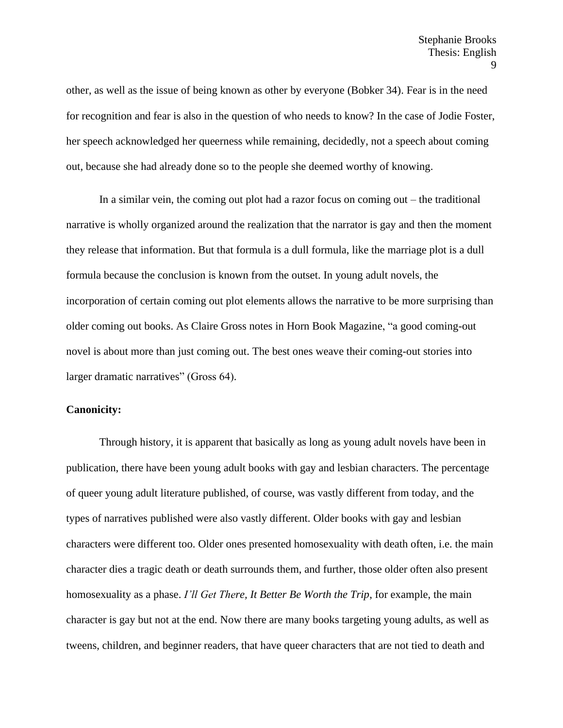other, as well as the issue of being known as other by everyone (Bobker 34). Fear is in the need for recognition and fear is also in the question of who needs to know? In the case of Jodie Foster, her speech acknowledged her queerness while remaining, decidedly, not a speech about coming out, because she had already done so to the people she deemed worthy of knowing.

In a similar vein, the coming out plot had a razor focus on coming out – the traditional narrative is wholly organized around the realization that the narrator is gay and then the moment they release that information. But that formula is a dull formula, like the marriage plot is a dull formula because the conclusion is known from the outset. In young adult novels, the incorporation of certain coming out plot elements allows the narrative to be more surprising than older coming out books. As Claire Gross notes in Horn Book Magazine, "a good coming-out novel is about more than just coming out. The best ones weave their coming-out stories into larger dramatic narratives" (Gross 64).

**Canonicity:**

Through history, it is apparent that basically as long as young adult novels have been in publication, there have been young adult books with gay and lesbian characters. The percentage of queer young adult literature published, of course, was vastly different from today, and the types of narratives published were also vastly different. Older books with gay and lesbian characters were different too. Older ones presented homosexuality with death often, i.e. the main character dies a tragic death or death surrounds them, and further, those older often also present homosexuality as a phase. *I'll Get There, It Better Be Worth the Trip*, for example, the main character is gay but not at the end. Now there are many books targeting young adults, as well as tweens, children, and beginner readers, that have queer characters that are not tied to death and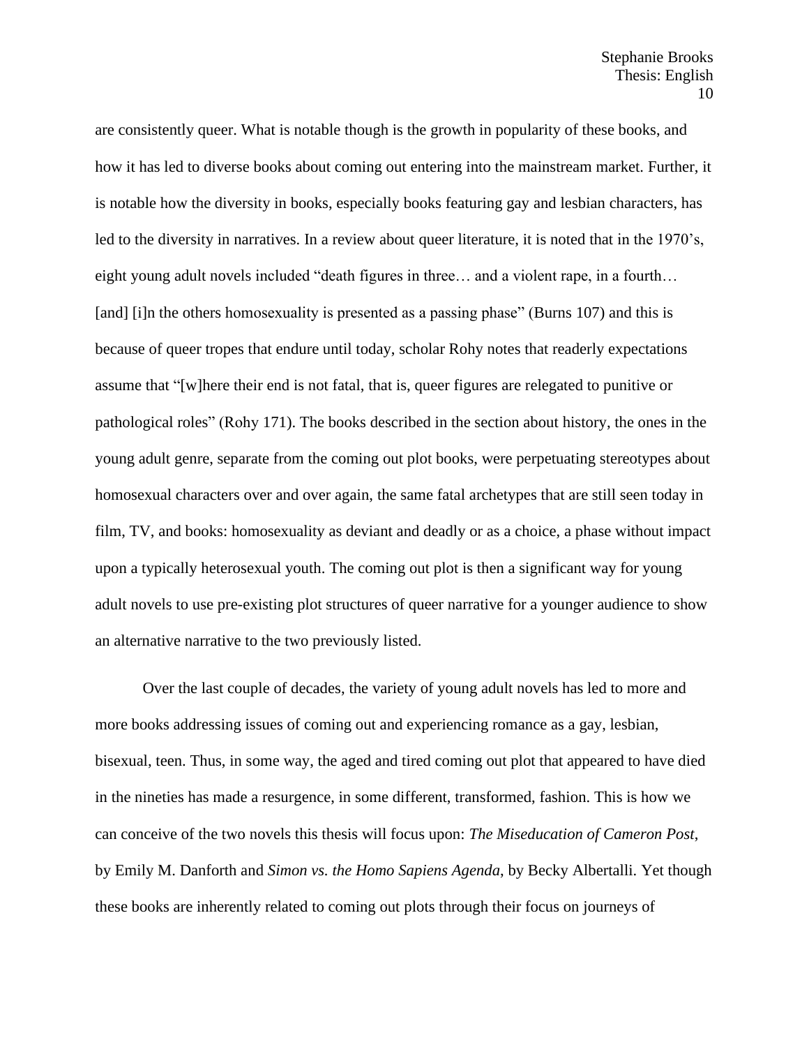are consistently queer. What is notable though is the growth in popularity of these books, and how it has led to diverse books about coming out entering into the mainstream market. Further, it is notable how the diversity in books, especially books featuring gay and lesbian characters, has led to the diversity in narratives. In a review about queer literature, it is noted that in the 1970's, eight young adult novels included "death figures in three… and a violent rape, in a fourth… [and] [i]n the others homosexuality is presented as a passing phase" (Burns 107) and this is because of queer tropes that endure until today, scholar Rohy notes that readerly expectations assume that "[w]here their end is not fatal, that is, queer figures are relegated to punitive or pathological roles" (Rohy 171). The books described in the section about history, the ones in the young adult genre, separate from the coming out plot books, were perpetuating stereotypes about homosexual characters over and over again, the same fatal archetypes that are still seen today in film, TV, and books: homosexuality as deviant and deadly or as a choice, a phase without impact upon a typically heterosexual youth. The coming out plot is then a significant way for young adult novels to use pre-existing plot structures of queer narrative for a younger audience to show an alternative narrative to the two previously listed.

Over the last couple of decades, the variety of young adult novels has led to more and more books addressing issues of coming out and experiencing romance as a gay, lesbian, bisexual, teen. Thus, in some way, the aged and tired coming out plot that appeared to have died in the nineties has made a resurgence, in some different, transformed, fashion. This is how we can conceive of the two novels this thesis will focus upon: *The Miseducation of Cameron Post*, by Emily M. Danforth and *Simon vs. the Homo Sapiens Agenda*, by Becky Albertalli. Yet though these books are inherently related to coming out plots through their focus on journeys of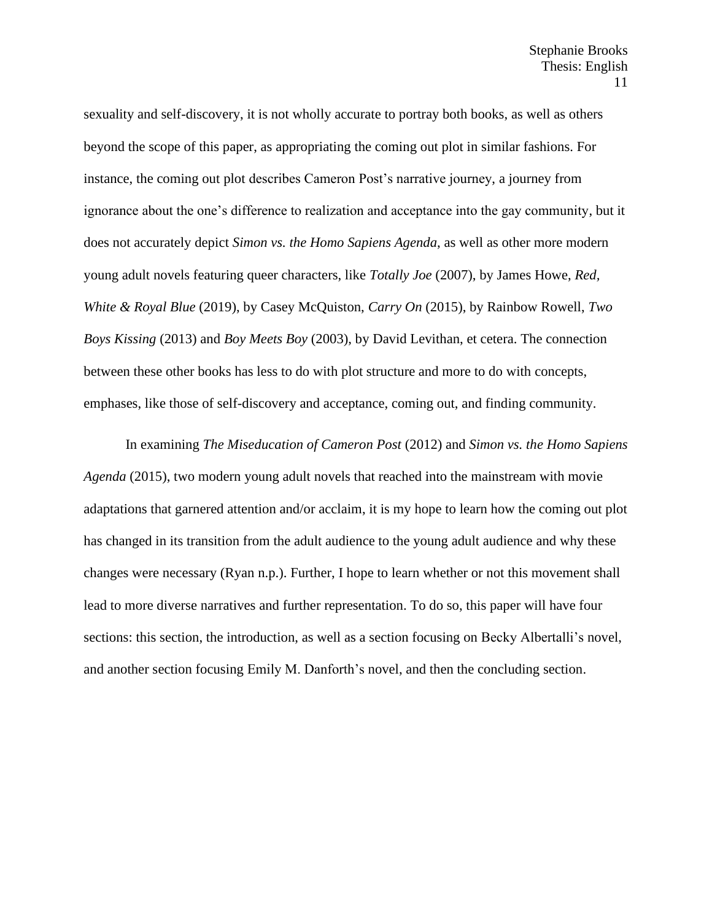sexuality and self-discovery, it is not wholly accurate to portray both books, as well as others beyond the scope of this paper, as appropriating the coming out plot in similar fashions. For instance, the coming out plot describes Cameron Post's narrative journey, a journey from ignorance about the one's difference to realization and acceptance into the gay community, but it does not accurately depict *Simon vs. the Homo Sapiens Agenda*, as well as other more modern young adult novels featuring queer characters, like *Totally Joe* (2007), by James Howe, *Red, White & Royal Blue* (2019), by Casey McQuiston, *Carry On* (2015), by Rainbow Rowell, *Two Boys Kissing* (2013) and *Boy Meets Boy* (2003), by David Levithan, et cetera. The connection between these other books has less to do with plot structure and more to do with concepts, emphases, like those of self-discovery and acceptance, coming out, and finding community.

In examining *The Miseducation of Cameron Post* (2012) and *Simon vs. the Homo Sapiens Agenda* (2015), two modern young adult novels that reached into the mainstream with movie adaptations that garnered attention and/or acclaim, it is my hope to learn how the coming out plot has changed in its transition from the adult audience to the young adult audience and why these changes were necessary (Ryan n.p.). Further, I hope to learn whether or not this movement shall lead to more diverse narratives and further representation. To do so, this paper will have four sections: this section, the introduction, as well as a section focusing on Becky Albertalli's novel, and another section focusing Emily M. Danforth's novel, and then the concluding section.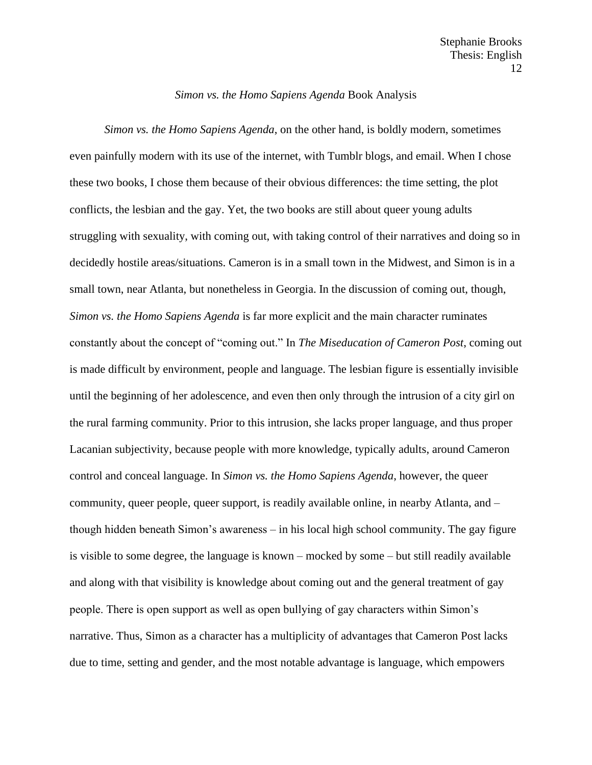*Simon vs. the Homo Sapiens Agenda* Book Analysis

*Simon vs. the Homo Sapiens Agenda*, on the other hand, is boldly modern, sometimes even painfully modern with its use of the internet, with Tumblr blogs, and email. When I chose these two books, I chose them because of their obvious differences: the time setting, the plot conflicts, the lesbian and the gay. Yet, the two books are still about queer young adults struggling with sexuality, with coming out, with taking control of their narratives and doing so in decidedly hostile areas/situations. Cameron is in a small town in the Midwest, and Simon is in a small town, near Atlanta, but nonetheless in Georgia. In the discussion of coming out, though, *Simon vs. the Homo Sapiens Agenda* is far more explicit and the main character ruminates constantly about the concept of "coming out." In *The Miseducation of Cameron Post*, coming out is made difficult by environment, people and language. The lesbian figure is essentially invisible until the beginning of her adolescence, and even then only through the intrusion of a city girl on the rural farming community. Prior to this intrusion, she lacks proper language, and thus proper Lacanian subjectivity, because people with more knowledge, typically adults, around Cameron control and conceal language. In *Simon vs. the Homo Sapiens Agenda*, however, the queer community, queer people, queer support, is readily available online, in nearby Atlanta, and – though hidden beneath Simon's awareness – in his local high school community. The gay figure is visible to some degree, the language is known – mocked by some – but still readily available and along with that visibility is knowledge about coming out and the general treatment of gay people. There is open support as well as open bullying of gay characters within Simon's narrative. Thus, Simon as a character has a multiplicity of advantages that Cameron Post lacks due to time, setting and gender, and the most notable advantage is language, which empowers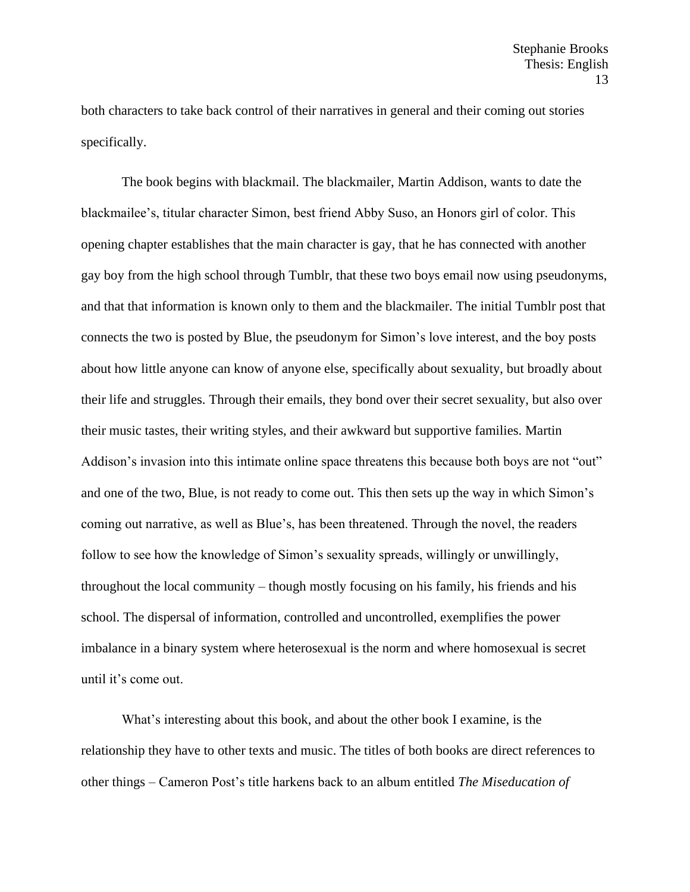both characters to take back control of their narratives in general and their coming out stories specifically.

The book begins with blackmail. The blackmailer, Martin Addison, wants to date the blackmailee's, titular character Simon, best friend Abby Suso, an Honors girl of color. This opening chapter establishes that the main character is gay, that he has connected with another gay boy from the high school through Tumblr, that these two boys email now using pseudonyms, and that that information is known only to them and the blackmailer. The initial Tumblr post that connects the two is posted by Blue, the pseudonym for Simon's love interest, and the boy posts about how little anyone can know of anyone else, specifically about sexuality, but broadly about their life and struggles. Through their emails, they bond over their secret sexuality, but also over their music tastes, their writing styles, and their awkward but supportive families. Martin Addison's invasion into this intimate online space threatens this because both boys are not "out" and one of the two, Blue, is not ready to come out. This then sets up the way in which Simon's coming out narrative, as well as Blue's, has been threatened. Through the novel, the readers follow to see how the knowledge of Simon's sexuality spreads, willingly or unwillingly, throughout the local community – though mostly focusing on his family, his friends and his school. The dispersal of information, controlled and uncontrolled, exemplifies the power imbalance in a binary system where heterosexual is the norm and where homosexual is secret until it's come out.

What's interesting about this book, and about the other book I examine, is the relationship they have to other texts and music. The titles of both books are direct references to other things – Cameron Post's title harkens back to an album entitled *The Miseducation of*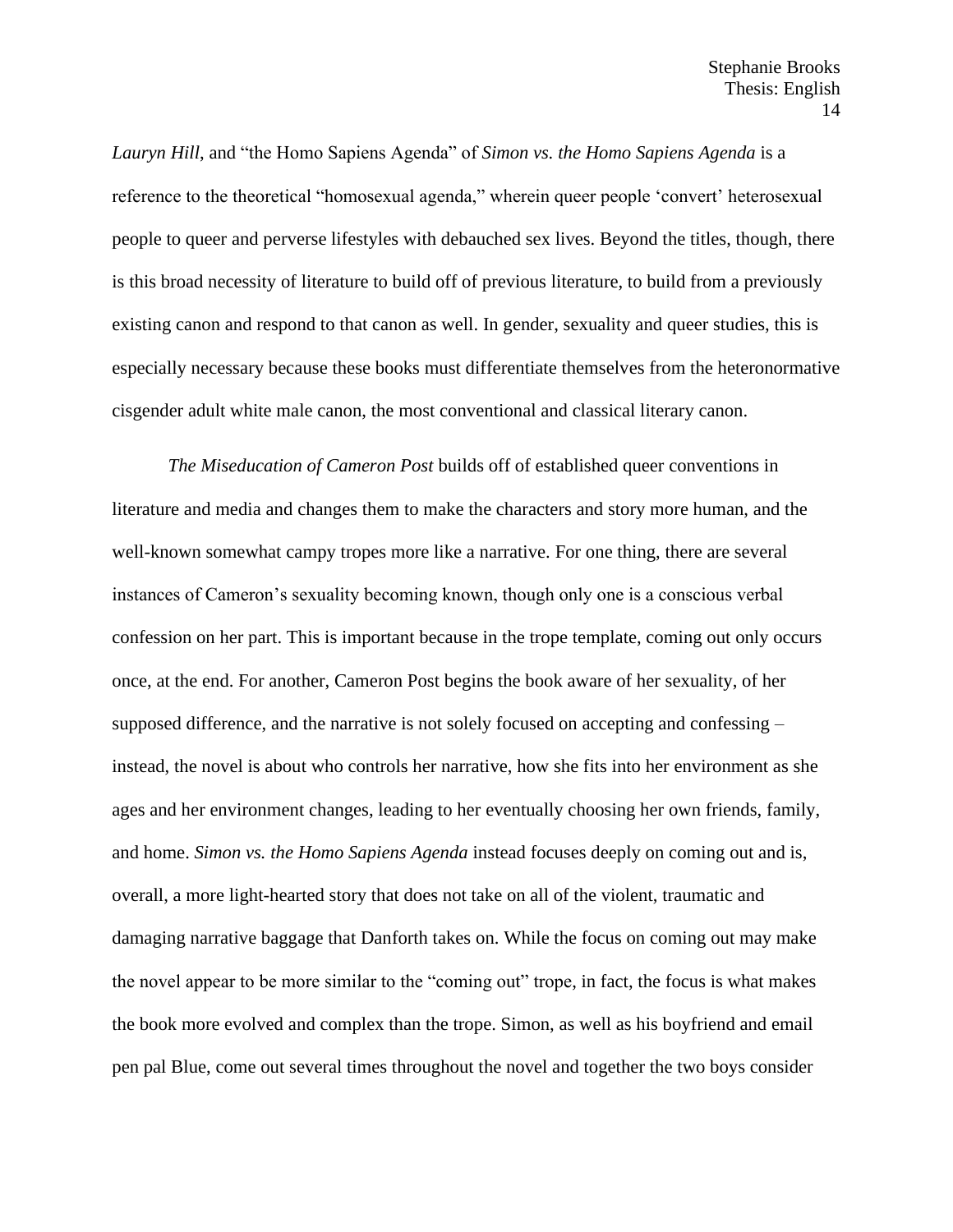*Lauryn Hill,* and "the Homo Sapiens Agenda" of *Simon vs. the Homo Sapiens Agenda* is a reference to the theoretical "homosexual agenda," wherein queer people 'convert' heterosexual people to queer and perverse lifestyles with debauched sex lives. Beyond the titles, though, there is this broad necessity of literature to build off of previous literature, to build from a previously existing canon and respond to that canon as well. In gender, sexuality and queer studies, this is especially necessary because these books must differentiate themselves from the heteronormative cisgender adult white male canon, the most conventional and classical literary canon.

*The Miseducation of Cameron Post* builds off of established queer conventions in literature and media and changes them to make the characters and story more human, and the well-known somewhat campy tropes more like a narrative. For one thing, there are several instances of Cameron's sexuality becoming known, though only one is a conscious verbal confession on her part. This is important because in the trope template, coming out only occurs once, at the end. For another, Cameron Post begins the book aware of her sexuality, of her supposed difference, and the narrative is not solely focused on accepting and confessing – instead, the novel is about who controls her narrative, how she fits into her environment as she ages and her environment changes, leading to her eventually choosing her own friends, family, and home. *Simon vs. the Homo Sapiens Agenda* instead focuses deeply on coming out and is, overall, a more light-hearted story that does not take on all of the violent, traumatic and damaging narrative baggage that Danforth takes on. While the focus on coming out may make the novel appear to be more similar to the "coming out" trope, in fact, the focus is what makes the book more evolved and complex than the trope. Simon, as well as his boyfriend and email pen pal Blue, come out several times throughout the novel and together the two boys consider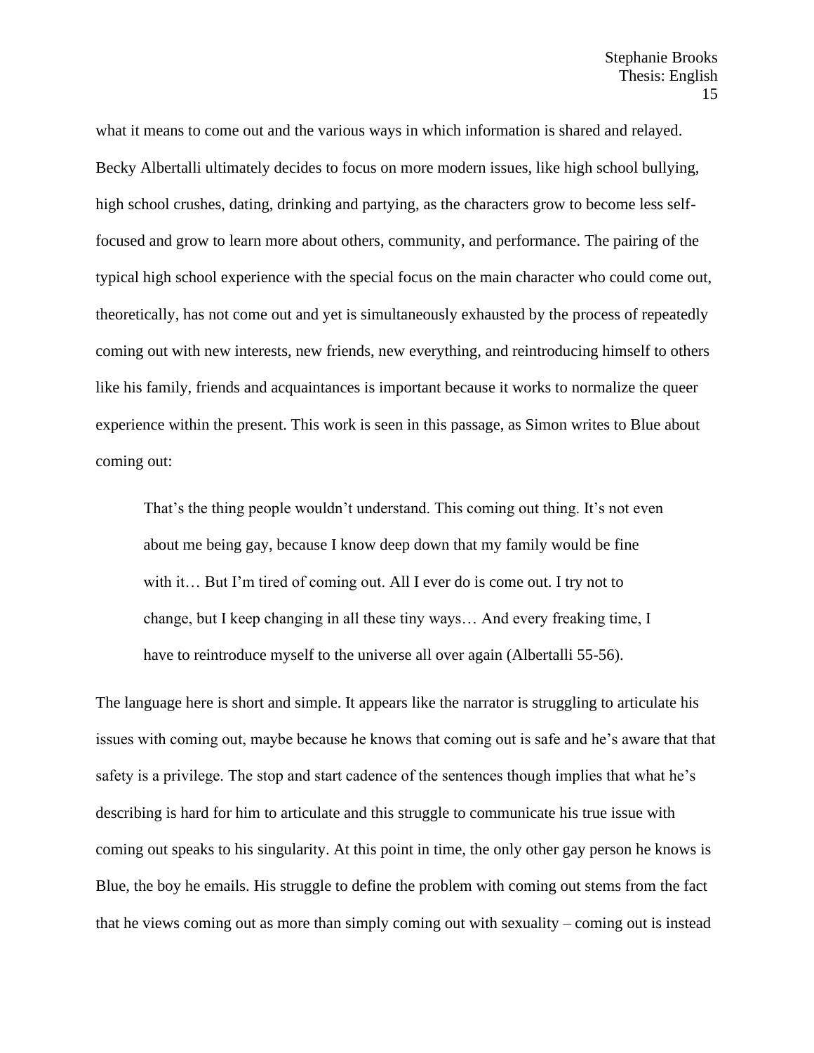what it means to come out and the various ways in which information is shared and relayed. Becky Albertalli ultimately decides to focus on more modern issues, like high school bullying, high school crushes, dating, drinking and partying, as the characters grow to become less self-focused and grow to learn more about others, community, and performance. The pairing of the typical high school experience with the special focus on the main character who could come out, theoretically, has not come out and yet is simultaneously exhausted by the process of repeatedly coming out with new interests, new friends, new everything, and reintroducing himself to others like his family, friends and acquaintances is important because it works to normalize the queer experience within the present. This work is seen in this passage, as Simon writes to Blue about coming out:

> That's the thing people wouldn't understand. This coming out thing. It's not even about me being gay, because I know deep down that my family would be fine with it… But I'm tired of coming out. All I ever do is come out. I try not to change, but I keep changing in all these tiny ways… And every freaking time, I have to reintroduce myself to the universe all over again (Albertalli 55-56).

The language here is short and simple. It appears like the narrator is struggling to articulate his issues with coming out, maybe because he knows that coming out is safe and he's aware that that safety is a privilege. The stop and start cadence of the sentences though implies that what he's describing is hard for him to articulate and this struggle to communicate his true issue with coming out speaks to his singularity. At this point in time, the only other gay person he knows is Blue, the boy he emails. His struggle to define the problem with coming out stems from the fact that he views coming out as more than simply coming out with sexuality – coming out is instead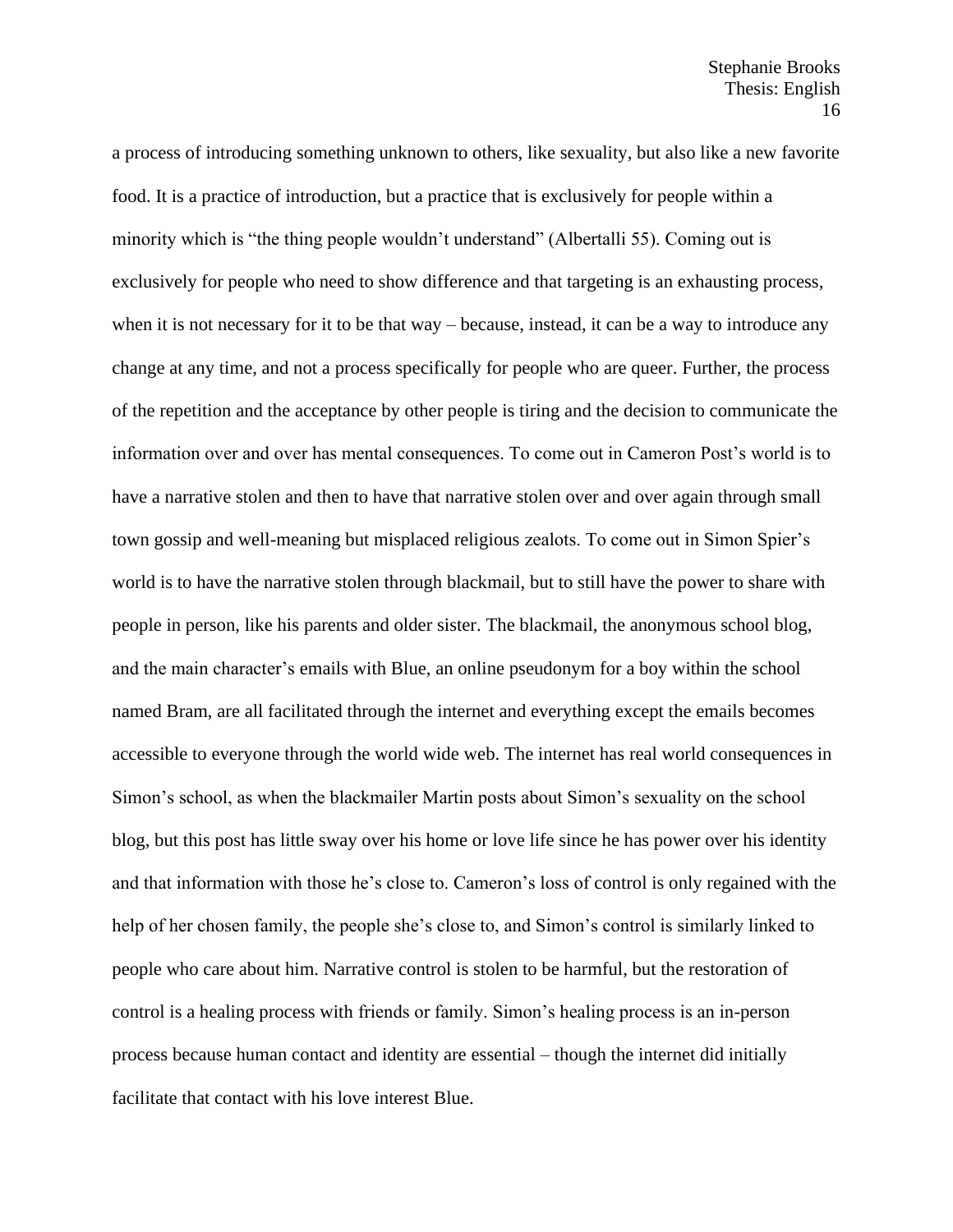a process of introducing something unknown to others, like sexuality, but also like a new favorite food. It is a practice of introduction, but a practice that is exclusively for people within a minority which is "the thing people wouldn't understand" (Albertalli 55). Coming out is exclusively for people who need to show difference and that targeting is an exhausting process, when it is not necessary for it to be that way – because, instead, it can be a way to introduce any change at any time, and not a process specifically for people who are queer. Further, the process of the repetition and the acceptance by other people is tiring and the decision to communicate the information over and over has mental consequences. To come out in Cameron Post's world is to have a narrative stolen and then to have that narrative stolen over and over again through small town gossip and well-meaning but misplaced religious zealots. To come out in Simon Spier's world is to have the narrative stolen through blackmail, but to still have the power to share with people in person, like his parents and older sister. The blackmail, the anonymous school blog, and the main character's emails with Blue, an online pseudonym for a boy within the school named Bram, are all facilitated through the internet and everything except the emails becomes accessible to everyone through the world wide web. The internet has real world consequences in Simon's school, as when the blackmailer Martin posts about Simon's sexuality on the school blog, but this post has little sway over his home or love life since he has power over his identity and that information with those he's close to. Cameron's loss of control is only regained with the help of her chosen family, the people she's close to, and Simon's control is similarly linked to people who care about him. Narrative control is stolen to be harmful, but the restoration of control is a healing process with friends or family. Simon's healing process is an in-person process because human contact and identity are essential – though the internet did initially facilitate that contact with his love interest Blue.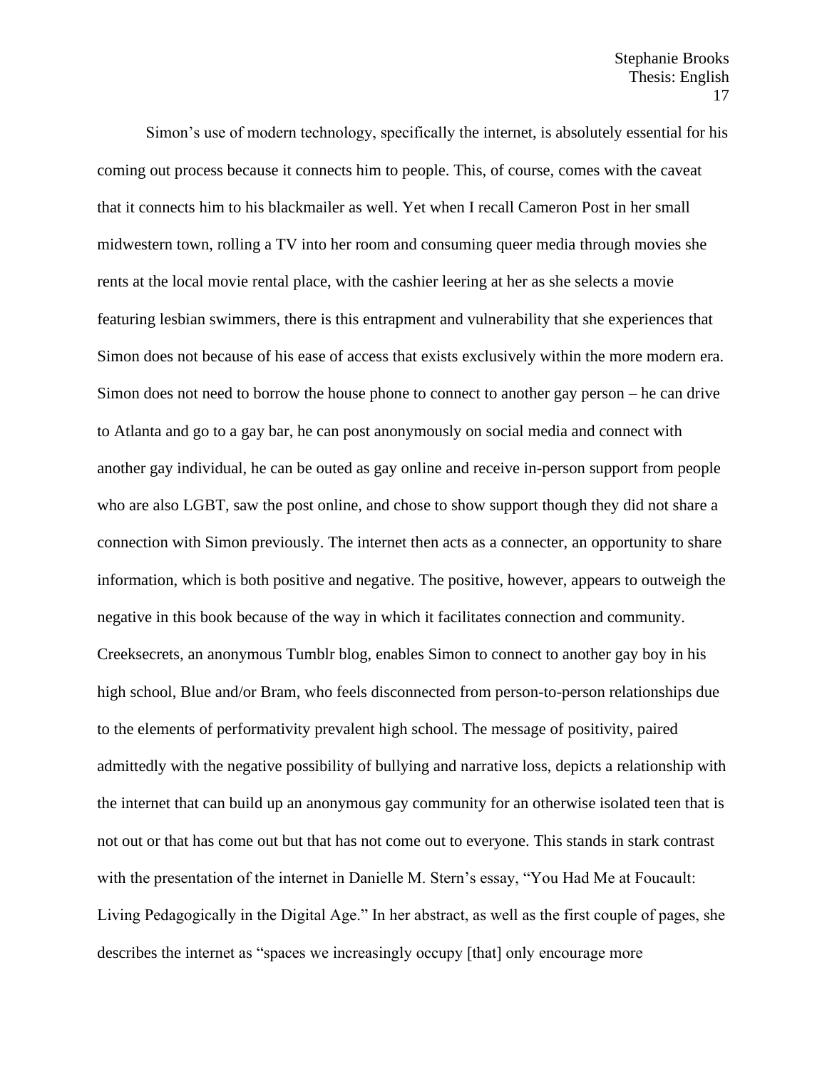Simon's use of modern technology, specifically the internet, is absolutely essential for his coming out process because it connects him to people. This, of course, comes with the caveat that it connects him to his blackmailer as well. Yet when I recall Cameron Post in her small midwestern town, rolling a TV into her room and consuming queer media through movies she rents at the local movie rental place, with the cashier leering at her as she selects a movie featuring lesbian swimmers, there is this entrapment and vulnerability that she experiences that Simon does not because of his ease of access that exists exclusively within the more modern era. Simon does not need to borrow the house phone to connect to another gay person – he can drive to Atlanta and go to a gay bar, he can post anonymously on social media and connect with another gay individual, he can be outed as gay online and receive in-person support from people who are also LGBT, saw the post online, and chose to show support though they did not share a connection with Simon previously. The internet then acts as a connecter, an opportunity to share information, which is both positive and negative. The positive, however, appears to outweigh the negative in this book because of the way in which it facilitates connection and community. Creeksecrets, an anonymous Tumblr blog, enables Simon to connect to another gay boy in his high school, Blue and/or Bram, who feels disconnected from person-to-person relationships due to the elements of performativity prevalent high school. The message of positivity, paired admittedly with the negative possibility of bullying and narrative loss, depicts a relationship with the internet that can build up an anonymous gay community for an otherwise isolated teen that is not out or that has come out but that has not come out to everyone. This stands in stark contrast with the presentation of the internet in Danielle M. Stern's essay, "You Had Me at Foucault: Living Pedagogically in the Digital Age." In her abstract, as well as the first couple of pages, she describes the internet as "spaces we increasingly occupy [that] only encourage more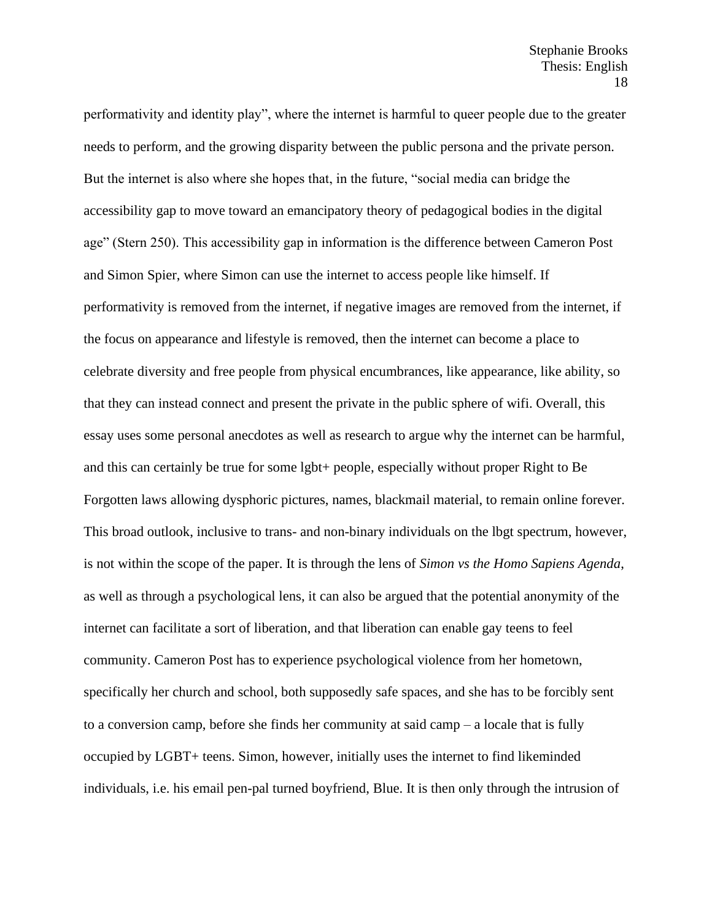performativity and identity play", where the internet is harmful to queer people due to the greater needs to perform, and the growing disparity between the public persona and the private person. But the internet is also where she hopes that, in the future, "social media can bridge the accessibility gap to move toward an emancipatory theory of pedagogical bodies in the digital age" (Stern 250). This accessibility gap in information is the difference between Cameron Post and Simon Spier, where Simon can use the internet to access people like himself. If performativity is removed from the internet, if negative images are removed from the internet, if the focus on appearance and lifestyle is removed, then the internet can become a place to celebrate diversity and free people from physical encumbrances, like appearance, like ability, so that they can instead connect and present the private in the public sphere of wifi. Overall, this essay uses some personal anecdotes as well as research to argue why the internet can be harmful, and this can certainly be true for some lgbt+ people, especially without proper Right to Be Forgotten laws allowing dysphoric pictures, names, blackmail material, to remain online forever. This broad outlook, inclusive to trans- and non-binary individuals on the lbgt spectrum, however, is not within the scope of the paper. It is through the lens of *Simon vs the Homo Sapiens Agenda*, as well as through a psychological lens, it can also be argued that the potential anonymity of the internet can facilitate a sort of liberation, and that liberation can enable gay teens to feel community. Cameron Post has to experience psychological violence from her hometown, specifically her church and school, both supposedly safe spaces, and she has to be forcibly sent to a conversion camp, before she finds her community at said camp – a locale that is fully occupied by LGBT+ teens. Simon, however, initially uses the internet to find likeminded individuals, i.e. his email pen-pal turned boyfriend, Blue. It is then only through the intrusion of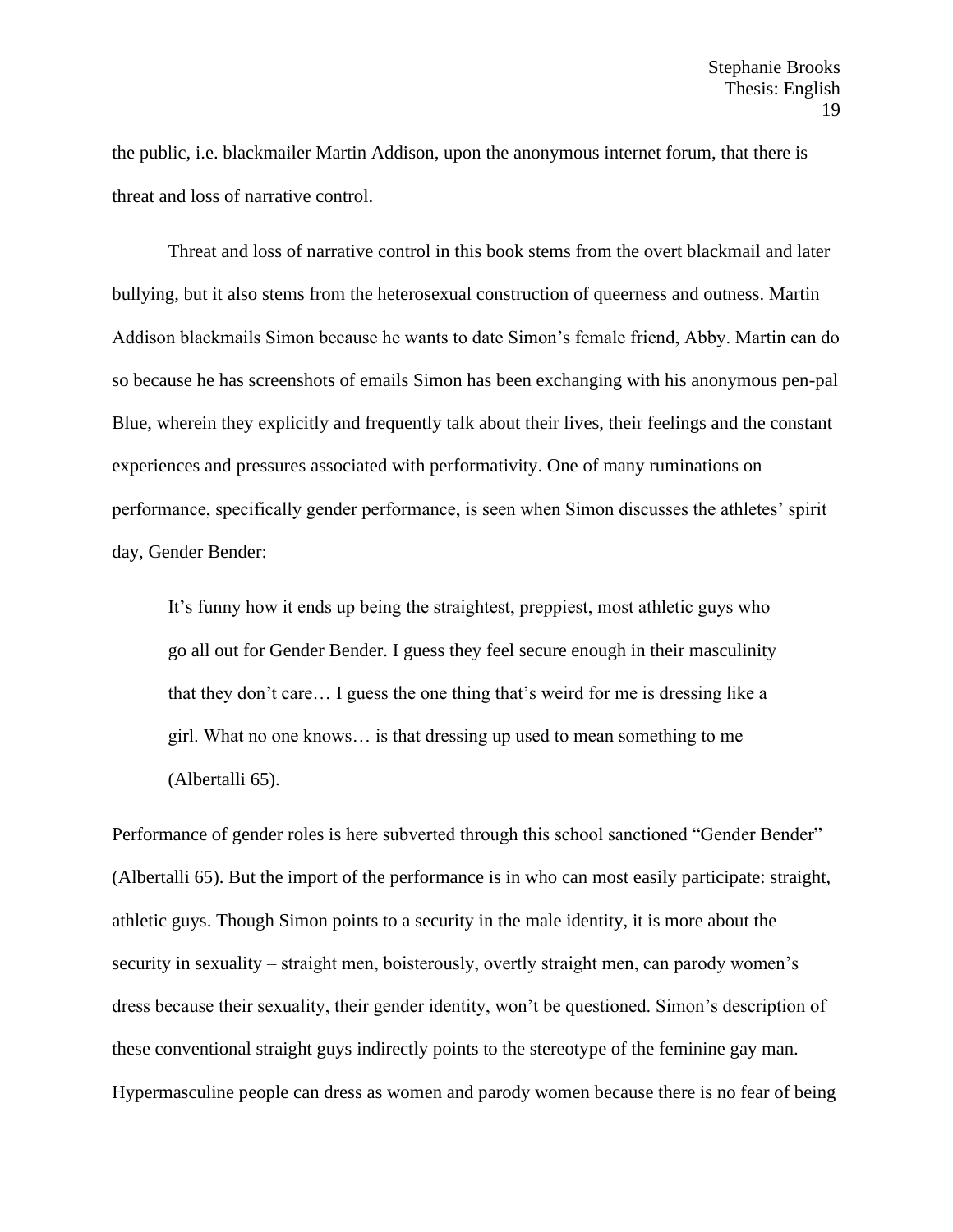the public, i.e. blackmailer Martin Addison, upon the anonymous internet forum, that there is threat and loss of narrative control.

Threat and loss of narrative control in this book stems from the overt blackmail and later bullying, but it also stems from the heterosexual construction of queerness and outness. Martin Addison blackmails Simon because he wants to date Simon's female friend, Abby. Martin can do so because he has screenshots of emails Simon has been exchanging with his anonymous pen-pal Blue, wherein they explicitly and frequently talk about their lives, their feelings and the constant experiences and pressures associated with performativity. One of many ruminations on performance, specifically gender performance, is seen when Simon discusses the athletes' spirit day, Gender Bender:

> It's funny how it ends up being the straightest, preppiest, most athletic guys who go all out for Gender Bender. I guess they feel secure enough in their masculinity that they don't care… I guess the one thing that's weird for me is dressing like a girl. What no one knows… is that dressing up used to mean something to me (Albertalli 65).

Performance of gender roles is here subverted through this school sanctioned "Gender Bender" (Albertalli 65). But the import of the performance is in who can most easily participate: straight, athletic guys. Though Simon points to a security in the male identity, it is more about the security in sexuality – straight men, boisterously, overtly straight men, can parody women's dress because their sexuality, their gender identity, won't be questioned. Simon's description of these conventional straight guys indirectly points to the stereotype of the feminine gay man. Hypermasculine people can dress as women and parody women because there is no fear of being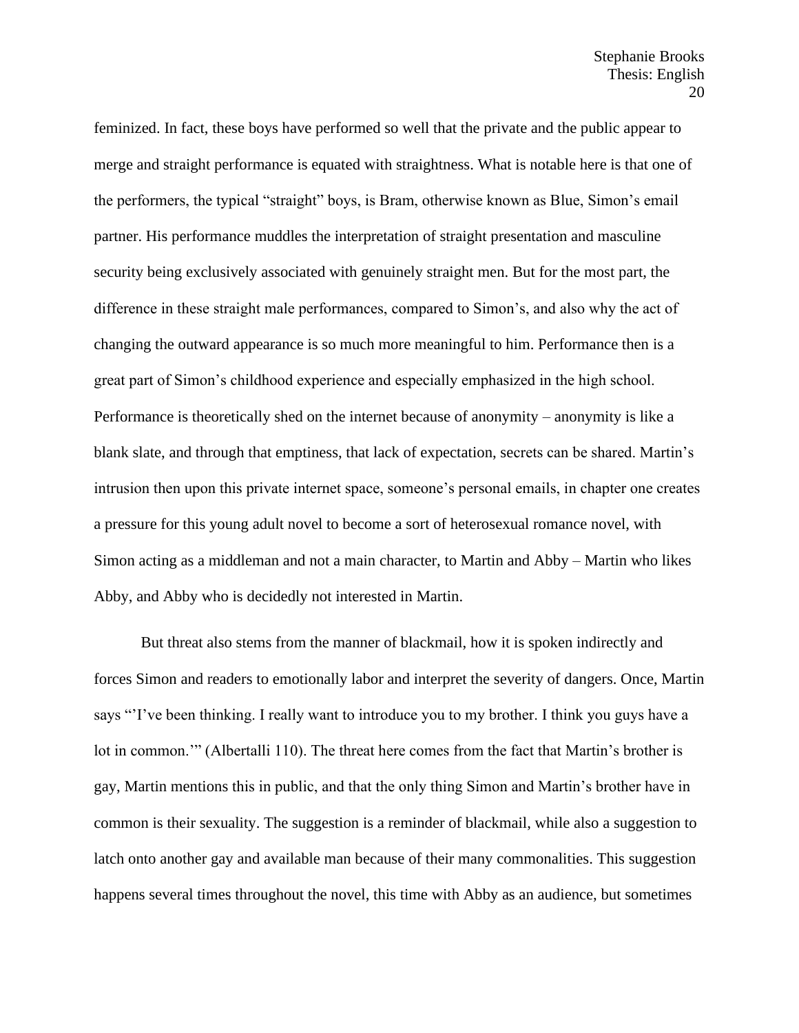feminized. In fact, these boys have performed so well that the private and the public appear to merge and straight performance is equated with straightness. What is notable here is that one of the performers, the typical "straight" boys, is Bram, otherwise known as Blue, Simon's email partner. His performance muddles the interpretation of straight presentation and masculine security being exclusively associated with genuinely straight men. But for the most part, the difference in these straight male performances, compared to Simon's, and also why the act of changing the outward appearance is so much more meaningful to him. Performance then is a great part of Simon's childhood experience and especially emphasized in the high school. Performance is theoretically shed on the internet because of anonymity – anonymity is like a blank slate, and through that emptiness, that lack of expectation, secrets can be shared. Martin's intrusion then upon this private internet space, someone's personal emails, in chapter one creates a pressure for this young adult novel to become a sort of heterosexual romance novel, with Simon acting as a middleman and not a main character, to Martin and Abby – Martin who likes Abby, and Abby who is decidedly not interested in Martin.

But threat also stems from the manner of blackmail, how it is spoken indirectly and forces Simon and readers to emotionally labor and interpret the severity of dangers. Once, Martin says "'I've been thinking. I really want to introduce you to my brother. I think you guys have a lot in common.'" (Albertalli 110). The threat here comes from the fact that Martin's brother is gay, Martin mentions this in public, and that the only thing Simon and Martin's brother have in common is their sexuality. The suggestion is a reminder of blackmail, while also a suggestion to latch onto another gay and available man because of their many commonalities. This suggestion happens several times throughout the novel, this time with Abby as an audience, but sometimes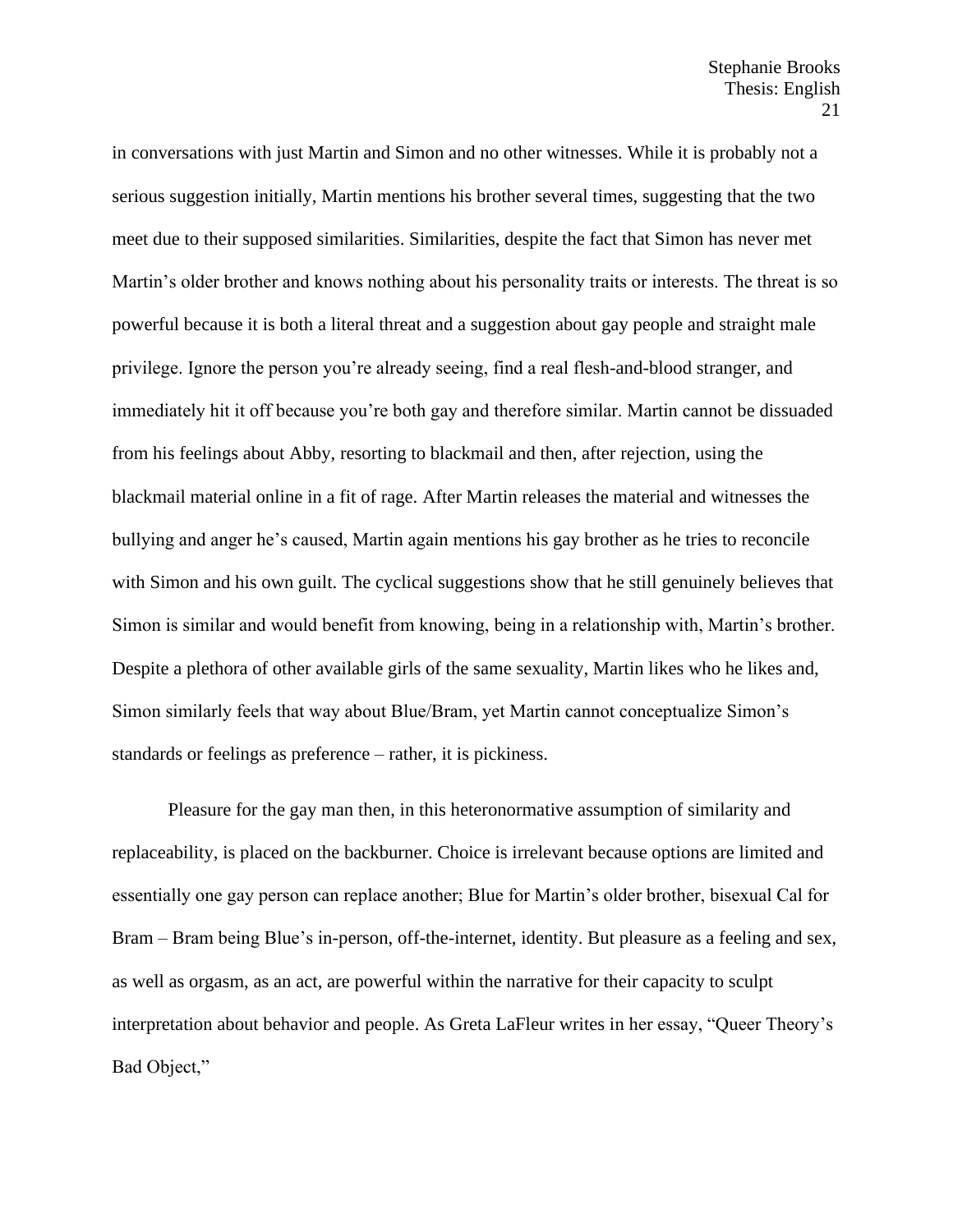in conversations with just Martin and Simon and no other witnesses. While it is probably not a serious suggestion initially, Martin mentions his brother several times, suggesting that the two meet due to their supposed similarities. Similarities, despite the fact that Simon has never met Martin's older brother and knows nothing about his personality traits or interests. The threat is so powerful because it is both a literal threat and a suggestion about gay people and straight male privilege. Ignore the person you're already seeing, find a real flesh-and-blood stranger, and immediately hit it off because you're both gay and therefore similar. Martin cannot be dissuaded from his feelings about Abby, resorting to blackmail and then, after rejection, using the blackmail material online in a fit of rage. After Martin releases the material and witnesses the bullying and anger he's caused, Martin again mentions his gay brother as he tries to reconcile with Simon and his own guilt. The cyclical suggestions show that he still genuinely believes that Simon is similar and would benefit from knowing, being in a relationship with, Martin's brother. Despite a plethora of other available girls of the same sexuality, Martin likes who he likes and, Simon similarly feels that way about Blue/Bram, yet Martin cannot conceptualize Simon's standards or feelings as preference – rather, it is pickiness.

Pleasure for the gay man then, in this heteronormative assumption of similarity and replaceability, is placed on the backburner. Choice is irrelevant because options are limited and essentially one gay person can replace another; Blue for Martin's older brother, bisexual Cal for Bram – Bram being Blue's in-person, off-the-internet, identity. But pleasure as a feeling and sex, as well as orgasm, as an act, are powerful within the narrative for their capacity to sculpt interpretation about behavior and people. As Greta LaFleur writes in her essay, "Queer Theory's Bad Object,"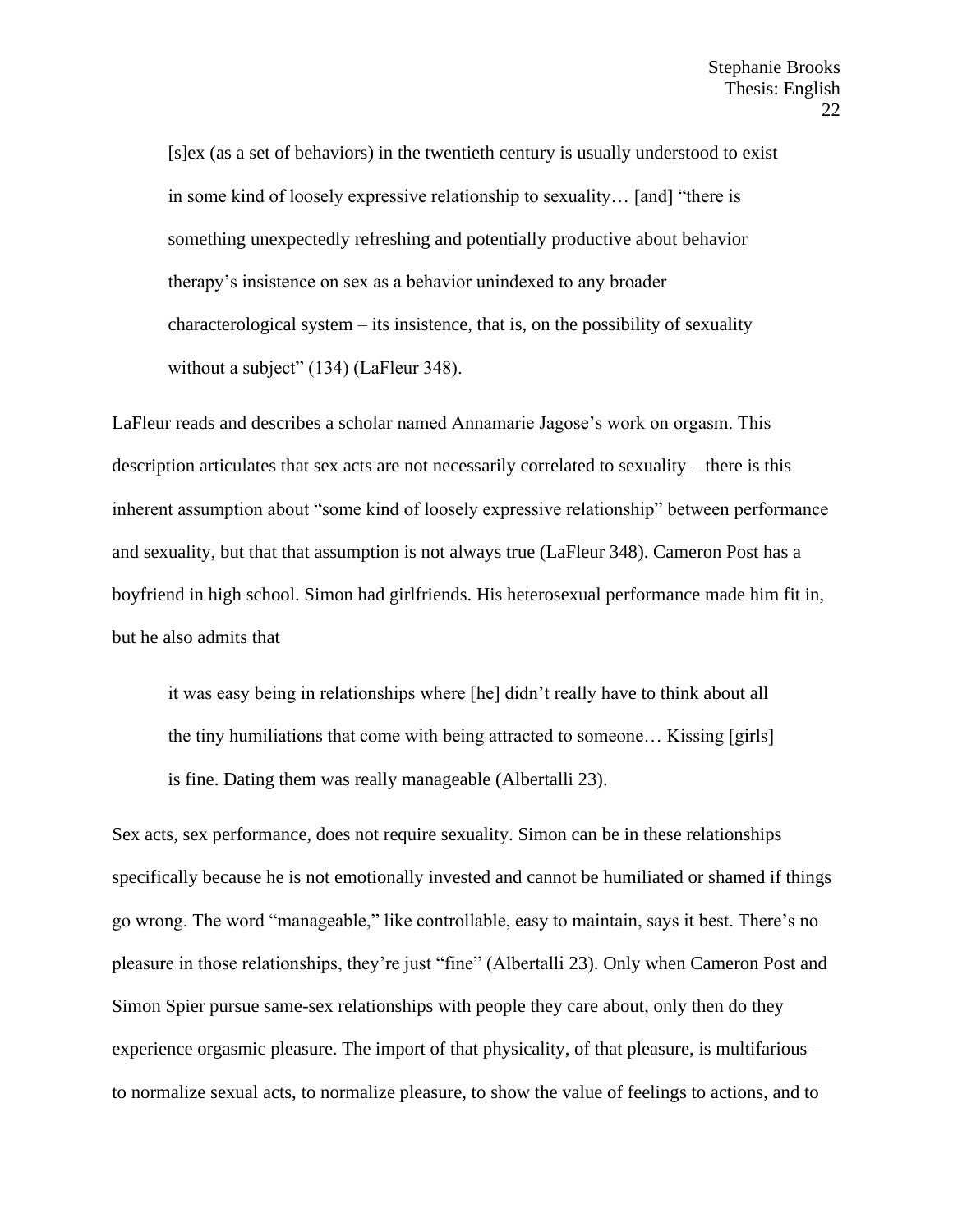> [s]ex (as a set of behaviors) in the twentieth century is usually understood to exist in some kind of loosely expressive relationship to sexuality… [and] "there is something unexpectedly refreshing and potentially productive about behavior therapy's insistence on sex as a behavior unindexed to any broader characterological system – its insistence, that is, on the possibility of sexuality without a subject" (134) (LaFleur 348).

LaFleur reads and describes a scholar named Annamarie Jagose's work on orgasm. This description articulates that sex acts are not necessarily correlated to sexuality – there is this inherent assumption about "some kind of loosely expressive relationship" between performance and sexuality, but that that assumption is not always true (LaFleur 348). Cameron Post has a boyfriend in high school. Simon had girlfriends. His heterosexual performance made him fit in, but he also admits that

> it was easy being in relationships where [he] didn't really have to think about all the tiny humiliations that come with being attracted to someone… Kissing [girls] is fine. Dating them was really manageable (Albertalli 23).

Sex acts, sex performance, does not require sexuality. Simon can be in these relationships specifically because he is not emotionally invested and cannot be humiliated or shamed if things go wrong. The word "manageable," like controllable, easy to maintain, says it best. There's no pleasure in those relationships, they're just "fine" (Albertalli 23). Only when Cameron Post and Simon Spier pursue same-sex relationships with people they care about, only then do they experience orgasmic pleasure. The import of that physicality, of that pleasure, is multifarious – to normalize sexual acts, to normalize pleasure, to show the value of feelings to actions, and to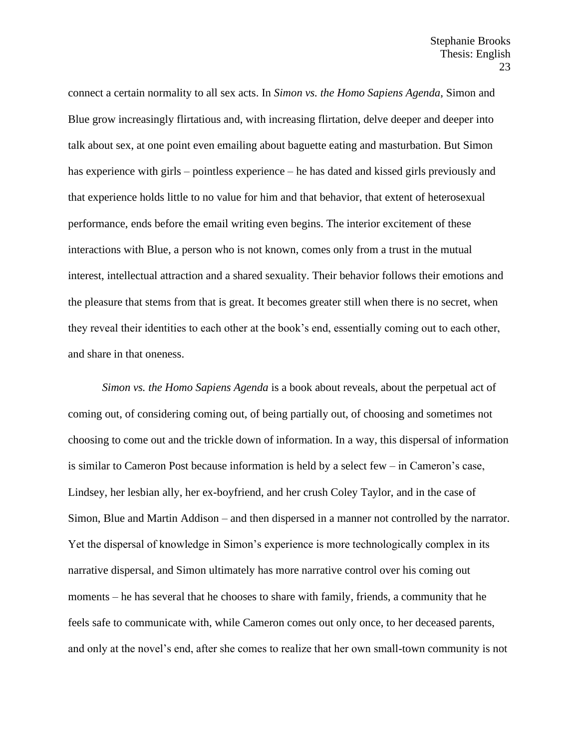connect a certain normality to all sex acts. In *Simon vs. the Homo Sapiens Agenda*, Simon and Blue grow increasingly flirtatious and, with increasing flirtation, delve deeper and deeper into talk about sex, at one point even emailing about baguette eating and masturbation. But Simon has experience with girls – pointless experience – he has dated and kissed girls previously and that experience holds little to no value for him and that behavior, that extent of heterosexual performance, ends before the email writing even begins. The interior excitement of these interactions with Blue, a person who is not known, comes only from a trust in the mutual interest, intellectual attraction and a shared sexuality. Their behavior follows their emotions and the pleasure that stems from that is great. It becomes greater still when there is no secret, when they reveal their identities to each other at the book's end, essentially coming out to each other, and share in that oneness.

*Simon vs. the Homo Sapiens Agenda* is a book about reveals, about the perpetual act of coming out, of considering coming out, of being partially out, of choosing and sometimes not choosing to come out and the trickle down of information. In a way, this dispersal of information is similar to Cameron Post because information is held by a select few – in Cameron's case, Lindsey, her lesbian ally, her ex-boyfriend, and her crush Coley Taylor, and in the case of Simon, Blue and Martin Addison – and then dispersed in a manner not controlled by the narrator. Yet the dispersal of knowledge in Simon's experience is more technologically complex in its narrative dispersal, and Simon ultimately has more narrative control over his coming out moments – he has several that he chooses to share with family, friends, a community that he feels safe to communicate with, while Cameron comes out only once, to her deceased parents, and only at the novel's end, after she comes to realize that her own small-town community is not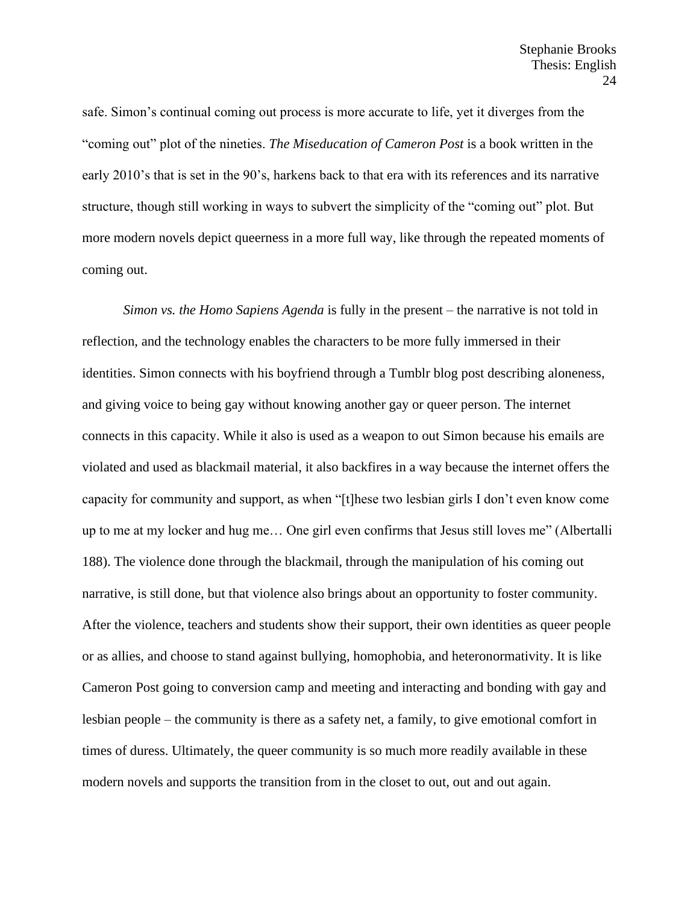safe. Simon's continual coming out process is more accurate to life, yet it diverges from the "coming out" plot of the nineties. *The Miseducation of Cameron Post* is a book written in the early 2010's that is set in the 90's, harkens back to that era with its references and its narrative structure, though still working in ways to subvert the simplicity of the "coming out" plot. But more modern novels depict queerness in a more full way, like through the repeated moments of coming out.

*Simon vs. the Homo Sapiens Agenda* is fully in the present – the narrative is not told in reflection, and the technology enables the characters to be more fully immersed in their identities. Simon connects with his boyfriend through a Tumblr blog post describing aloneness, and giving voice to being gay without knowing another gay or queer person. The internet connects in this capacity. While it also is used as a weapon to out Simon because his emails are violated and used as blackmail material, it also backfires in a way because the internet offers the capacity for community and support, as when "[t]hese two lesbian girls I don't even know come up to me at my locker and hug me… One girl even confirms that Jesus still loves me" (Albertalli 188). The violence done through the blackmail, through the manipulation of his coming out narrative, is still done, but that violence also brings about an opportunity to foster community. After the violence, teachers and students show their support, their own identities as queer people or as allies, and choose to stand against bullying, homophobia, and heteronormativity. It is like Cameron Post going to conversion camp and meeting and interacting and bonding with gay and lesbian people – the community is there as a safety net, a family, to give emotional comfort in times of duress. Ultimately, the queer community is so much more readily available in these modern novels and supports the transition from in the closet to out, out and out again.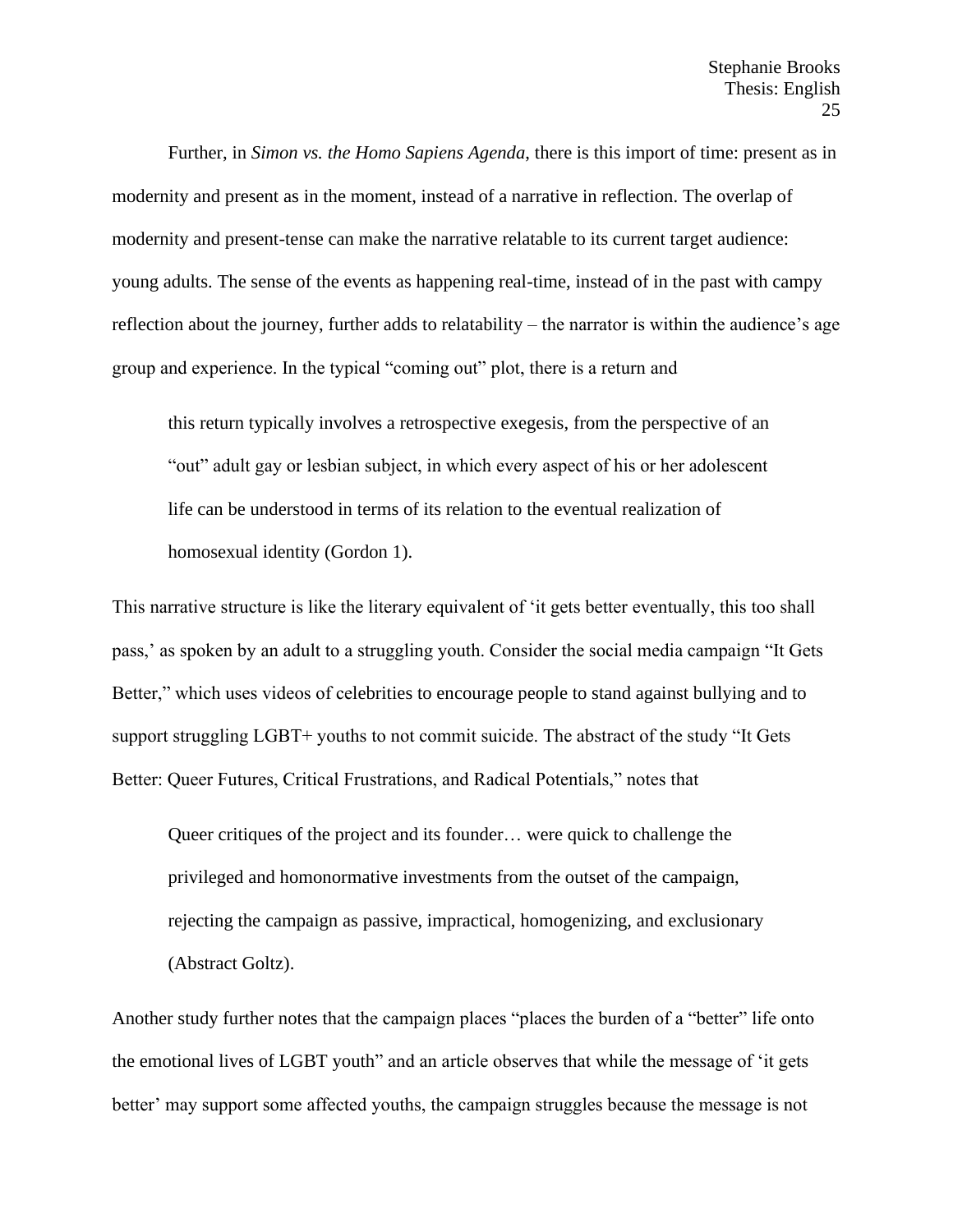Further, in *Simon vs. the Homo Sapiens Agenda*, there is this import of time: present as in modernity and present as in the moment, instead of a narrative in reflection. The overlap of modernity and present-tense can make the narrative relatable to its current target audience: young adults. The sense of the events as happening real-time, instead of in the past with campy reflection about the journey, further adds to relatability – the narrator is within the audience's age group and experience. In the typical "coming out" plot, there is a return and

> this return typically involves a retrospective exegesis, from the perspective of an "out" adult gay or lesbian subject, in which every aspect of his or her adolescent life can be understood in terms of its relation to the eventual realization of homosexual identity (Gordon 1).

This narrative structure is like the literary equivalent of 'it gets better eventually, this too shall pass,' as spoken by an adult to a struggling youth. Consider the social media campaign "It Gets Better," which uses videos of celebrities to encourage people to stand against bullying and to support struggling LGBT+ youths to not commit suicide. The abstract of the study "It Gets Better: Queer Futures, Critical Frustrations, and Radical Potentials," notes that

> Queer critiques of the project and its founder… were quick to challenge the privileged and homonormative investments from the outset of the campaign, rejecting the campaign as passive, impractical, homogenizing, and exclusionary (Abstract Goltz).

Another study further notes that the campaign places "places the burden of a "better" life onto the emotional lives of LGBT youth" and an article observes that while the message of 'it gets better' may support some affected youths, the campaign struggles because the message is not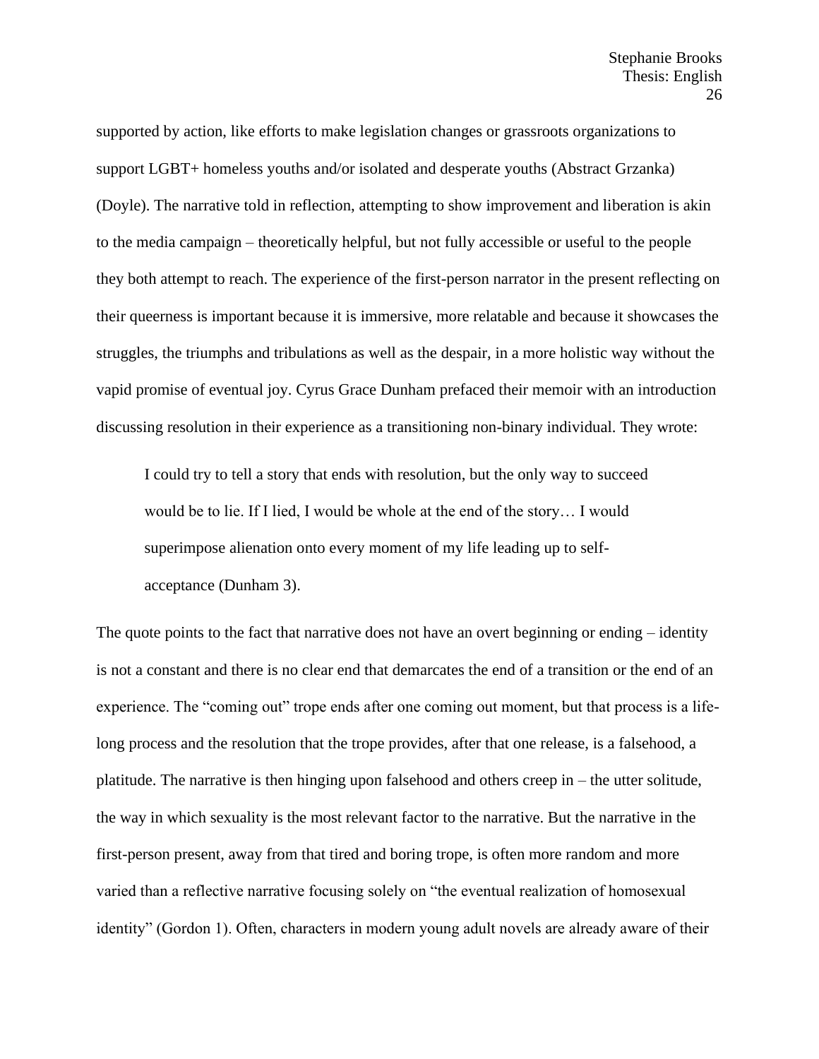supported by action, like efforts to make legislation changes or grassroots organizations to support LGBT+ homeless youths and/or isolated and desperate youths (Abstract Grzanka) (Doyle). The narrative told in reflection, attempting to show improvement and liberation is akin to the media campaign – theoretically helpful, but not fully accessible or useful to the people they both attempt to reach. The experience of the first-person narrator in the present reflecting on their queerness is important because it is immersive, more relatable and because it showcases the struggles, the triumphs and tribulations as well as the despair, in a more holistic way without the vapid promise of eventual joy. Cyrus Grace Dunham prefaced their memoir with an introduction discussing resolution in their experience as a transitioning non-binary individual. They wrote:

> I could try to tell a story that ends with resolution, but the only way to succeed would be to lie. If I lied, I would be whole at the end of the story… I would superimpose alienation onto every moment of my life leading up to self-acceptance (Dunham 3).

The quote points to the fact that narrative does not have an overt beginning or ending – identity is not a constant and there is no clear end that demarcates the end of a transition or the end of an experience. The "coming out" trope ends after one coming out moment, but that process is a life-long process and the resolution that the trope provides, after that one release, is a falsehood, a platitude. The narrative is then hinging upon falsehood and others creep in – the utter solitude, the way in which sexuality is the most relevant factor to the narrative. But the narrative in the first-person present, away from that tired and boring trope, is often more random and more varied than a reflective narrative focusing solely on "the eventual realization of homosexual identity" (Gordon 1). Often, characters in modern young adult novels are already aware of their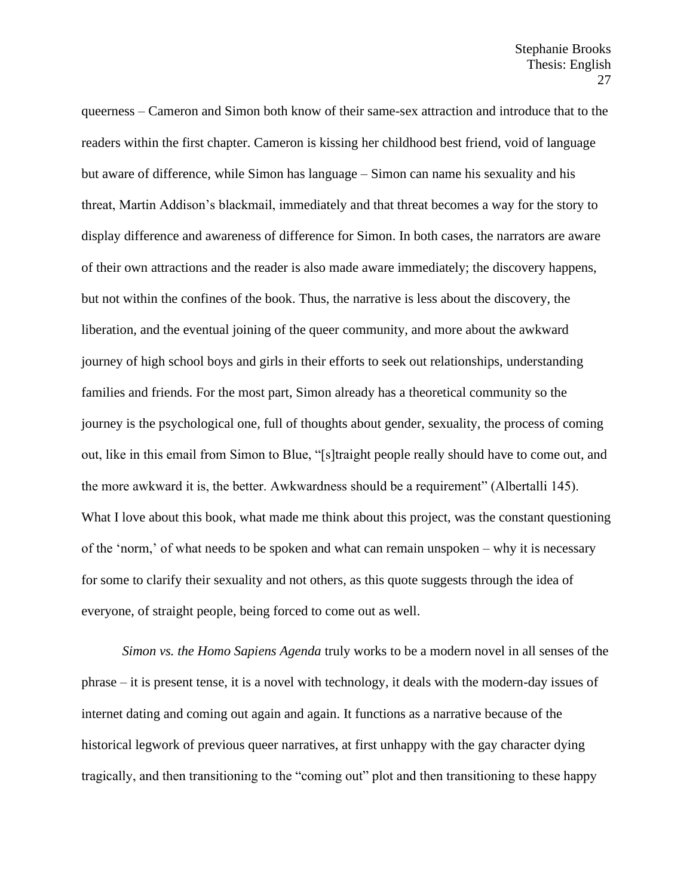queerness – Cameron and Simon both know of their same-sex attraction and introduce that to the readers within the first chapter. Cameron is kissing her childhood best friend, void of language but aware of difference, while Simon has language – Simon can name his sexuality and his threat, Martin Addison's blackmail, immediately and that threat becomes a way for the story to display difference and awareness of difference for Simon. In both cases, the narrators are aware of their own attractions and the reader is also made aware immediately; the discovery happens, but not within the confines of the book. Thus, the narrative is less about the discovery, the liberation, and the eventual joining of the queer community, and more about the awkward journey of high school boys and girls in their efforts to seek out relationships, understanding families and friends. For the most part, Simon already has a theoretical community so the journey is the psychological one, full of thoughts about gender, sexuality, the process of coming out, like in this email from Simon to Blue, "[s]traight people really should have to come out, and the more awkward it is, the better. Awkwardness should be a requirement" (Albertalli 145). What I love about this book, what made me think about this project, was the constant questioning of the 'norm,' of what needs to be spoken and what can remain unspoken – why it is necessary for some to clarify their sexuality and not others, as this quote suggests through the idea of everyone, of straight people, being forced to come out as well.

*Simon vs. the Homo Sapiens Agenda* truly works to be a modern novel in all senses of the phrase – it is present tense, it is a novel with technology, it deals with the modern-day issues of internet dating and coming out again and again. It functions as a narrative because of the historical legwork of previous queer narratives, at first unhappy with the gay character dying tragically, and then transitioning to the "coming out" plot and then transitioning to these happy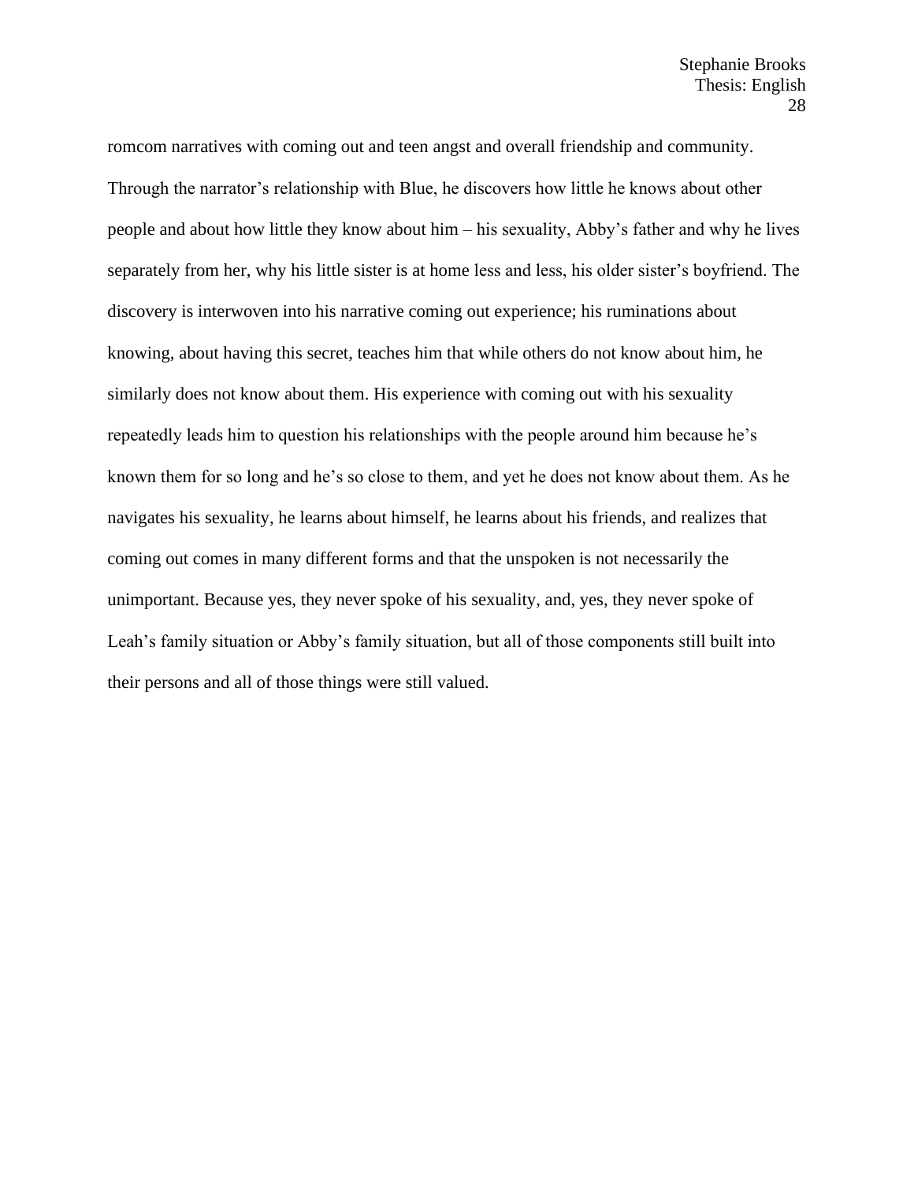romcom narratives with coming out and teen angst and overall friendship and community. Through the narrator's relationship with Blue, he discovers how little he knows about other people and about how little they know about him – his sexuality, Abby's father and why he lives separately from her, why his little sister is at home less and less, his older sister's boyfriend. The discovery is interwoven into his narrative coming out experience; his ruminations about knowing, about having this secret, teaches him that while others do not know about him, he similarly does not know about them. His experience with coming out with his sexuality repeatedly leads him to question his relationships with the people around him because he's known them for so long and he's so close to them, and yet he does not know about them. As he navigates his sexuality, he learns about himself, he learns about his friends, and realizes that coming out comes in many different forms and that the unspoken is not necessarily the unimportant. Because yes, they never spoke of his sexuality, and, yes, they never spoke of Leah's family situation or Abby's family situation, but all of those components still built into their persons and all of those things were still valued.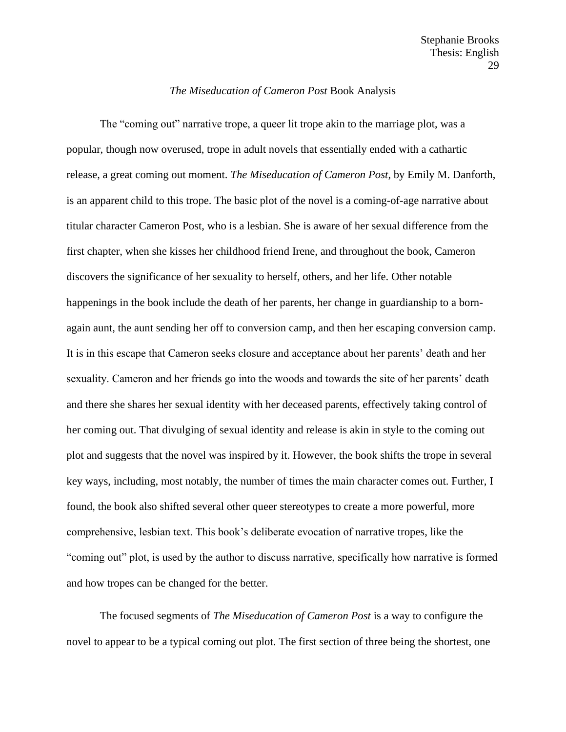## *The Miseducation of Cameron Post* Book Analysis

The "coming out" narrative trope, a queer lit trope akin to the marriage plot, was a popular, though now overused, trope in adult novels that essentially ended with a cathartic release, a great coming out moment. *The Miseducation of Cameron Post*, by Emily M. Danforth, is an apparent child to this trope. The basic plot of the novel is a coming-of-age narrative about titular character Cameron Post, who is a lesbian. She is aware of her sexual difference from the first chapter, when she kisses her childhood friend Irene, and throughout the book, Cameron discovers the significance of her sexuality to herself, others, and her life. Other notable happenings in the book include the death of her parents, her change in guardianship to a born-again aunt, the aunt sending her off to conversion camp, and then her escaping conversion camp. It is in this escape that Cameron seeks closure and acceptance about her parents' death and her sexuality. Cameron and her friends go into the woods and towards the site of her parents' death and there she shares her sexual identity with her deceased parents, effectively taking control of her coming out. That divulging of sexual identity and release is akin in style to the coming out plot and suggests that the novel was inspired by it. However, the book shifts the trope in several key ways, including, most notably, the number of times the main character comes out. Further, I found, the book also shifted several other queer stereotypes to create a more powerful, more comprehensive, lesbian text. This book's deliberate evocation of narrative tropes, like the "coming out" plot, is used by the author to discuss narrative, specifically how narrative is formed and how tropes can be changed for the better.

The focused segments of *The Miseducation of Cameron Post* is a way to configure the novel to appear to be a typical coming out plot. The first section of three being the shortest, one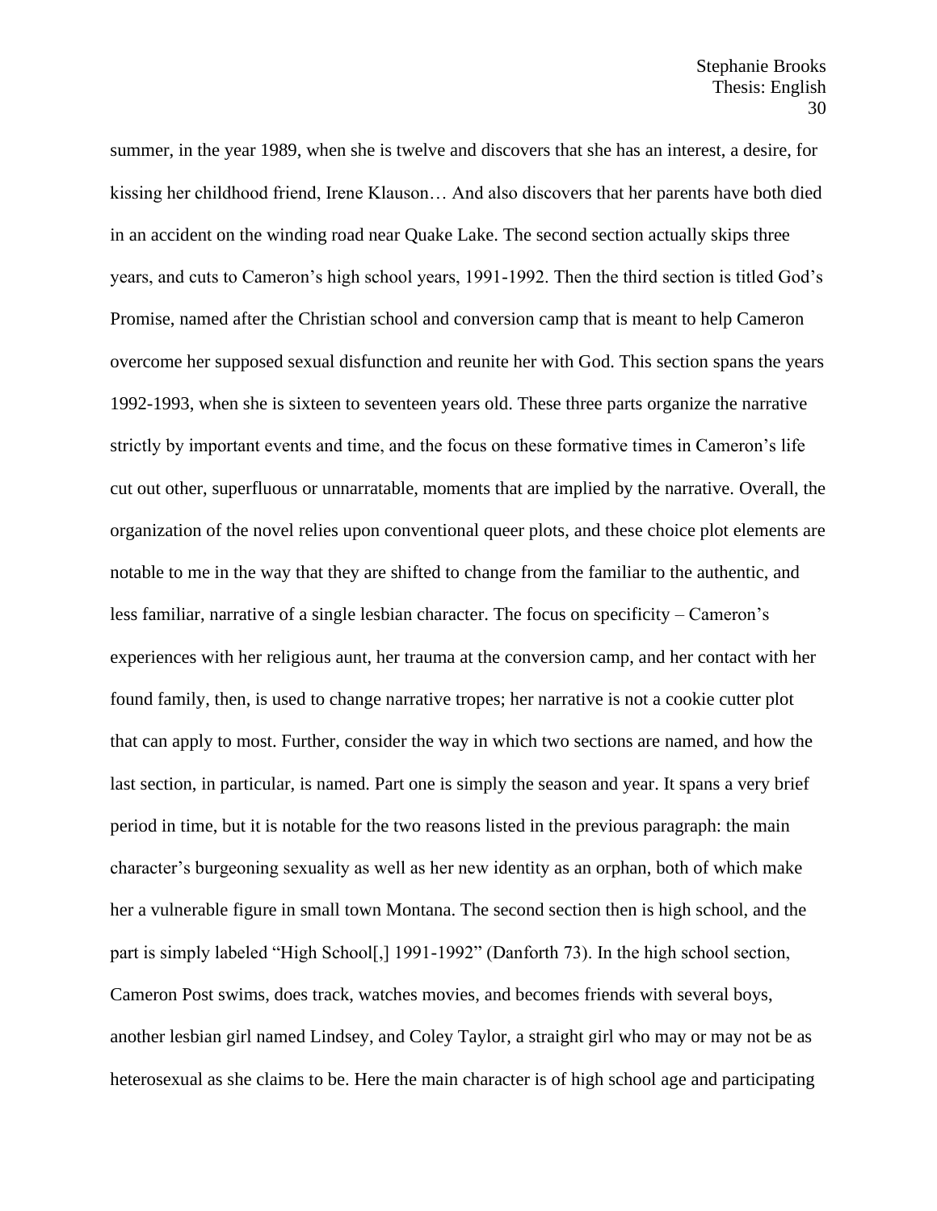summer, in the year 1989, when she is twelve and discovers that she has an interest, a desire, for kissing her childhood friend, Irene Klauson… And also discovers that her parents have both died in an accident on the winding road near Quake Lake. The second section actually skips three years, and cuts to Cameron's high school years, 1991-1992. Then the third section is titled God's Promise, named after the Christian school and conversion camp that is meant to help Cameron overcome her supposed sexual disfunction and reunite her with God. This section spans the years 1992-1993, when she is sixteen to seventeen years old. These three parts organize the narrative strictly by important events and time, and the focus on these formative times in Cameron's life cut out other, superfluous or unnarratable, moments that are implied by the narrative. Overall, the organization of the novel relies upon conventional queer plots, and these choice plot elements are notable to me in the way that they are shifted to change from the familiar to the authentic, and less familiar, narrative of a single lesbian character. The focus on specificity – Cameron's experiences with her religious aunt, her trauma at the conversion camp, and her contact with her found family, then, is used to change narrative tropes; her narrative is not a cookie cutter plot that can apply to most. Further, consider the way in which two sections are named, and how the last section, in particular, is named. Part one is simply the season and year. It spans a very brief period in time, but it is notable for the two reasons listed in the previous paragraph: the main character's burgeoning sexuality as well as her new identity as an orphan, both of which make her a vulnerable figure in small town Montana. The second section then is high school, and the part is simply labeled "High School[,] 1991-1992" (Danforth 73). In the high school section, Cameron Post swims, does track, watches movies, and becomes friends with several boys, another lesbian girl named Lindsey, and Coley Taylor, a straight girl who may or may not be as heterosexual as she claims to be. Here the main character is of high school age and participating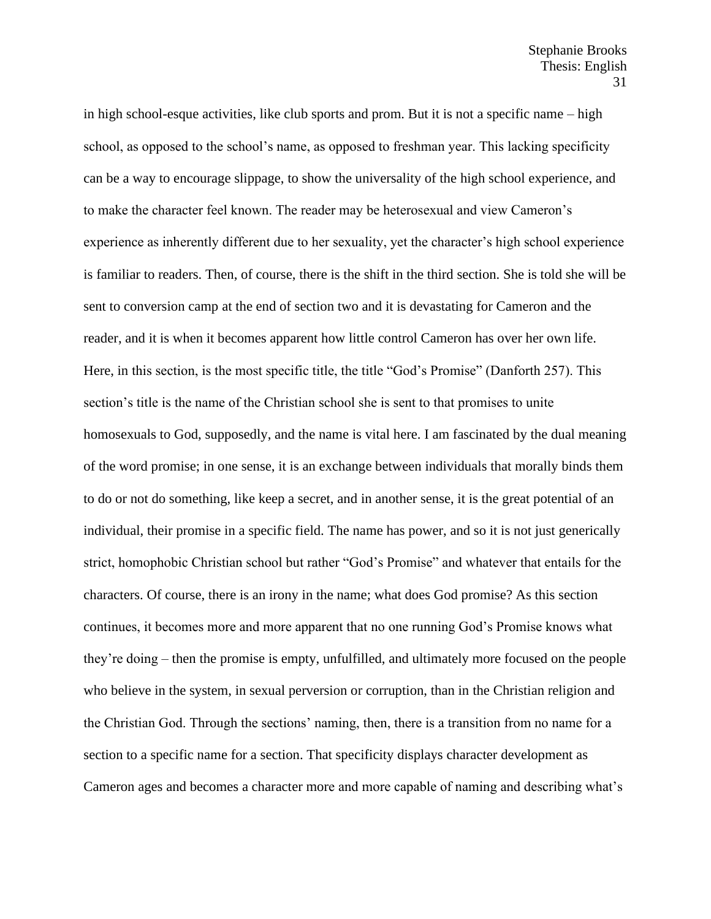in high school-esque activities, like club sports and prom. But it is not a specific name – high school, as opposed to the school's name, as opposed to freshman year. This lacking specificity can be a way to encourage slippage, to show the universality of the high school experience, and to make the character feel known. The reader may be heterosexual and view Cameron's experience as inherently different due to her sexuality, yet the character's high school experience is familiar to readers. Then, of course, there is the shift in the third section. She is told she will be sent to conversion camp at the end of section two and it is devastating for Cameron and the reader, and it is when it becomes apparent how little control Cameron has over her own life. Here, in this section, is the most specific title, the title "God's Promise" (Danforth 257). This section's title is the name of the Christian school she is sent to that promises to unite homosexuals to God, supposedly, and the name is vital here. I am fascinated by the dual meaning of the word promise; in one sense, it is an exchange between individuals that morally binds them to do or not do something, like keep a secret, and in another sense, it is the great potential of an individual, their promise in a specific field. The name has power, and so it is not just generically strict, homophobic Christian school but rather "God's Promise" and whatever that entails for the characters. Of course, there is an irony in the name; what does God promise? As this section continues, it becomes more and more apparent that no one running God's Promise knows what they're doing – then the promise is empty, unfulfilled, and ultimately more focused on the people who believe in the system, in sexual perversion or corruption, than in the Christian religion and the Christian God. Through the sections' naming, then, there is a transition from no name for a section to a specific name for a section. That specificity displays character development as Cameron ages and becomes a character more and more capable of naming and describing what's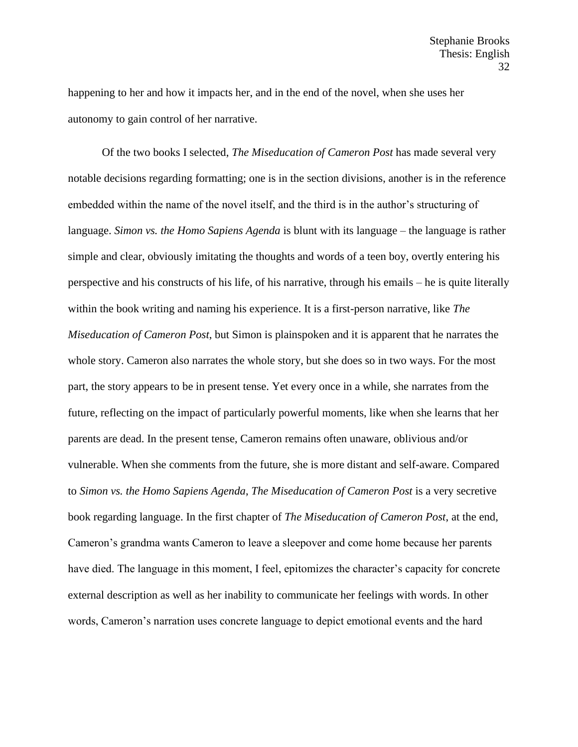happening to her and how it impacts her, and in the end of the novel, when she uses her autonomy to gain control of her narrative.

Of the two books I selected, *The Miseducation of Cameron Post* has made several very notable decisions regarding formatting; one is in the section divisions, another is in the reference embedded within the name of the novel itself, and the third is in the author's structuring of language. *Simon vs. the Homo Sapiens Agenda* is blunt with its language – the language is rather simple and clear, obviously imitating the thoughts and words of a teen boy, overtly entering his perspective and his constructs of his life, of his narrative, through his emails – he is quite literally within the book writing and naming his experience. It is a first-person narrative, like *The Miseducation of Cameron Post*, but Simon is plainspoken and it is apparent that he narrates the whole story. Cameron also narrates the whole story, but she does so in two ways. For the most part, the story appears to be in present tense. Yet every once in a while, she narrates from the future, reflecting on the impact of particularly powerful moments, like when she learns that her parents are dead. In the present tense, Cameron remains often unaware, oblivious and/or vulnerable. When she comments from the future, she is more distant and self-aware. Compared to *Simon vs. the Homo Sapiens Agenda*, *The Miseducation of Cameron Post* is a very secretive book regarding language. In the first chapter of *The Miseducation of Cameron Post*, at the end, Cameron's grandma wants Cameron to leave a sleepover and come home because her parents have died. The language in this moment, I feel, epitomizes the character's capacity for concrete external description as well as her inability to communicate her feelings with words. In other words, Cameron's narration uses concrete language to depict emotional events and the hard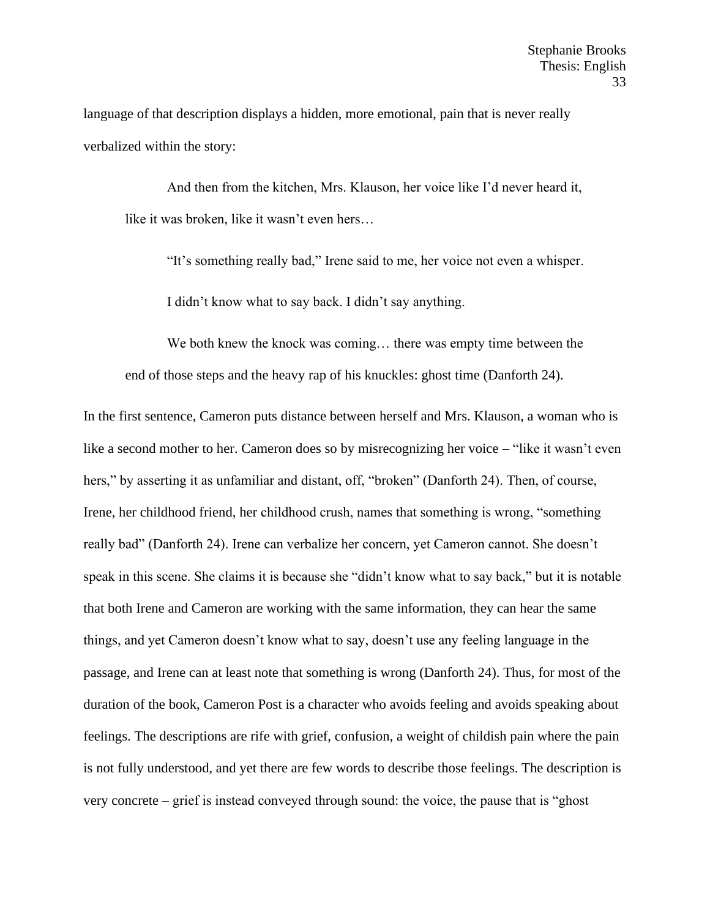language of that description displays a hidden, more emotional, pain that is never really verbalized within the story:

> And then from the kitchen, Mrs. Klauson, her voice like I'd never heard it, like it was broken, like it wasn't even hers…
>
> "It's something really bad," Irene said to me, her voice not even a whisper.
>
> I didn't know what to say back. I didn't say anything.
>
> We both knew the knock was coming… there was empty time between the end of those steps and the heavy rap of his knuckles: ghost time (Danforth 24).

In the first sentence, Cameron puts distance between herself and Mrs. Klauson, a woman who is like a second mother to her. Cameron does so by misrecognizing her voice – "like it wasn't even hers," by asserting it as unfamiliar and distant, off, "broken" (Danforth 24). Then, of course, Irene, her childhood friend, her childhood crush, names that something is wrong, "something really bad" (Danforth 24). Irene can verbalize her concern, yet Cameron cannot. She doesn't speak in this scene. She claims it is because she "didn't know what to say back," but it is notable that both Irene and Cameron are working with the same information, they can hear the same things, and yet Cameron doesn't know what to say, doesn't use any feeling language in the passage, and Irene can at least note that something is wrong (Danforth 24). Thus, for most of the duration of the book, Cameron Post is a character who avoids feeling and avoids speaking about feelings. The descriptions are rife with grief, confusion, a weight of childish pain where the pain is not fully understood, and yet there are few words to describe those feelings. The description is very concrete – grief is instead conveyed through sound: the voice, the pause that is "ghost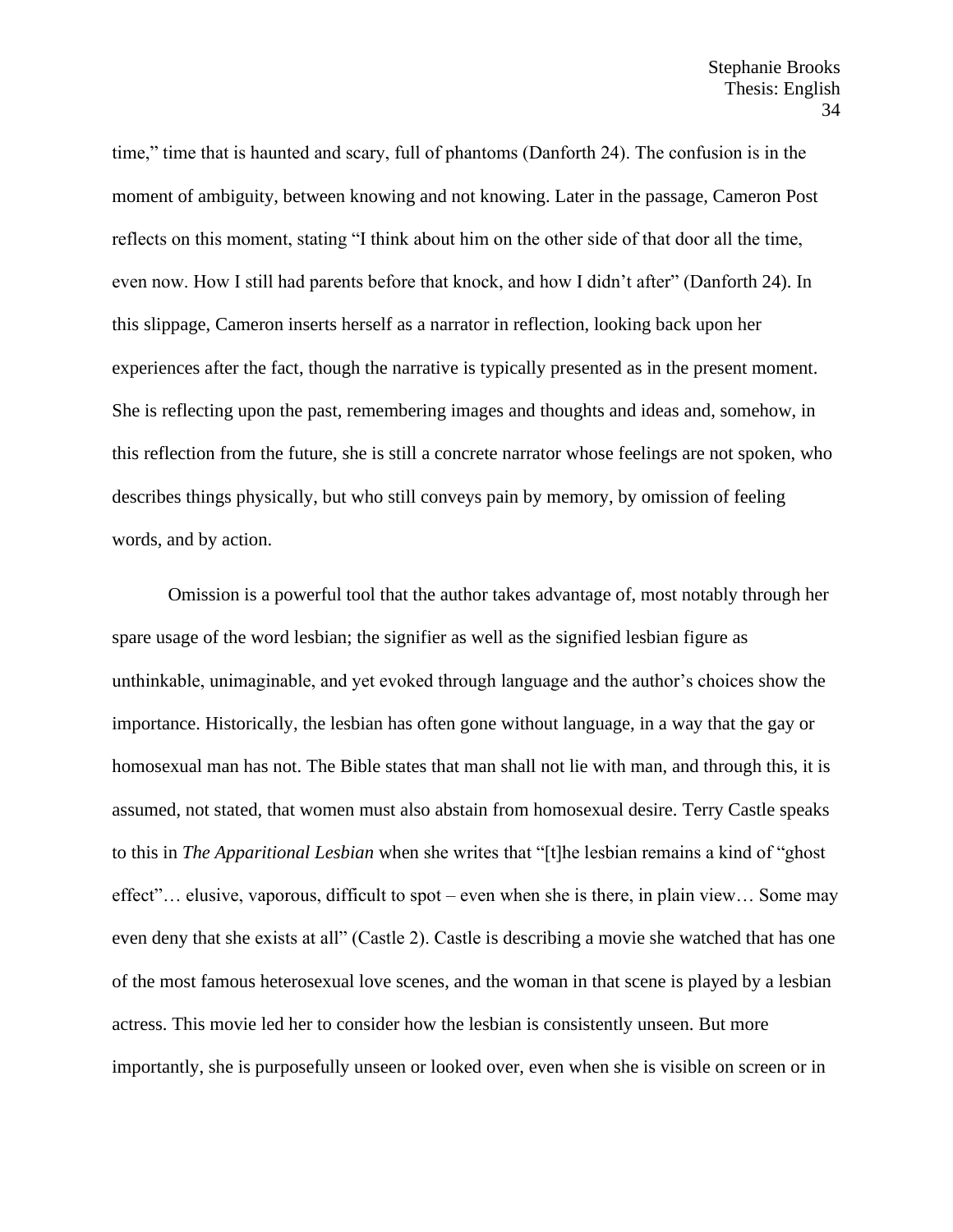time," time that is haunted and scary, full of phantoms (Danforth 24). The confusion is in the moment of ambiguity, between knowing and not knowing. Later in the passage, Cameron Post reflects on this moment, stating "I think about him on the other side of that door all the time, even now. How I still had parents before that knock, and how I didn't after" (Danforth 24). In this slippage, Cameron inserts herself as a narrator in reflection, looking back upon her experiences after the fact, though the narrative is typically presented as in the present moment. She is reflecting upon the past, remembering images and thoughts and ideas and, somehow, in this reflection from the future, she is still a concrete narrator whose feelings are not spoken, who describes things physically, but who still conveys pain by memory, by omission of feeling words, and by action.

Omission is a powerful tool that the author takes advantage of, most notably through her spare usage of the word lesbian; the signifier as well as the signified lesbian figure as unthinkable, unimaginable, and yet evoked through language and the author's choices show the importance. Historically, the lesbian has often gone without language, in a way that the gay or homosexual man has not. The Bible states that man shall not lie with man, and through this, it is assumed, not stated, that women must also abstain from homosexual desire. Terry Castle speaks to this in *The Apparitional Lesbian* when she writes that "[t]he lesbian remains a kind of "ghost effect"… elusive, vaporous, difficult to spot – even when she is there, in plain view… Some may even deny that she exists at all" (Castle 2). Castle is describing a movie she watched that has one of the most famous heterosexual love scenes, and the woman in that scene is played by a lesbian actress. This movie led her to consider how the lesbian is consistently unseen. But more importantly, she is purposefully unseen or looked over, even when she is visible on screen or in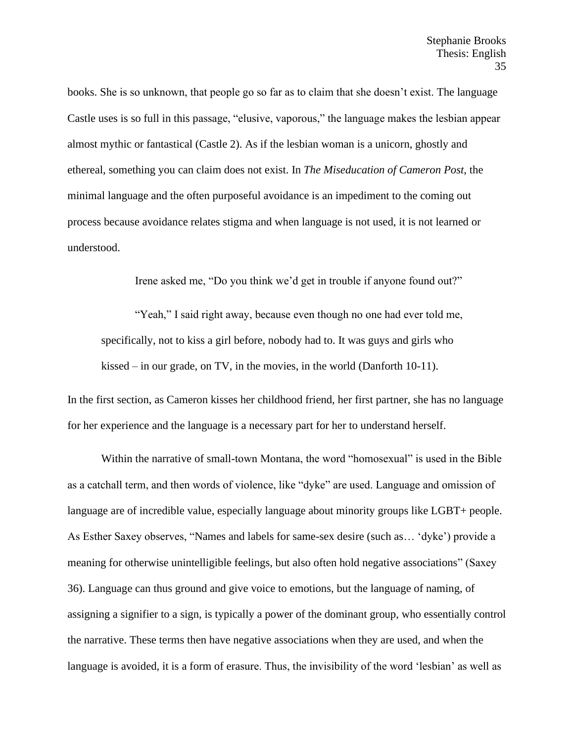books. She is so unknown, that people go so far as to claim that she doesn't exist. The language Castle uses is so full in this passage, "elusive, vaporous," the language makes the lesbian appear almost mythic or fantastical (Castle 2). As if the lesbian woman is a unicorn, ghostly and ethereal, something you can claim does not exist. In *The Miseducation of Cameron Post*, the minimal language and the often purposeful avoidance is an impediment to the coming out process because avoidance relates stigma and when language is not used, it is not learned or understood.

> Irene asked me, "Do you think we'd get in trouble if anyone found out?"
>
> "Yeah," I said right away, because even though no one had ever told me, specifically, not to kiss a girl before, nobody had to. It was guys and girls who kissed – in our grade, on TV, in the movies, in the world (Danforth 10-11).

In the first section, as Cameron kisses her childhood friend, her first partner, she has no language for her experience and the language is a necessary part for her to understand herself.

Within the narrative of small-town Montana, the word "homosexual" is used in the Bible as a catchall term, and then words of violence, like "dyke" are used. Language and omission of language are of incredible value, especially language about minority groups like LGBT+ people. As Esther Saxey observes, "Names and labels for same-sex desire (such as… 'dyke') provide a meaning for otherwise unintelligible feelings, but also often hold negative associations" (Saxey 36). Language can thus ground and give voice to emotions, but the language of naming, of assigning a signifier to a sign, is typically a power of the dominant group, who essentially control the narrative. These terms then have negative associations when they are used, and when the language is avoided, it is a form of erasure. Thus, the invisibility of the word 'lesbian' as well as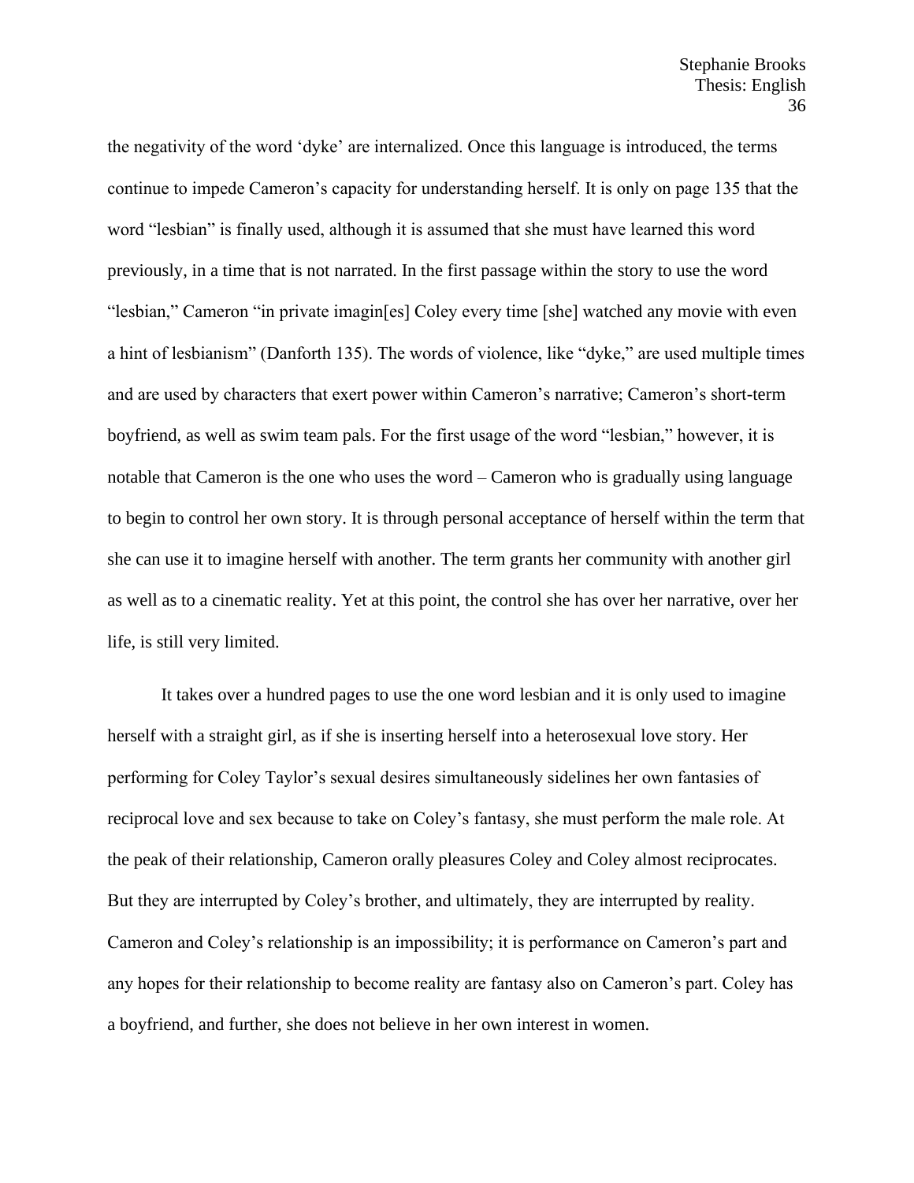the negativity of the word 'dyke' are internalized. Once this language is introduced, the terms continue to impede Cameron's capacity for understanding herself. It is only on page 135 that the word "lesbian" is finally used, although it is assumed that she must have learned this word previously, in a time that is not narrated. In the first passage within the story to use the word "lesbian," Cameron "in private imagin[es] Coley every time [she] watched any movie with even a hint of lesbianism" (Danforth 135). The words of violence, like "dyke," are used multiple times and are used by characters that exert power within Cameron's narrative; Cameron's short-term boyfriend, as well as swim team pals. For the first usage of the word "lesbian," however, it is notable that Cameron is the one who uses the word – Cameron who is gradually using language to begin to control her own story. It is through personal acceptance of herself within the term that she can use it to imagine herself with another. The term grants her community with another girl as well as to a cinematic reality. Yet at this point, the control she has over her narrative, over her life, is still very limited.

It takes over a hundred pages to use the one word lesbian and it is only used to imagine herself with a straight girl, as if she is inserting herself into a heterosexual love story. Her performing for Coley Taylor's sexual desires simultaneously sidelines her own fantasies of reciprocal love and sex because to take on Coley's fantasy, she must perform the male role. At the peak of their relationship, Cameron orally pleasures Coley and Coley almost reciprocates. But they are interrupted by Coley's brother, and ultimately, they are interrupted by reality. Cameron and Coley's relationship is an impossibility; it is performance on Cameron's part and any hopes for their relationship to become reality are fantasy also on Cameron's part. Coley has a boyfriend, and further, she does not believe in her own interest in women.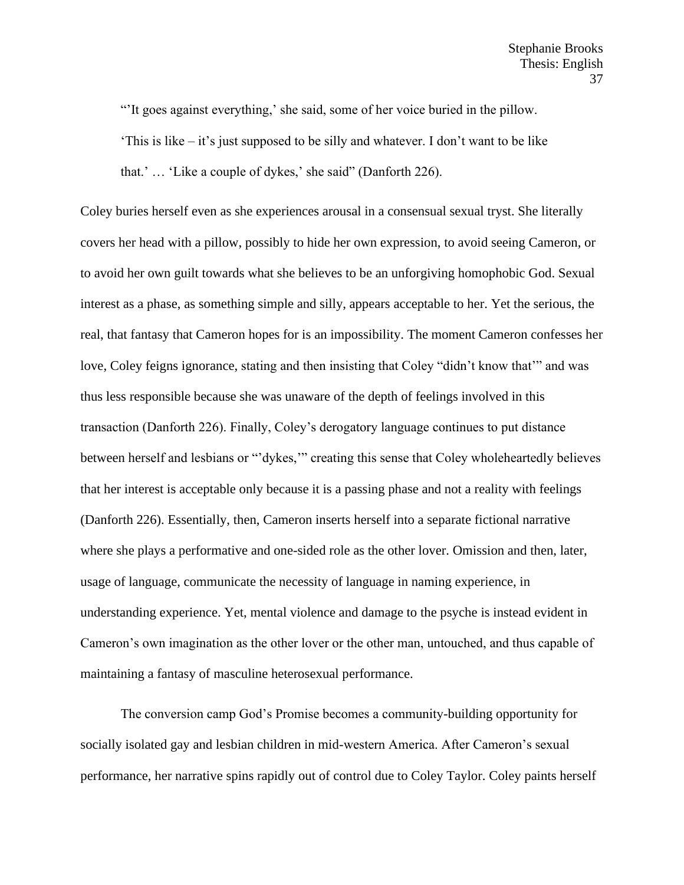"'It goes against everything,' she said, some of her voice buried in the pillow. 'This is like – it's just supposed to be silly and whatever. I don't want to be like that.' … 'Like a couple of dykes,' she said" (Danforth 226).

Coley buries herself even as she experiences arousal in a consensual sexual tryst. She literally covers her head with a pillow, possibly to hide her own expression, to avoid seeing Cameron, or to avoid her own guilt towards what she believes to be an unforgiving homophobic God. Sexual interest as a phase, as something simple and silly, appears acceptable to her. Yet the serious, the real, that fantasy that Cameron hopes for is an impossibility. The moment Cameron confesses her love, Coley feigns ignorance, stating and then insisting that Coley "didn't know that'" and was thus less responsible because she was unaware of the depth of feelings involved in this transaction (Danforth 226). Finally, Coley's derogatory language continues to put distance between herself and lesbians or "'dykes,'" creating this sense that Coley wholeheartedly believes that her interest is acceptable only because it is a passing phase and not a reality with feelings (Danforth 226). Essentially, then, Cameron inserts herself into a separate fictional narrative where she plays a performative and one-sided role as the other lover. Omission and then, later, usage of language, communicate the necessity of language in naming experience, in understanding experience. Yet, mental violence and damage to the psyche is instead evident in Cameron's own imagination as the other lover or the other man, untouched, and thus capable of maintaining a fantasy of masculine heterosexual performance.

The conversion camp God's Promise becomes a community-building opportunity for socially isolated gay and lesbian children in mid-western America. After Cameron's sexual performance, her narrative spins rapidly out of control due to Coley Taylor. Coley paints herself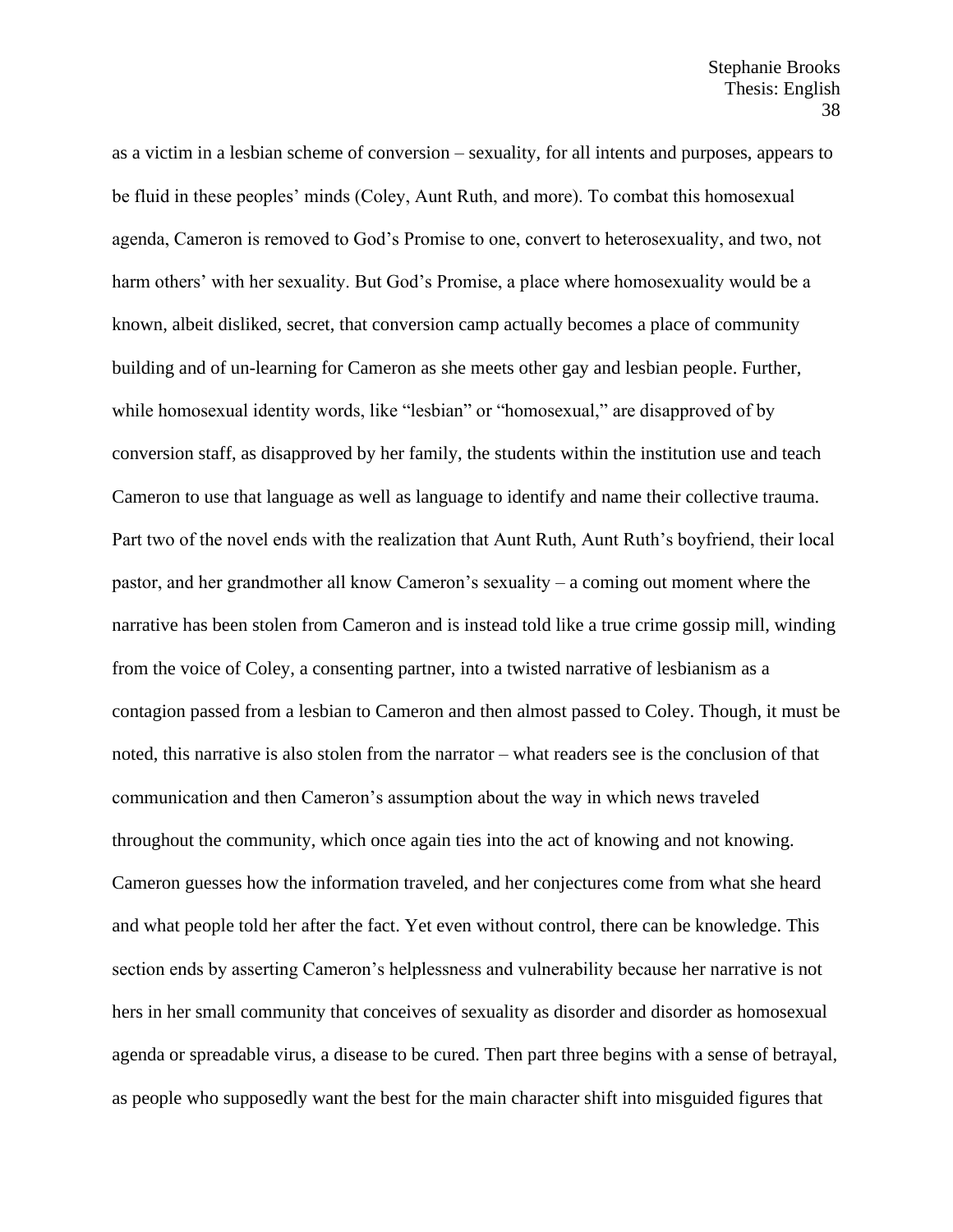as a victim in a lesbian scheme of conversion – sexuality, for all intents and purposes, appears to be fluid in these peoples' minds (Coley, Aunt Ruth, and more). To combat this homosexual agenda, Cameron is removed to God's Promise to one, convert to heterosexuality, and two, not harm others' with her sexuality. But God's Promise, a place where homosexuality would be a known, albeit disliked, secret, that conversion camp actually becomes a place of community building and of un-learning for Cameron as she meets other gay and lesbian people. Further, while homosexual identity words, like "lesbian" or "homosexual," are disapproved of by conversion staff, as disapproved by her family, the students within the institution use and teach Cameron to use that language as well as language to identify and name their collective trauma. Part two of the novel ends with the realization that Aunt Ruth, Aunt Ruth's boyfriend, their local pastor, and her grandmother all know Cameron's sexuality – a coming out moment where the narrative has been stolen from Cameron and is instead told like a true crime gossip mill, winding from the voice of Coley, a consenting partner, into a twisted narrative of lesbianism as a contagion passed from a lesbian to Cameron and then almost passed to Coley. Though, it must be noted, this narrative is also stolen from the narrator – what readers see is the conclusion of that communication and then Cameron's assumption about the way in which news traveled throughout the community, which once again ties into the act of knowing and not knowing. Cameron guesses how the information traveled, and her conjectures come from what she heard and what people told her after the fact. Yet even without control, there can be knowledge. This section ends by asserting Cameron's helplessness and vulnerability because her narrative is not hers in her small community that conceives of sexuality as disorder and disorder as homosexual agenda or spreadable virus, a disease to be cured. Then part three begins with a sense of betrayal, as people who supposedly want the best for the main character shift into misguided figures that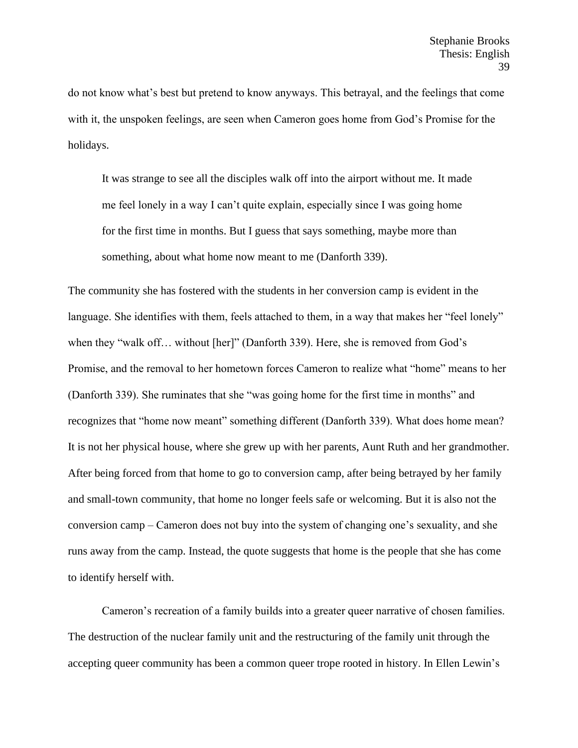do not know what's best but pretend to know anyways. This betrayal, and the feelings that come with it, the unspoken feelings, are seen when Cameron goes home from God's Promise for the holidays.

> It was strange to see all the disciples walk off into the airport without me. It made me feel lonely in a way I can't quite explain, especially since I was going home for the first time in months. But I guess that says something, maybe more than something, about what home now meant to me (Danforth 339).

The community she has fostered with the students in her conversion camp is evident in the language. She identifies with them, feels attached to them, in a way that makes her "feel lonely" when they "walk off… without [her]" (Danforth 339). Here, she is removed from God's Promise, and the removal to her hometown forces Cameron to realize what "home" means to her (Danforth 339). She ruminates that she "was going home for the first time in months" and recognizes that "home now meant" something different (Danforth 339). What does home mean? It is not her physical house, where she grew up with her parents, Aunt Ruth and her grandmother. After being forced from that home to go to conversion camp, after being betrayed by her family and small-town community, that home no longer feels safe or welcoming. But it is also not the conversion camp – Cameron does not buy into the system of changing one's sexuality, and she runs away from the camp. Instead, the quote suggests that home is the people that she has come to identify herself with.

Cameron's recreation of a family builds into a greater queer narrative of chosen families. The destruction of the nuclear family unit and the restructuring of the family unit through the accepting queer community has been a common queer trope rooted in history. In Ellen Lewin's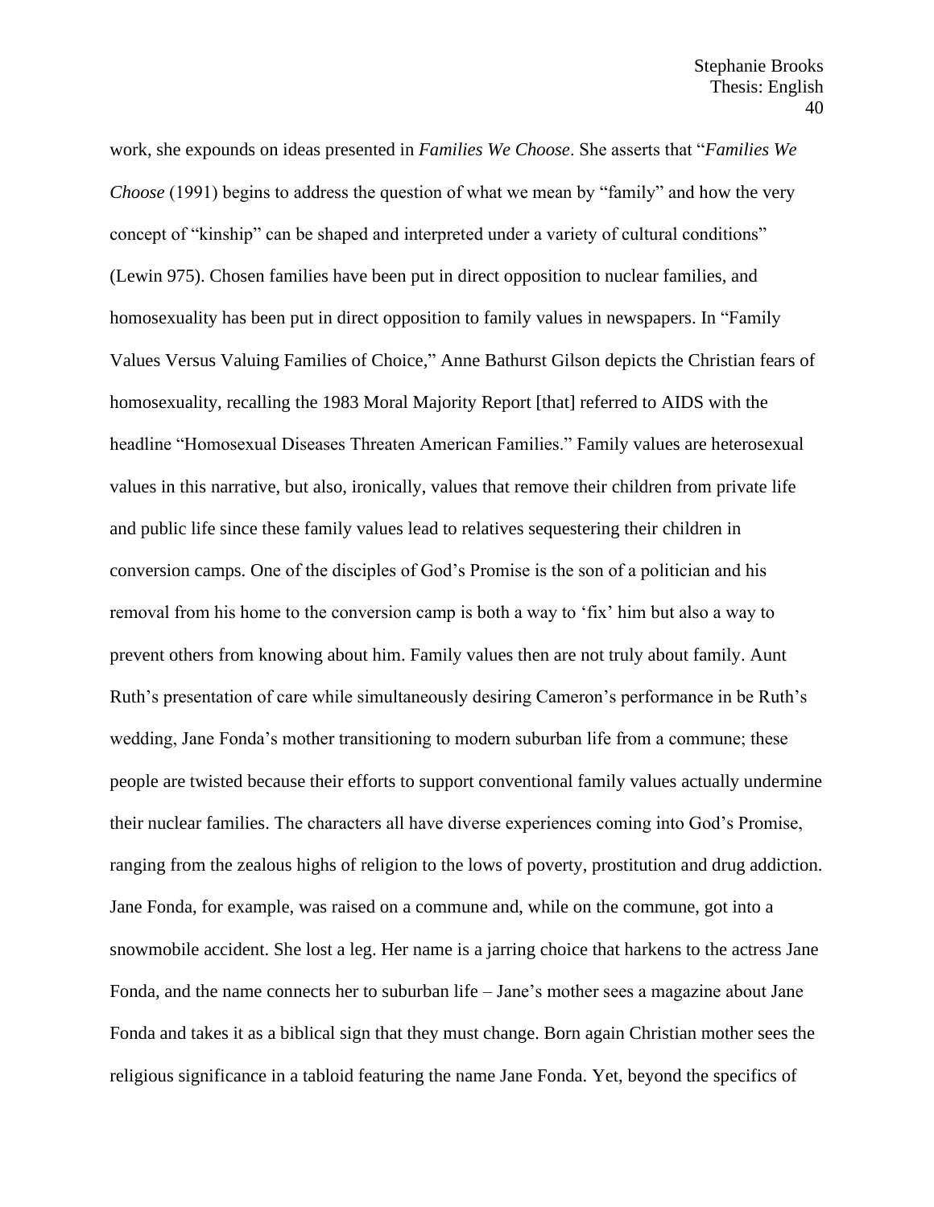work, she expounds on ideas presented in *Families We Choose*. She asserts that "*Families We Choose* (1991) begins to address the question of what we mean by "family" and how the very concept of "kinship" can be shaped and interpreted under a variety of cultural conditions" (Lewin 975). Chosen families have been put in direct opposition to nuclear families, and homosexuality has been put in direct opposition to family values in newspapers. In "Family Values Versus Valuing Families of Choice," Anne Bathurst Gilson depicts the Christian fears of homosexuality, recalling the 1983 Moral Majority Report [that] referred to AIDS with the headline "Homosexual Diseases Threaten American Families." Family values are heterosexual values in this narrative, but also, ironically, values that remove their children from private life and public life since these family values lead to relatives sequestering their children in conversion camps. One of the disciples of God's Promise is the son of a politician and his removal from his home to the conversion camp is both a way to 'fix' him but also a way to prevent others from knowing about him. Family values then are not truly about family. Aunt Ruth's presentation of care while simultaneously desiring Cameron's performance in be Ruth's wedding, Jane Fonda's mother transitioning to modern suburban life from a commune; these people are twisted because their efforts to support conventional family values actually undermine their nuclear families. The characters all have diverse experiences coming into God's Promise, ranging from the zealous highs of religion to the lows of poverty, prostitution and drug addiction. Jane Fonda, for example, was raised on a commune and, while on the commune, got into a snowmobile accident. She lost a leg. Her name is a jarring choice that harkens to the actress Jane Fonda, and the name connects her to suburban life – Jane's mother sees a magazine about Jane Fonda and takes it as a biblical sign that they must change. Born again Christian mother sees the religious significance in a tabloid featuring the name Jane Fonda. Yet, beyond the specifics of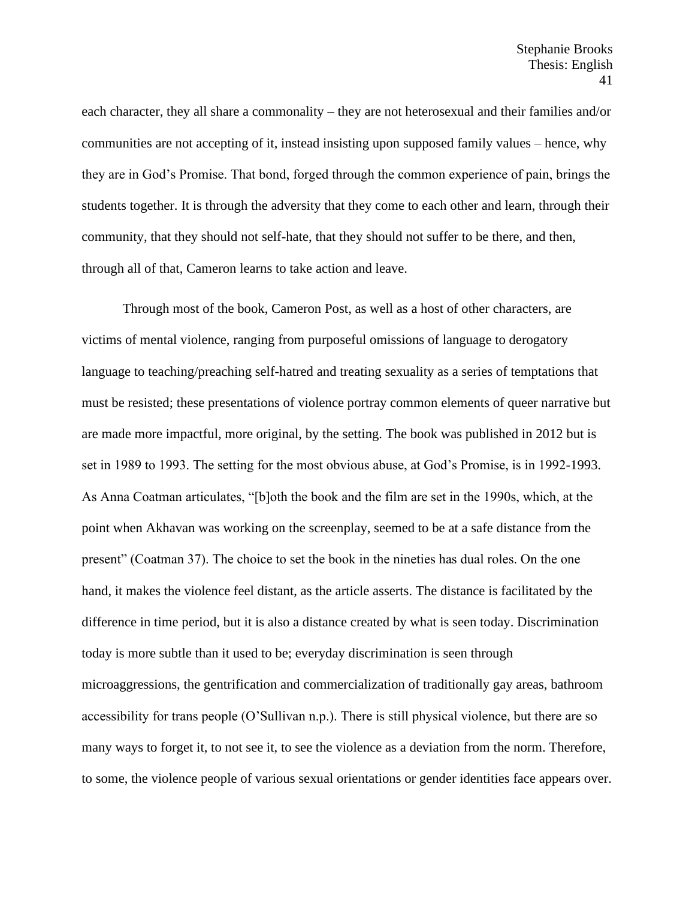each character, they all share a commonality – they are not heterosexual and their families and/or communities are not accepting of it, instead insisting upon supposed family values – hence, why they are in God's Promise. That bond, forged through the common experience of pain, brings the students together. It is through the adversity that they come to each other and learn, through their community, that they should not self-hate, that they should not suffer to be there, and then, through all of that, Cameron learns to take action and leave.

Through most of the book, Cameron Post, as well as a host of other characters, are victims of mental violence, ranging from purposeful omissions of language to derogatory language to teaching/preaching self-hatred and treating sexuality as a series of temptations that must be resisted; these presentations of violence portray common elements of queer narrative but are made more impactful, more original, by the setting. The book was published in 2012 but is set in 1989 to 1993. The setting for the most obvious abuse, at God's Promise, is in 1992-1993. As Anna Coatman articulates, "[b]oth the book and the film are set in the 1990s, which, at the point when Akhavan was working on the screenplay, seemed to be at a safe distance from the present" (Coatman 37). The choice to set the book in the nineties has dual roles. On the one hand, it makes the violence feel distant, as the article asserts. The distance is facilitated by the difference in time period, but it is also a distance created by what is seen today. Discrimination today is more subtle than it used to be; everyday discrimination is seen through microaggressions, the gentrification and commercialization of traditionally gay areas, bathroom accessibility for trans people (O'Sullivan n.p.). There is still physical violence, but there are so many ways to forget it, to not see it, to see the violence as a deviation from the norm. Therefore, to some, the violence people of various sexual orientations or gender identities face appears over.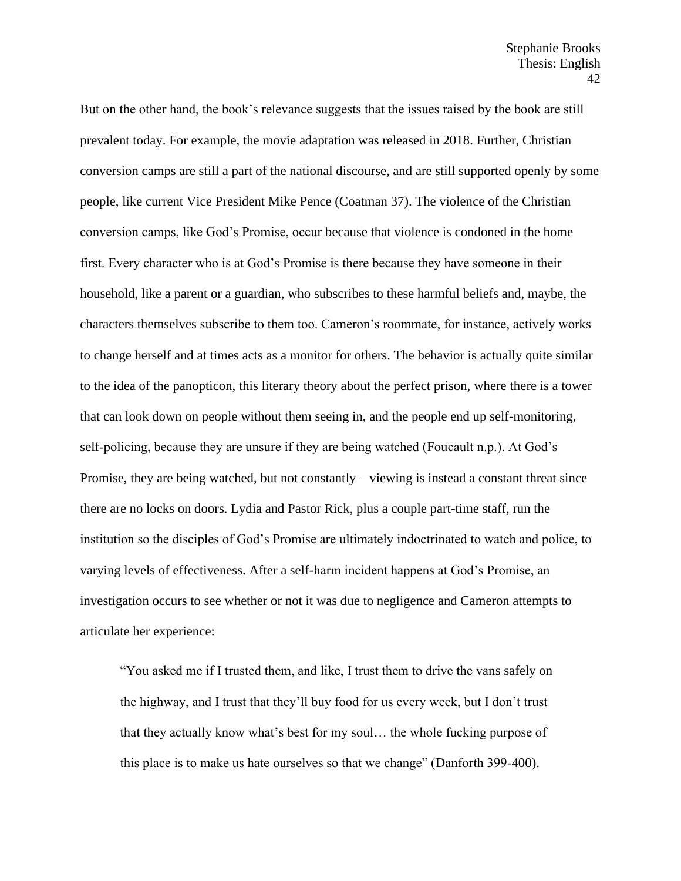But on the other hand, the book's relevance suggests that the issues raised by the book are still prevalent today. For example, the movie adaptation was released in 2018. Further, Christian conversion camps are still a part of the national discourse, and are still supported openly by some people, like current Vice President Mike Pence (Coatman 37). The violence of the Christian conversion camps, like God's Promise, occur because that violence is condoned in the home first. Every character who is at God's Promise is there because they have someone in their household, like a parent or a guardian, who subscribes to these harmful beliefs and, maybe, the characters themselves subscribe to them too. Cameron's roommate, for instance, actively works to change herself and at times acts as a monitor for others. The behavior is actually quite similar to the idea of the panopticon, this literary theory about the perfect prison, where there is a tower that can look down on people without them seeing in, and the people end up self-monitoring, self-policing, because they are unsure if they are being watched (Foucault n.p.). At God's Promise, they are being watched, but not constantly – viewing is instead a constant threat since there are no locks on doors. Lydia and Pastor Rick, plus a couple part-time staff, run the institution so the disciples of God's Promise are ultimately indoctrinated to watch and police, to varying levels of effectiveness. After a self-harm incident happens at God's Promise, an investigation occurs to see whether or not it was due to negligence and Cameron attempts to articulate her experience:

> "You asked me if I trusted them, and like, I trust them to drive the vans safely on the highway, and I trust that they'll buy food for us every week, but I don't trust that they actually know what's best for my soul… the whole fucking purpose of this place is to make us hate ourselves so that we change" (Danforth 399-400).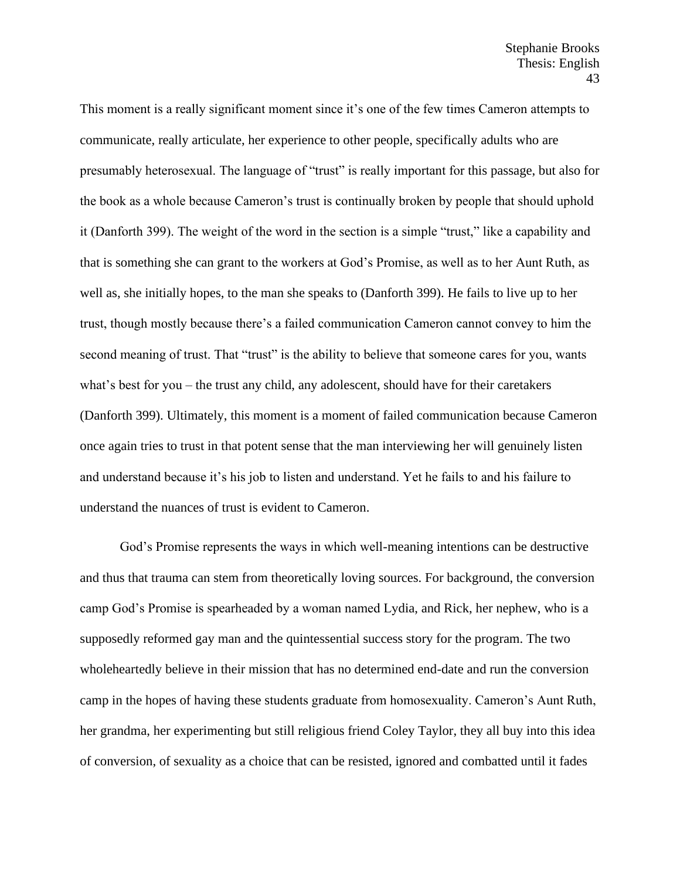This moment is a really significant moment since it's one of the few times Cameron attempts to communicate, really articulate, her experience to other people, specifically adults who are presumably heterosexual. The language of "trust" is really important for this passage, but also for the book as a whole because Cameron's trust is continually broken by people that should uphold it (Danforth 399). The weight of the word in the section is a simple "trust," like a capability and that is something she can grant to the workers at God's Promise, as well as to her Aunt Ruth, as well as, she initially hopes, to the man she speaks to (Danforth 399). He fails to live up to her trust, though mostly because there's a failed communication Cameron cannot convey to him the second meaning of trust. That "trust" is the ability to believe that someone cares for you, wants what's best for you – the trust any child, any adolescent, should have for their caretakers (Danforth 399). Ultimately, this moment is a moment of failed communication because Cameron once again tries to trust in that potent sense that the man interviewing her will genuinely listen and understand because it's his job to listen and understand. Yet he fails to and his failure to understand the nuances of trust is evident to Cameron.

God's Promise represents the ways in which well-meaning intentions can be destructive and thus that trauma can stem from theoretically loving sources. For background, the conversion camp God's Promise is spearheaded by a woman named Lydia, and Rick, her nephew, who is a supposedly reformed gay man and the quintessential success story for the program. The two wholeheartedly believe in their mission that has no determined end-date and run the conversion camp in the hopes of having these students graduate from homosexuality. Cameron's Aunt Ruth, her grandma, her experimenting but still religious friend Coley Taylor, they all buy into this idea of conversion, of sexuality as a choice that can be resisted, ignored and combatted until it fades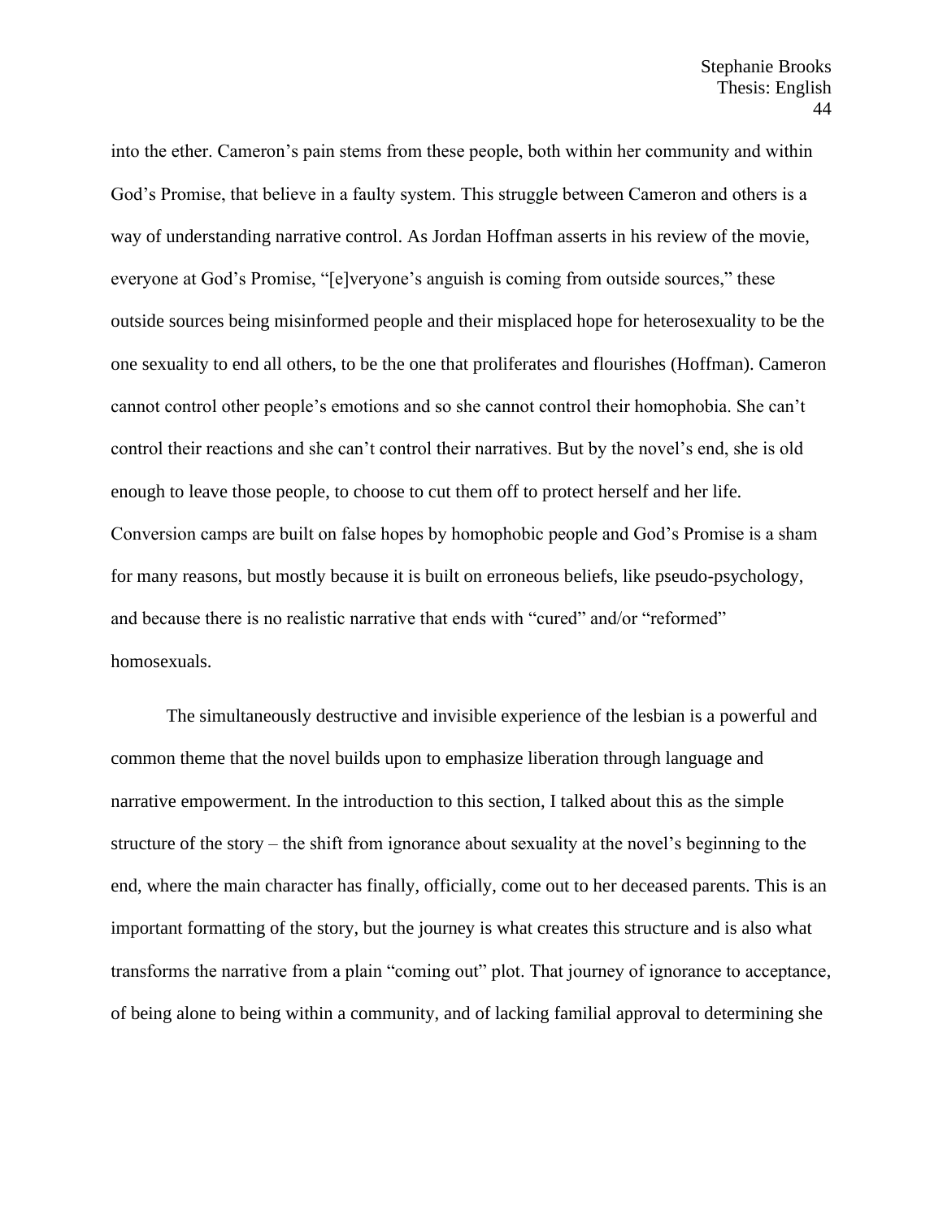into the ether. Cameron's pain stems from these people, both within her community and within God's Promise, that believe in a faulty system. This struggle between Cameron and others is a way of understanding narrative control. As Jordan Hoffman asserts in his review of the movie, everyone at God's Promise, "[e]veryone's anguish is coming from outside sources," these outside sources being misinformed people and their misplaced hope for heterosexuality to be the one sexuality to end all others, to be the one that proliferates and flourishes (Hoffman). Cameron cannot control other people's emotions and so she cannot control their homophobia. She can't control their reactions and she can't control their narratives. But by the novel's end, she is old enough to leave those people, to choose to cut them off to protect herself and her life. Conversion camps are built on false hopes by homophobic people and God's Promise is a sham for many reasons, but mostly because it is built on erroneous beliefs, like pseudo-psychology, and because there is no realistic narrative that ends with "cured" and/or "reformed" homosexuals.

The simultaneously destructive and invisible experience of the lesbian is a powerful and common theme that the novel builds upon to emphasize liberation through language and narrative empowerment. In the introduction to this section, I talked about this as the simple structure of the story – the shift from ignorance about sexuality at the novel's beginning to the end, where the main character has finally, officially, come out to her deceased parents. This is an important formatting of the story, but the journey is what creates this structure and is also what transforms the narrative from a plain "coming out" plot. That journey of ignorance to acceptance, of being alone to being within a community, and of lacking familial approval to determining she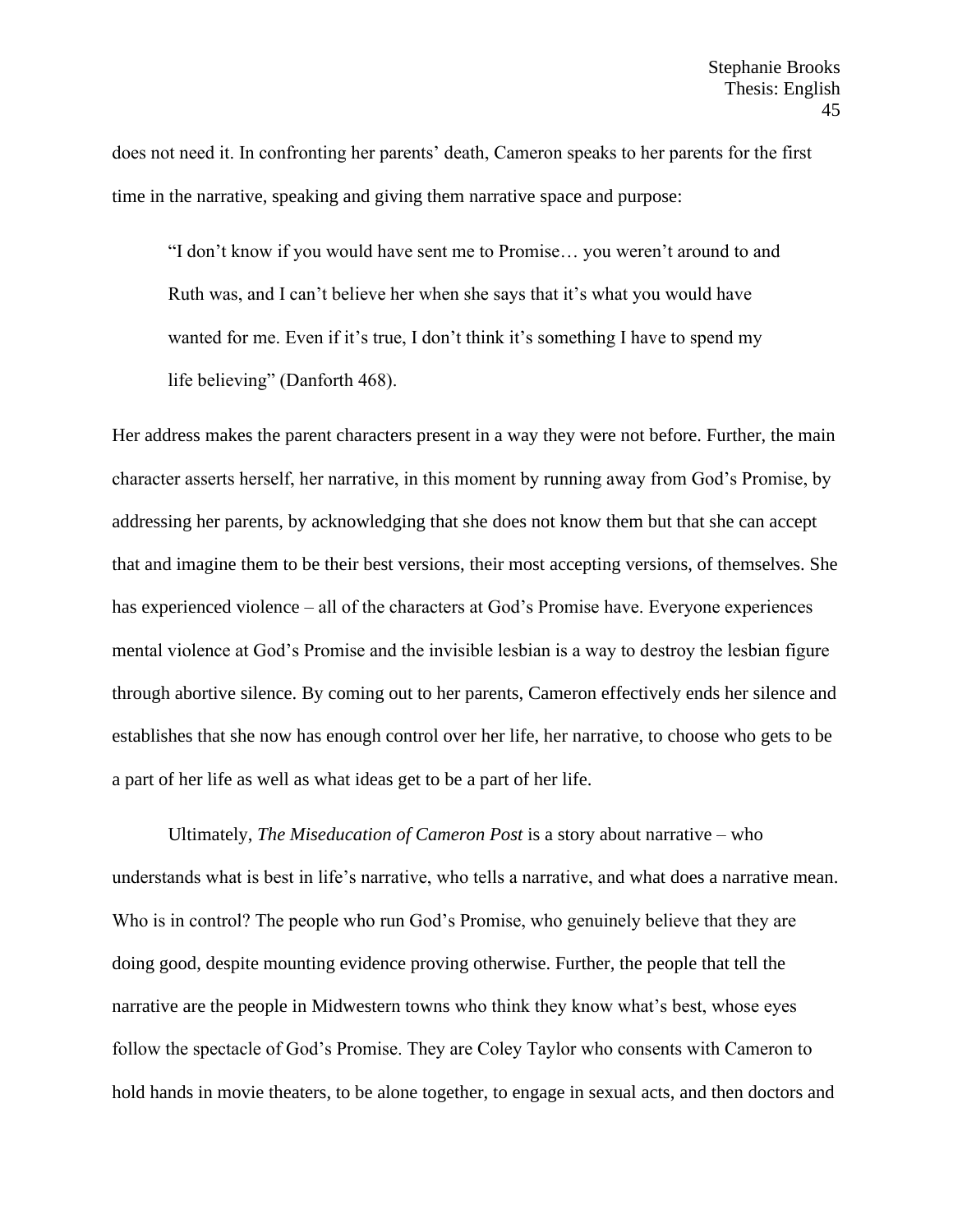does not need it. In confronting her parents' death, Cameron speaks to her parents for the first time in the narrative, speaking and giving them narrative space and purpose:

> "I don't know if you would have sent me to Promise… you weren't around to and Ruth was, and I can't believe her when she says that it's what you would have wanted for me. Even if it's true, I don't think it's something I have to spend my life believing" (Danforth 468).

Her address makes the parent characters present in a way they were not before. Further, the main character asserts herself, her narrative, in this moment by running away from God's Promise, by addressing her parents, by acknowledging that she does not know them but that she can accept that and imagine them to be their best versions, their most accepting versions, of themselves. She has experienced violence – all of the characters at God's Promise have. Everyone experiences mental violence at God's Promise and the invisible lesbian is a way to destroy the lesbian figure through abortive silence. By coming out to her parents, Cameron effectively ends her silence and establishes that she now has enough control over her life, her narrative, to choose who gets to be a part of her life as well as what ideas get to be a part of her life.

Ultimately, *The Miseducation of Cameron Post* is a story about narrative – who understands what is best in life's narrative, who tells a narrative, and what does a narrative mean. Who is in control? The people who run God's Promise, who genuinely believe that they are doing good, despite mounting evidence proving otherwise. Further, the people that tell the narrative are the people in Midwestern towns who think they know what's best, whose eyes follow the spectacle of God's Promise. They are Coley Taylor who consents with Cameron to hold hands in movie theaters, to be alone together, to engage in sexual acts, and then doctors and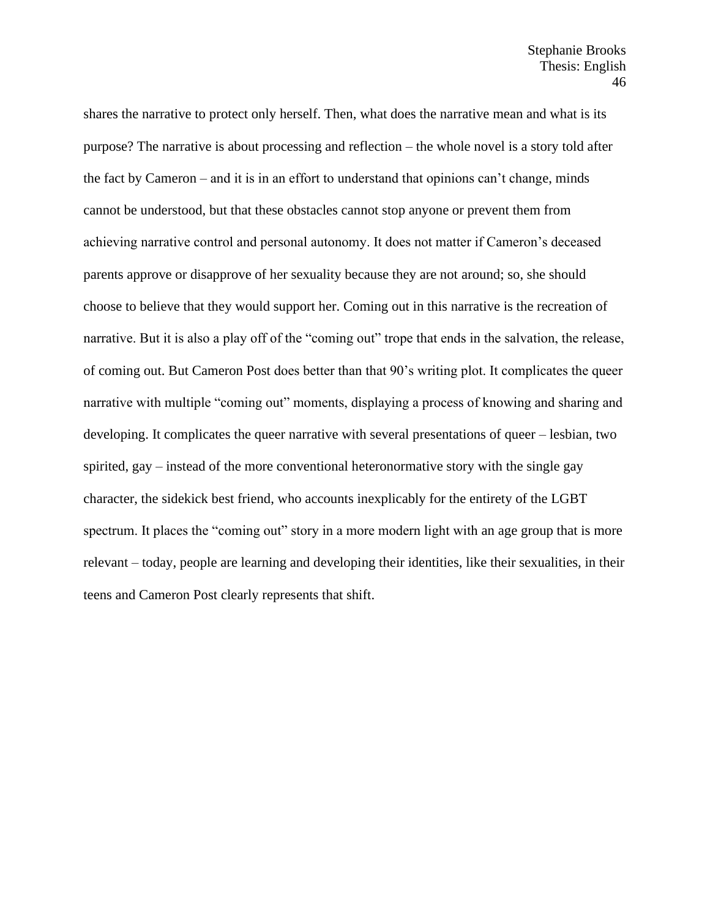shares the narrative to protect only herself. Then, what does the narrative mean and what is its purpose? The narrative is about processing and reflection – the whole novel is a story told after the fact by Cameron – and it is in an effort to understand that opinions can't change, minds cannot be understood, but that these obstacles cannot stop anyone or prevent them from achieving narrative control and personal autonomy. It does not matter if Cameron's deceased parents approve or disapprove of her sexuality because they are not around; so, she should choose to believe that they would support her. Coming out in this narrative is the recreation of narrative. But it is also a play off of the "coming out" trope that ends in the salvation, the release, of coming out. But Cameron Post does better than that 90's writing plot. It complicates the queer narrative with multiple "coming out" moments, displaying a process of knowing and sharing and developing. It complicates the queer narrative with several presentations of queer – lesbian, two spirited, gay – instead of the more conventional heteronormative story with the single gay character, the sidekick best friend, who accounts inexplicably for the entirety of the LGBT spectrum. It places the "coming out" story in a more modern light with an age group that is more relevant – today, people are learning and developing their identities, like their sexualities, in their teens and Cameron Post clearly represents that shift.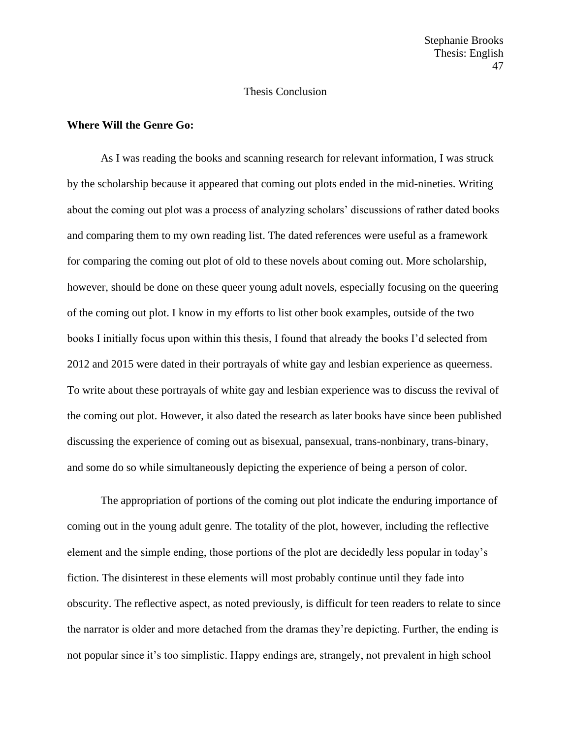Thesis Conclusion

**Where Will the Genre Go:**

As I was reading the books and scanning research for relevant information, I was struck by the scholarship because it appeared that coming out plots ended in the mid-nineties. Writing about the coming out plot was a process of analyzing scholars' discussions of rather dated books and comparing them to my own reading list. The dated references were useful as a framework for comparing the coming out plot of old to these novels about coming out. More scholarship, however, should be done on these queer young adult novels, especially focusing on the queering of the coming out plot. I know in my efforts to list other book examples, outside of the two books I initially focus upon within this thesis, I found that already the books I'd selected from 2012 and 2015 were dated in their portrayals of white gay and lesbian experience as queerness. To write about these portrayals of white gay and lesbian experience was to discuss the revival of the coming out plot. However, it also dated the research as later books have since been published discussing the experience of coming out as bisexual, pansexual, trans-nonbinary, trans-binary, and some do so while simultaneously depicting the experience of being a person of color.

The appropriation of portions of the coming out plot indicate the enduring importance of coming out in the young adult genre. The totality of the plot, however, including the reflective element and the simple ending, those portions of the plot are decidedly less popular in today's fiction. The disinterest in these elements will most probably continue until they fade into obscurity. The reflective aspect, as noted previously, is difficult for teen readers to relate to since the narrator is older and more detached from the dramas they're depicting. Further, the ending is not popular since it's too simplistic. Happy endings are, strangely, not prevalent in high school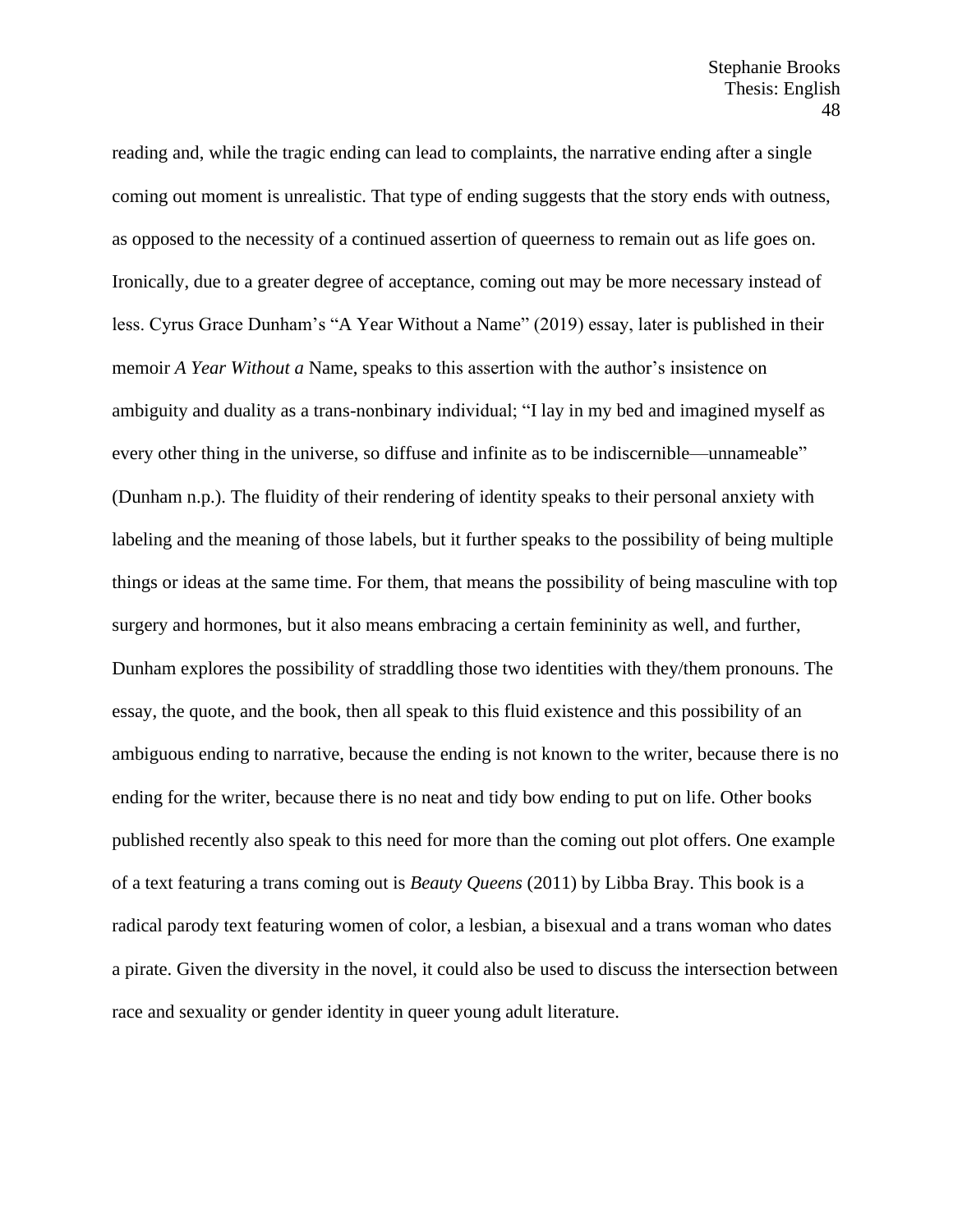reading and, while the tragic ending can lead to complaints, the narrative ending after a single coming out moment is unrealistic. That type of ending suggests that the story ends with outness, as opposed to the necessity of a continued assertion of queerness to remain out as life goes on. Ironically, due to a greater degree of acceptance, coming out may be more necessary instead of less. Cyrus Grace Dunham's "A Year Without a Name" (2019) essay, later is published in their memoir *A Year Without a* Name, speaks to this assertion with the author's insistence on ambiguity and duality as a trans-nonbinary individual; "I lay in my bed and imagined myself as every other thing in the universe, so diffuse and infinite as to be indiscernible—unnameable" (Dunham n.p.). The fluidity of their rendering of identity speaks to their personal anxiety with labeling and the meaning of those labels, but it further speaks to the possibility of being multiple things or ideas at the same time. For them, that means the possibility of being masculine with top surgery and hormones, but it also means embracing a certain femininity as well, and further, Dunham explores the possibility of straddling those two identities with they/them pronouns. The essay, the quote, and the book, then all speak to this fluid existence and this possibility of an ambiguous ending to narrative, because the ending is not known to the writer, because there is no ending for the writer, because there is no neat and tidy bow ending to put on life. Other books published recently also speak to this need for more than the coming out plot offers. One example of a text featuring a trans coming out is *Beauty Queens* (2011) by Libba Bray. This book is a radical parody text featuring women of color, a lesbian, a bisexual and a trans woman who dates a pirate. Given the diversity in the novel, it could also be used to discuss the intersection between race and sexuality or gender identity in queer young adult literature.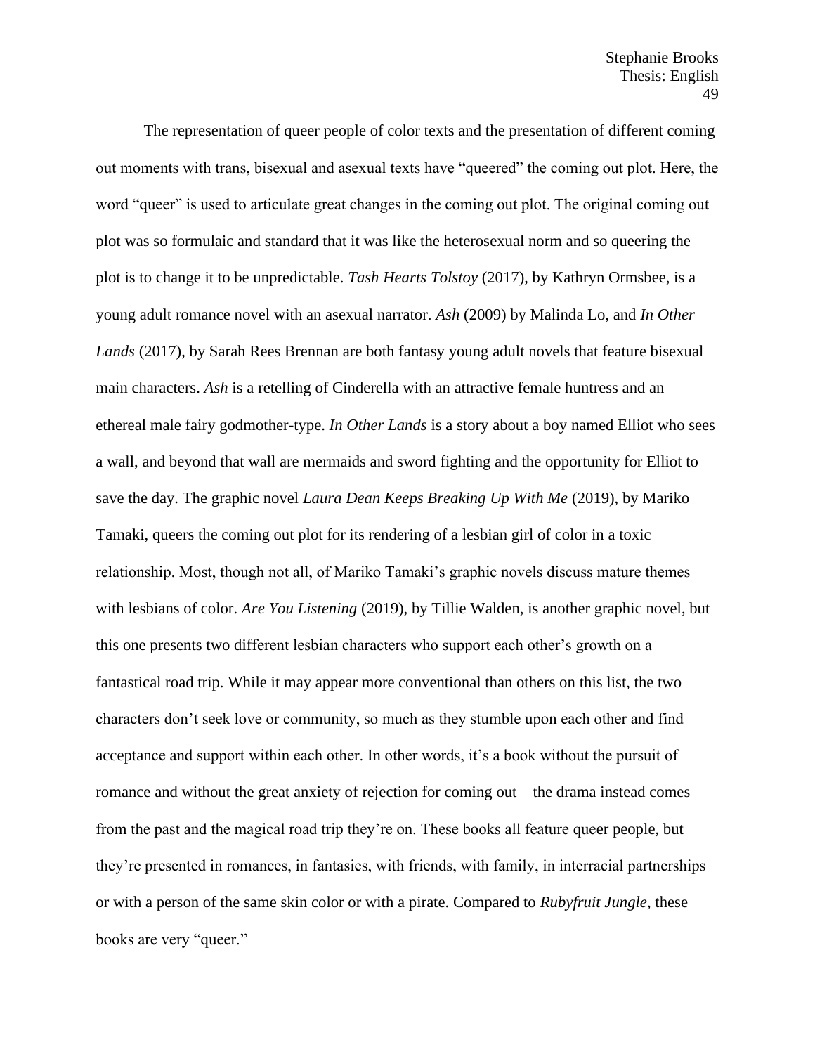The representation of queer people of color texts and the presentation of different coming out moments with trans, bisexual and asexual texts have "queered" the coming out plot. Here, the word "queer" is used to articulate great changes in the coming out plot. The original coming out plot was so formulaic and standard that it was like the heterosexual norm and so queering the plot is to change it to be unpredictable. *Tash Hearts Tolstoy* (2017), by Kathryn Ormsbee, is a young adult romance novel with an asexual narrator. *Ash* (2009) by Malinda Lo, and *In Other Lands* (2017), by Sarah Rees Brennan are both fantasy young adult novels that feature bisexual main characters. *Ash* is a retelling of Cinderella with an attractive female huntress and an ethereal male fairy godmother-type. *In Other Lands* is a story about a boy named Elliot who sees a wall, and beyond that wall are mermaids and sword fighting and the opportunity for Elliot to save the day. The graphic novel *Laura Dean Keeps Breaking Up With Me* (2019), by Mariko Tamaki, queers the coming out plot for its rendering of a lesbian girl of color in a toxic relationship. Most, though not all, of Mariko Tamaki's graphic novels discuss mature themes with lesbians of color. *Are You Listening* (2019), by Tillie Walden, is another graphic novel, but this one presents two different lesbian characters who support each other's growth on a fantastical road trip. While it may appear more conventional than others on this list, the two characters don't seek love or community, so much as they stumble upon each other and find acceptance and support within each other. In other words, it's a book without the pursuit of romance and without the great anxiety of rejection for coming out – the drama instead comes from the past and the magical road trip they're on. These books all feature queer people, but they're presented in romances, in fantasies, with friends, with family, in interracial partnerships or with a person of the same skin color or with a pirate. Compared to *Rubyfruit Jungle*, these books are very "queer."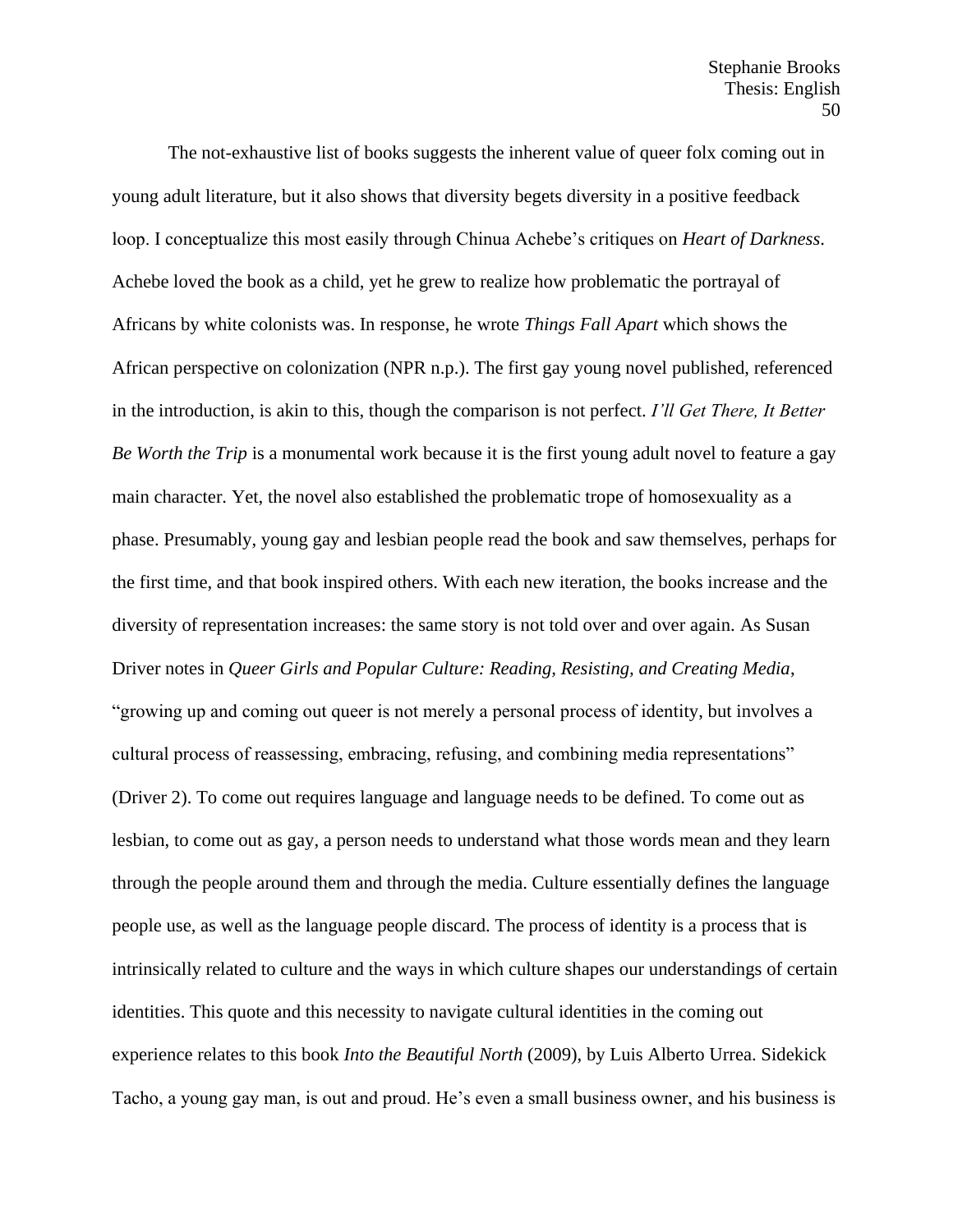The not-exhaustive list of books suggests the inherent value of queer folx coming out in young adult literature, but it also shows that diversity begets diversity in a positive feedback loop. I conceptualize this most easily through Chinua Achebe's critiques on *Heart of Darkness*. Achebe loved the book as a child, yet he grew to realize how problematic the portrayal of Africans by white colonists was. In response, he wrote *Things Fall Apart* which shows the African perspective on colonization (NPR n.p.). The first gay young novel published, referenced in the introduction, is akin to this, though the comparison is not perfect. *I'll Get There, It Better Be Worth the Trip* is a monumental work because it is the first young adult novel to feature a gay main character. Yet, the novel also established the problematic trope of homosexuality as a phase. Presumably, young gay and lesbian people read the book and saw themselves, perhaps for the first time, and that book inspired others. With each new iteration, the books increase and the diversity of representation increases: the same story is not told over and over again. As Susan Driver notes in *Queer Girls and Popular Culture: Reading, Resisting, and Creating Media*, "growing up and coming out queer is not merely a personal process of identity, but involves a cultural process of reassessing, embracing, refusing, and combining media representations" (Driver 2). To come out requires language and language needs to be defined. To come out as lesbian, to come out as gay, a person needs to understand what those words mean and they learn through the people around them and through the media. Culture essentially defines the language people use, as well as the language people discard. The process of identity is a process that is intrinsically related to culture and the ways in which culture shapes our understandings of certain identities. This quote and this necessity to navigate cultural identities in the coming out experience relates to this book *Into the Beautiful North* (2009), by Luis Alberto Urrea. Sidekick Tacho, a young gay man, is out and proud. He's even a small business owner, and his business is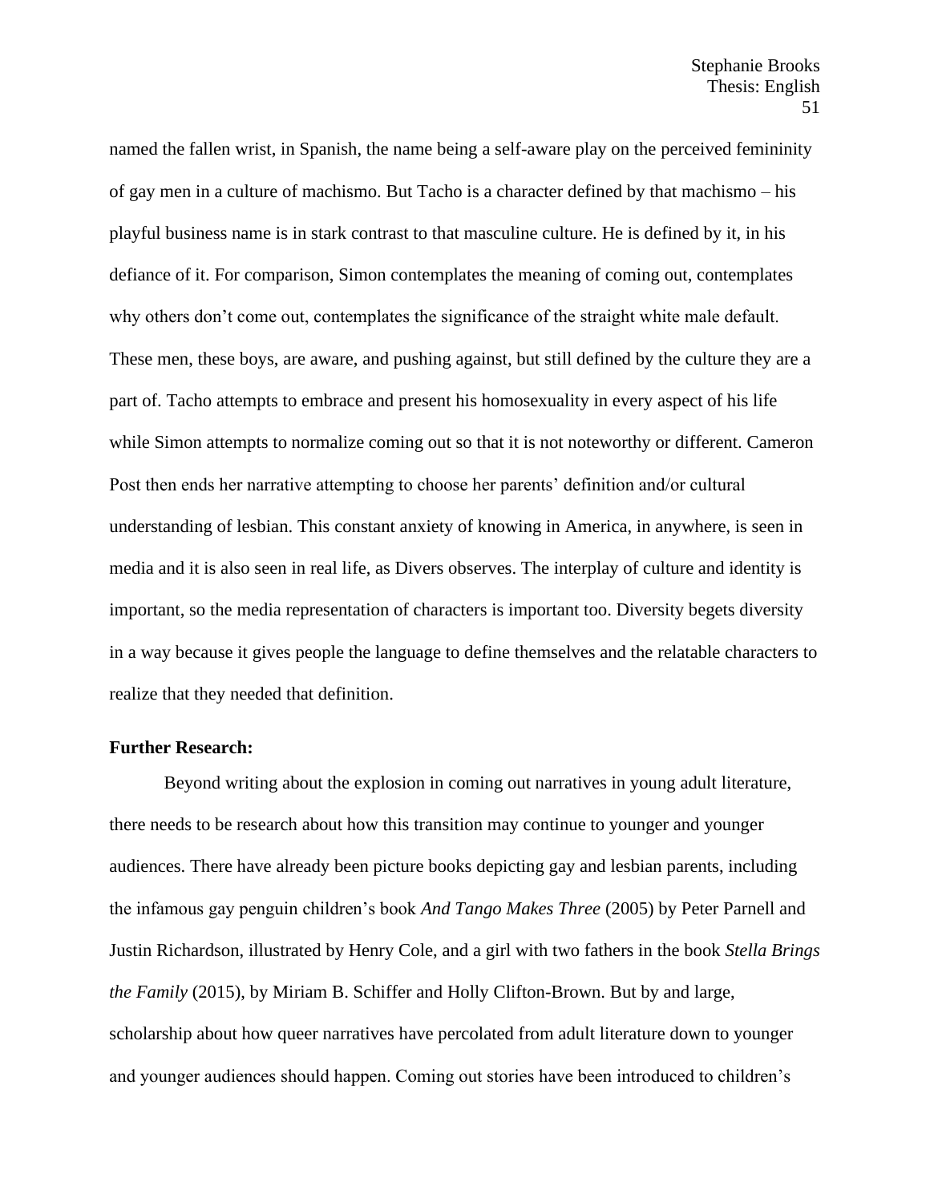named the fallen wrist, in Spanish, the name being a self-aware play on the perceived femininity of gay men in a culture of machismo. But Tacho is a character defined by that machismo – his playful business name is in stark contrast to that masculine culture. He is defined by it, in his defiance of it. For comparison, Simon contemplates the meaning of coming out, contemplates why others don't come out, contemplates the significance of the straight white male default. These men, these boys, are aware, and pushing against, but still defined by the culture they are a part of. Tacho attempts to embrace and present his homosexuality in every aspect of his life while Simon attempts to normalize coming out so that it is not noteworthy or different. Cameron Post then ends her narrative attempting to choose her parents' definition and/or cultural understanding of lesbian. This constant anxiety of knowing in America, in anywhere, is seen in media and it is also seen in real life, as Divers observes. The interplay of culture and identity is important, so the media representation of characters is important too. Diversity begets diversity in a way because it gives people the language to define themselves and the relatable characters to realize that they needed that definition.

**Further Research:**

Beyond writing about the explosion in coming out narratives in young adult literature, there needs to be research about how this transition may continue to younger and younger audiences. There have already been picture books depicting gay and lesbian parents, including the infamous gay penguin children's book *And Tango Makes Three* (2005) by Peter Parnell and Justin Richardson, illustrated by Henry Cole, and a girl with two fathers in the book *Stella Brings the Family* (2015), by Miriam B. Schiffer and Holly Clifton-Brown. But by and large, scholarship about how queer narratives have percolated from adult literature down to younger and younger audiences should happen. Coming out stories have been introduced to children's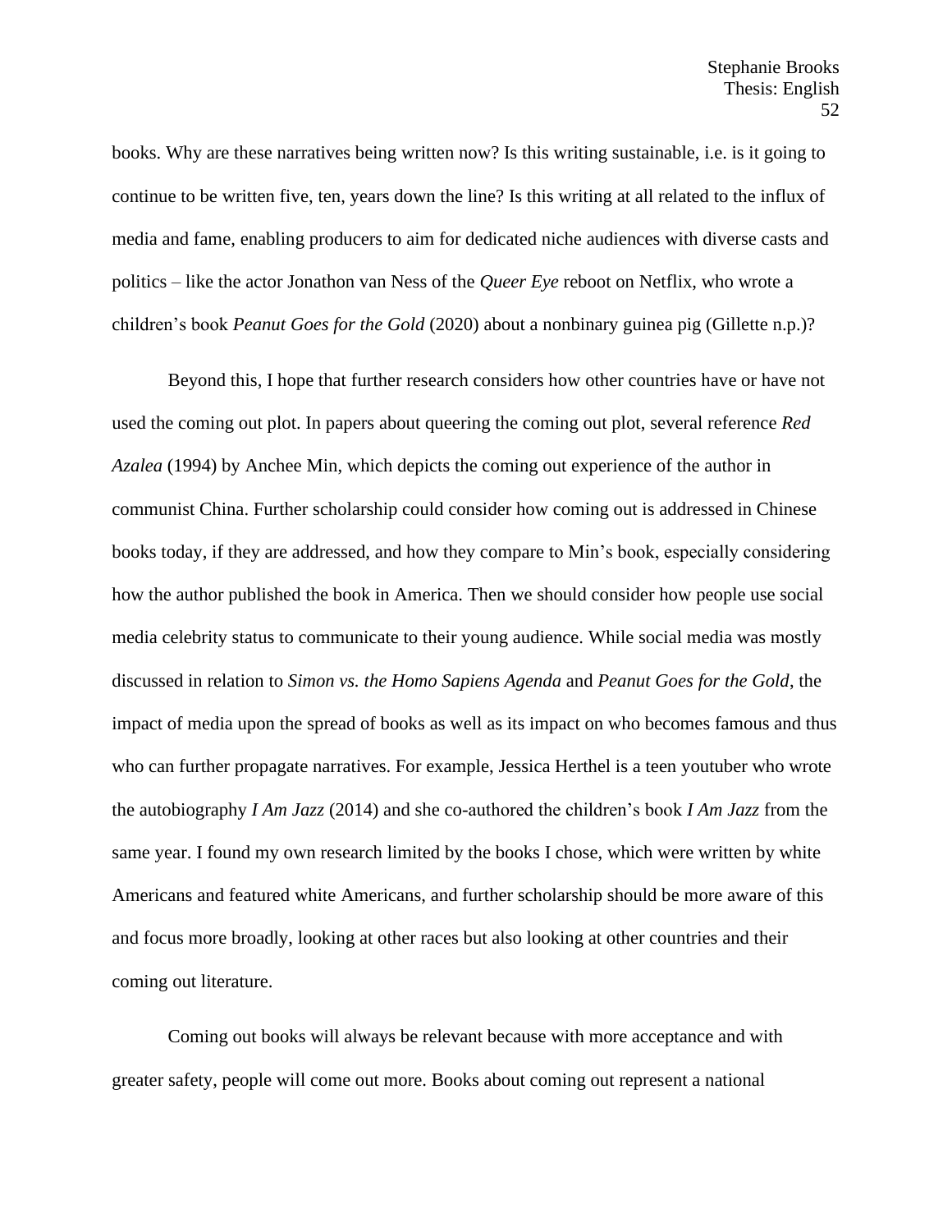books. Why are these narratives being written now? Is this writing sustainable, i.e. is it going to continue to be written five, ten, years down the line? Is this writing at all related to the influx of media and fame, enabling producers to aim for dedicated niche audiences with diverse casts and politics – like the actor Jonathon van Ness of the *Queer Eye* reboot on Netflix, who wrote a children's book *Peanut Goes for the Gold* (2020) about a nonbinary guinea pig (Gillette n.p.)?

Beyond this, I hope that further research considers how other countries have or have not used the coming out plot. In papers about queering the coming out plot, several reference *Red Azalea* (1994) by Anchee Min, which depicts the coming out experience of the author in communist China. Further scholarship could consider how coming out is addressed in Chinese books today, if they are addressed, and how they compare to Min's book, especially considering how the author published the book in America. Then we should consider how people use social media celebrity status to communicate to their young audience. While social media was mostly discussed in relation to *Simon vs. the Homo Sapiens Agenda* and *Peanut Goes for the Gold*, the impact of media upon the spread of books as well as its impact on who becomes famous and thus who can further propagate narratives. For example, Jessica Herthel is a teen youtuber who wrote the autobiography *I Am Jazz* (2014) and she co-authored the children's book *I Am Jazz* from the same year. I found my own research limited by the books I chose, which were written by white Americans and featured white Americans, and further scholarship should be more aware of this and focus more broadly, looking at other races but also looking at other countries and their coming out literature.

Coming out books will always be relevant because with more acceptance and with greater safety, people will come out more. Books about coming out represent a national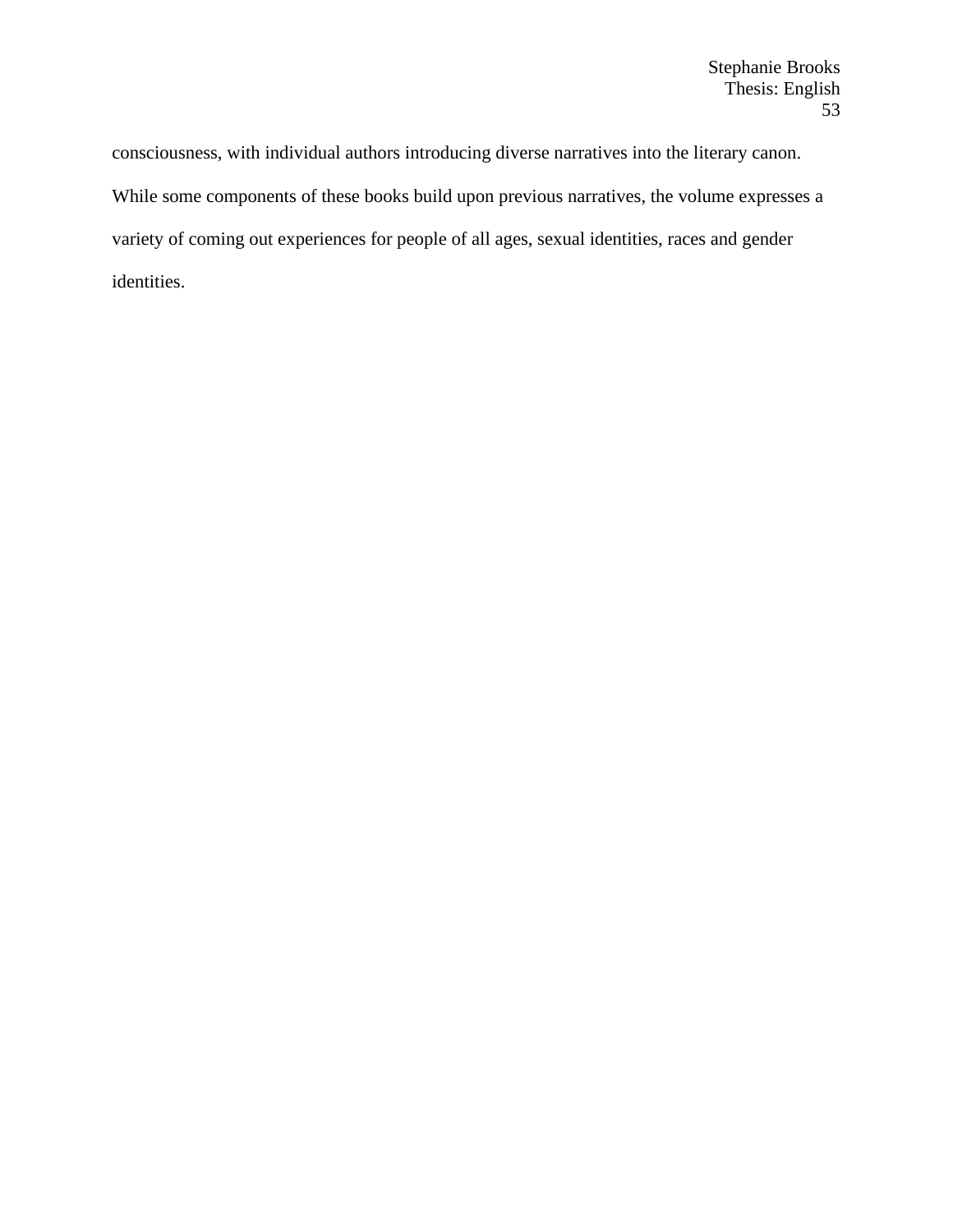consciousness, with individual authors introducing diverse narratives into the literary canon. While some components of these books build upon previous narratives, the volume expresses a variety of coming out experiences for people of all ages, sexual identities, races and gender identities.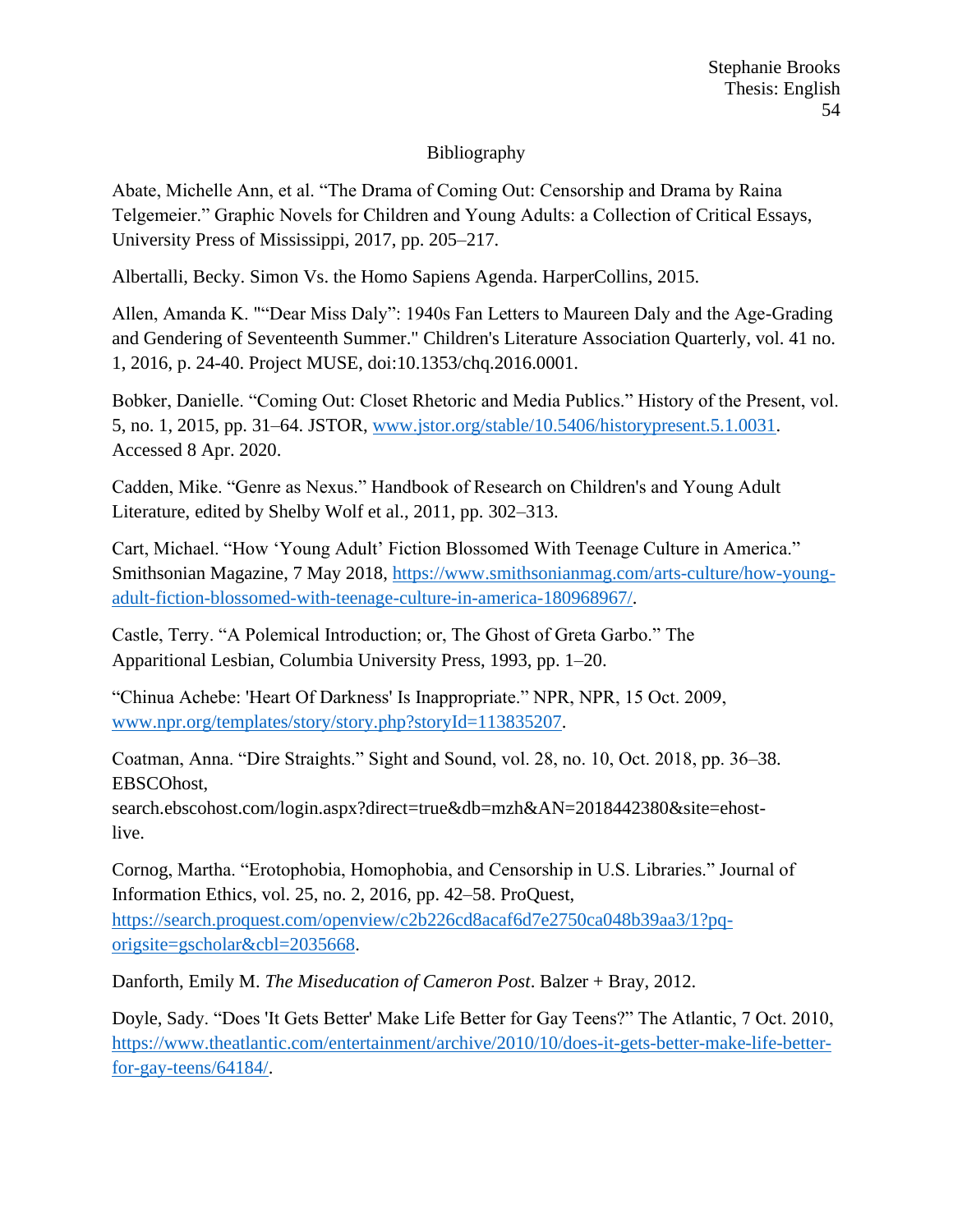# Bibliography

Abate, Michelle Ann, et al. “The Drama of Coming Out: Censorship and Drama by Raina Telgemeier.” Graphic Novels for Children and Young Adults: a Collection of Critical Essays, University Press of Mississippi, 2017, pp. 205–217.

Albertalli, Becky. Simon Vs. the Homo Sapiens Agenda. HarperCollins, 2015.

Allen, Amanda K. "“Dear Miss Daly”: 1940s Fan Letters to Maureen Daly and the Age-Grading and Gendering of Seventeenth Summer." Children's Literature Association Quarterly, vol. 41 no. 1, 2016, p. 24-40. Project MUSE, doi:10.1353/chq.2016.0001.

Bobker, Danielle. “Coming Out: Closet Rhetoric and Media Publics.” History of the Present, vol. 5, no. 1, 2015, pp. 31–64. JSTOR, www.jstor.org/stable/10.5406/historypresent.5.1.0031. Accessed 8 Apr. 2020.

Cadden, Mike. “Genre as Nexus.” Handbook of Research on Children's and Young Adult Literature, edited by Shelby Wolf et al., 2011, pp. 302–313.

Cart, Michael. “How ‘Young Adult’ Fiction Blossomed With Teenage Culture in America.” Smithsonian Magazine, 7 May 2018, https://www.smithsonianmag.com/arts-culture/how-young-adult-fiction-blossomed-with-teenage-culture-in-america-180968967/.

Castle, Terry. “A Polemical Introduction; or, The Ghost of Greta Garbo.” The Apparitional Lesbian, Columbia University Press, 1993, pp. 1–20.

“Chinua Achebe: 'Heart Of Darkness' Is Inappropriate.” NPR, NPR, 15 Oct. 2009, www.npr.org/templates/story/story.php?storyId=113835207.

Coatman, Anna. “Dire Straights.” Sight and Sound, vol. 28, no. 10, Oct. 2018, pp. 36–38. EBSCOhost, search.ebscohost.com/login.aspx?direct=true&db=mzh&AN=2018442380&site=ehost-live.

Cornog, Martha. “Erotophobia, Homophobia, and Censorship in U.S. Libraries.” Journal of Information Ethics, vol. 25, no. 2, 2016, pp. 42–58. ProQuest, https://search.proquest.com/openview/c2b226cd8acaf6d7e2750ca048b39aa3/1?pq-origsite=gscholar&cbl=2035668.

Danforth, Emily M. *The Miseducation of Cameron Post*. Balzer + Bray, 2012.

Doyle, Sady. “Does 'It Gets Better' Make Life Better for Gay Teens?” The Atlantic, 7 Oct. 2010, https://www.theatlantic.com/entertainment/archive/2010/10/does-it-gets-better-make-life-better-for-gay-teens/64184/.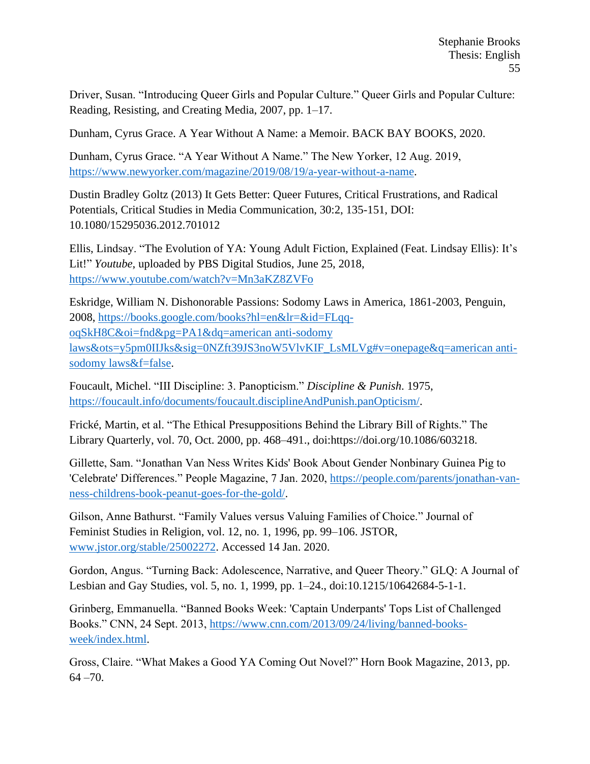Driver, Susan. "Introducing Queer Girls and Popular Culture." Queer Girls and Popular Culture: Reading, Resisting, and Creating Media, 2007, pp. 1–17.

Dunham, Cyrus Grace. A Year Without A Name: a Memoir. BACK BAY BOOKS, 2020.

Dunham, Cyrus Grace. "A Year Without A Name." The New Yorker, 12 Aug. 2019, https://www.newyorker.com/magazine/2019/08/19/a-year-without-a-name.

Dustin Bradley Goltz (2013) It Gets Better: Queer Futures, Critical Frustrations, and Radical Potentials, Critical Studies in Media Communication, 30:2, 135-151, DOI: 10.1080/15295036.2012.701012

Ellis, Lindsay. "The Evolution of YA: Young Adult Fiction, Explained (Feat. Lindsay Ellis): It's Lit!" *Youtube*, uploaded by PBS Digital Studios, June 25, 2018, https://www.youtube.com/watch?v=Mn3aKZ8ZVFo

Eskridge, William N. Dishonorable Passions: Sodomy Laws in America, 1861-2003, Penguin, 2008, https://books.google.com/books?hl=en&lr=&id=FLqq-oqSkH8C&oi=fnd&pg=PA1&dq=american anti-sodomy laws&ots=y5pm0IIJks&sig=0NZft39JS3noW5VlvKIF_LsMLVg#v=onepage&q=american anti-sodomy laws&f=false.

Foucault, Michel. "III Discipline: 3. Panopticism." *Discipline & Punish*. 1975, https://foucault.info/documents/foucault.disciplineAndPunish.panOpticism/.

Frické, Martin, et al. "The Ethical Presuppositions Behind the Library Bill of Rights." The Library Quarterly, vol. 70, Oct. 2000, pp. 468–491., doi:https://doi.org/10.1086/603218.

Gillette, Sam. "Jonathan Van Ness Writes Kids' Book About Gender Nonbinary Guinea Pig to 'Celebrate' Differences." People Magazine, 7 Jan. 2020, https://people.com/parents/jonathan-van-ness-childrens-book-peanut-goes-for-the-gold/.

Gilson, Anne Bathurst. "Family Values versus Valuing Families of Choice." Journal of Feminist Studies in Religion, vol. 12, no. 1, 1996, pp. 99–106. JSTOR, www.jstor.org/stable/25002272. Accessed 14 Jan. 2020.

Gordon, Angus. "Turning Back: Adolescence, Narrative, and Queer Theory." GLQ: A Journal of Lesbian and Gay Studies, vol. 5, no. 1, 1999, pp. 1–24., doi:10.1215/10642684-5-1-1.

Grinberg, Emmanuella. "Banned Books Week: 'Captain Underpants' Tops List of Challenged Books." CNN, 24 Sept. 2013, https://www.cnn.com/2013/09/24/living/banned-books-week/index.html.

Gross, Claire. "What Makes a Good YA Coming Out Novel?" Horn Book Magazine, 2013, pp. 64 –70.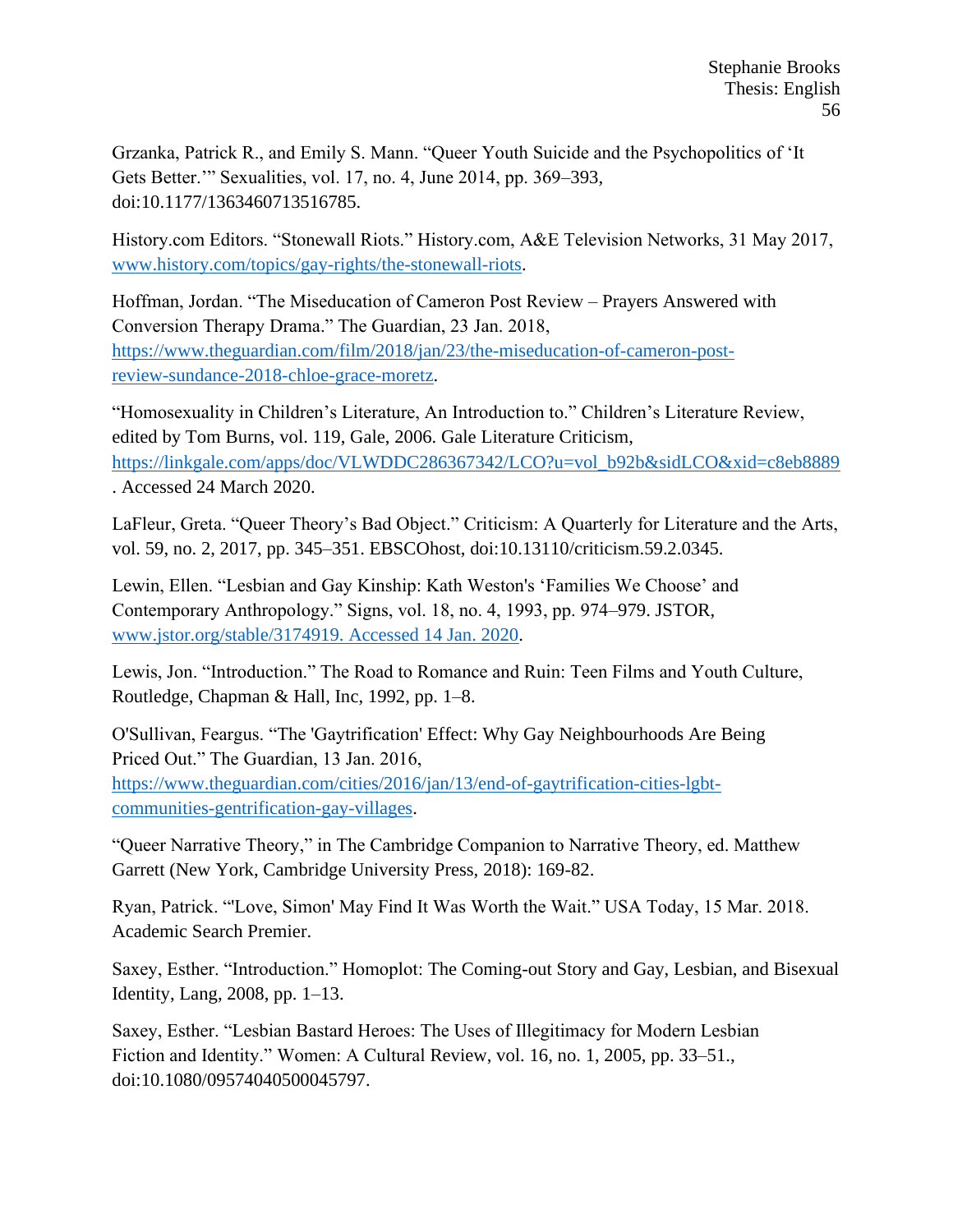Grzanka, Patrick R., and Emily S. Mann. "Queer Youth Suicide and the Psychopolitics of 'It Gets Better.'" Sexualities, vol. 17, no. 4, June 2014, pp. 369–393, doi:10.1177/1363460713516785.

History.com Editors. "Stonewall Riots." History.com, A&E Television Networks, 31 May 2017, www.history.com/topics/gay-rights/the-stonewall-riots.

Hoffman, Jordan. "The Miseducation of Cameron Post Review – Prayers Answered with Conversion Therapy Drama." The Guardian, 23 Jan. 2018, https://www.theguardian.com/film/2018/jan/23/the-miseducation-of-cameron-post-review-sundance-2018-chloe-grace-moretz.

"Homosexuality in Children's Literature, An Introduction to." Children's Literature Review, edited by Tom Burns, vol. 119, Gale, 2006. Gale Literature Criticism, https://linkgale.com/apps/doc/VLWDDC286367342/LCO?u=vol_b92b&sidLCO&xid=c8eb8889. Accessed 24 March 2020.

LaFleur, Greta. "Queer Theory's Bad Object." Criticism: A Quarterly for Literature and the Arts, vol. 59, no. 2, 2017, pp. 345–351. EBSCOhost, doi:10.13110/criticism.59.2.0345.

Lewin, Ellen. "Lesbian and Gay Kinship: Kath Weston's 'Families We Choose' and Contemporary Anthropology." Signs, vol. 18, no. 4, 1993, pp. 974–979. JSTOR, www.jstor.org/stable/3174919. Accessed 14 Jan. 2020.

Lewis, Jon. "Introduction." The Road to Romance and Ruin: Teen Films and Youth Culture, Routledge, Chapman & Hall, Inc, 1992, pp. 1–8.

O'Sullivan, Feargus. "The 'Gaytrification' Effect: Why Gay Neighbourhoods Are Being Priced Out." The Guardian, 13 Jan. 2016, https://www.theguardian.com/cities/2016/jan/13/end-of-gaytrification-cities-lgbt-communities-gentrification-gay-villages.

"Queer Narrative Theory," in The Cambridge Companion to Narrative Theory, ed. Matthew Garrett (New York, Cambridge University Press, 2018): 169-82.

Ryan, Patrick. "'Love, Simon' May Find It Was Worth the Wait." USA Today, 15 Mar. 2018. Academic Search Premier.

Saxey, Esther. "Introduction." Homoplot: The Coming-out Story and Gay, Lesbian, and Bisexual Identity, Lang, 2008, pp. 1–13.

Saxey, Esther. "Lesbian Bastard Heroes: The Uses of Illegitimacy for Modern Lesbian Fiction and Identity." Women: A Cultural Review, vol. 16, no. 1, 2005, pp. 33–51., doi:10.1080/09574040500045797.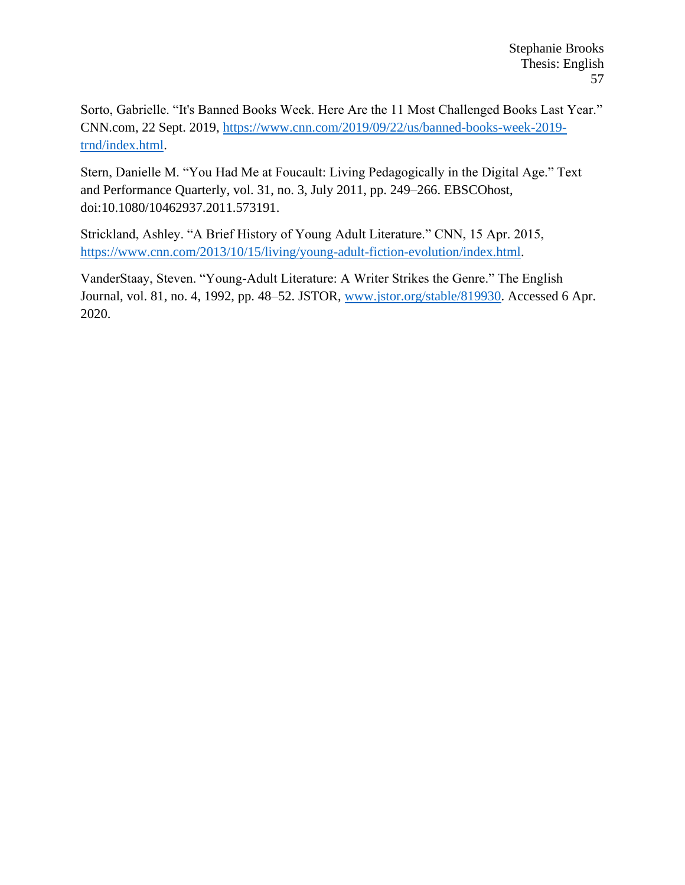Sorto, Gabrielle. “It's Banned Books Week. Here Are the 11 Most Challenged Books Last Year.” CNN.com, 22 Sept. 2019, https://www.cnn.com/2019/09/22/us/banned-books-week-2019-trnd/index.html.

Stern, Danielle M. “You Had Me at Foucault: Living Pedagogically in the Digital Age.” Text and Performance Quarterly, vol. 31, no. 3, July 2011, pp. 249–266. EBSCOhost, doi:10.1080/10462937.2011.573191.

Strickland, Ashley. “A Brief History of Young Adult Literature.” CNN, 15 Apr. 2015, https://www.cnn.com/2013/10/15/living/young-adult-fiction-evolution/index.html.

VanderStaay, Steven. “Young-Adult Literature: A Writer Strikes the Genre.” The English Journal, vol. 81, no. 4, 1992, pp. 48–52. JSTOR, www.jstor.org/stable/819930. Accessed 6 Apr. 2020.